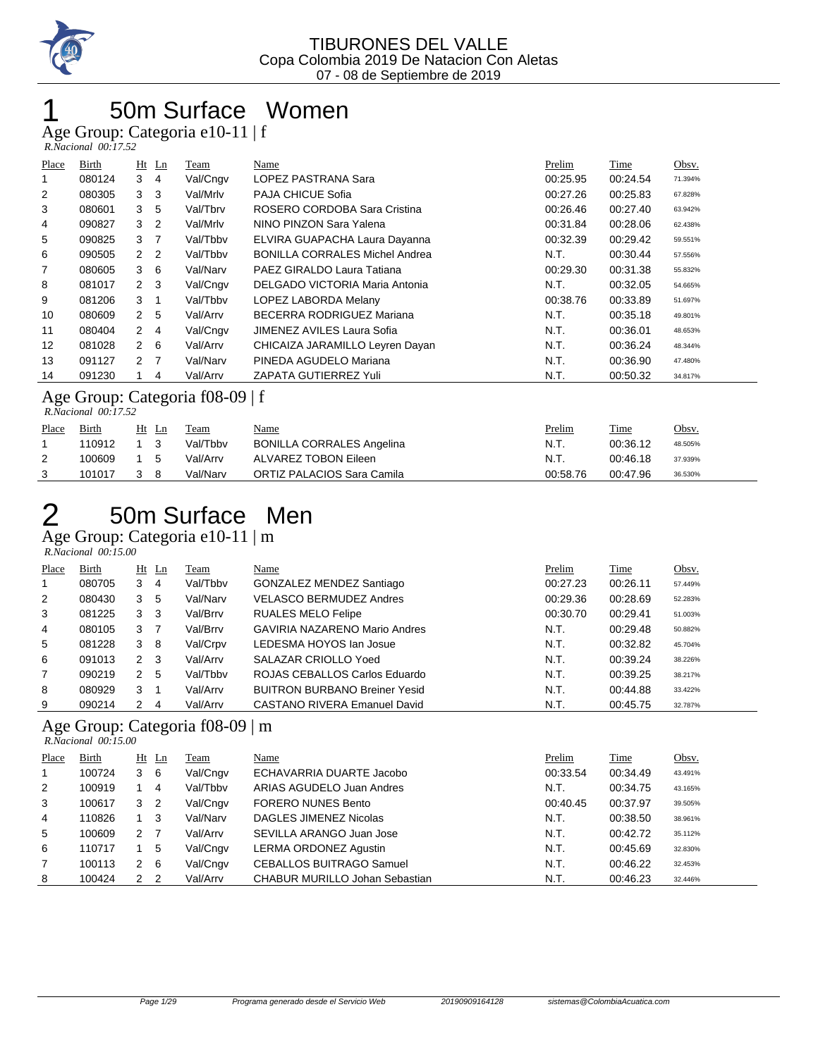TIBURONES DEL VALLE
Copa Colombia 2019 De Natacion Con Aletas
07 - 08 de Septiembre de 2019

# 1 50m Surface Women

## Age Group: Categoria e10-11 | f

*R.Nacional 00:17.52*

| Place | Birth | Ht | Ln | Team | Name | Prelim | Time | Obsv. |
|---|---|---|---|---|---|---|---|---|
| 1 | 080124 | 3 | 4 | Val/Cngv | LOPEZ PASTRANA Sara | 00:25.95 | 00:24.54 | 71.394% |
| 2 | 080305 | 3 | 3 | Val/Mrlv | PAJA CHICUE Sofia | 00:27.26 | 00:25.83 | 67.828% |
| 3 | 080601 | 3 | 5 | Val/Tbrv | ROSERO CORDOBA Sara Cristina | 00:26.46 | 00:27.40 | 63.942% |
| 4 | 090827 | 3 | 2 | Val/Mrlv | NINO PINZON Sara Yalena | 00:31.84 | 00:28.06 | 62.438% |
| 5 | 090825 | 3 | 7 | Val/Tbbv | ELVIRA GUAPACHA Laura Dayanna | 00:32.39 | 00:29.42 | 59.551% |
| 6 | 090505 | 2 | 2 | Val/Tbbv | BONILLA CORRALES Michel Andrea | N.T. | 00:30.44 | 57.556% |
| 7 | 080605 | 3 | 6 | Val/Narv | PAEZ GIRALDO Laura Tatiana | 00:29.30 | 00:31.38 | 55.832% |
| 8 | 081017 | 2 | 3 | Val/Cngv | DELGADO VICTORIA Maria Antonia | N.T. | 00:32.05 | 54.665% |
| 9 | 081206 | 3 | 1 | Val/Tbbv | LOPEZ LABORDA Melany | 00:38.76 | 00:33.89 | 51.697% |
| 10 | 080609 | 2 | 5 | Val/Arrv | BECERRA RODRIGUEZ Mariana | N.T. | 00:35.18 | 49.801% |
| 11 | 080404 | 2 | 4 | Val/Cngv | JIMENEZ AVILES Laura Sofia | N.T. | 00:36.01 | 48.653% |
| 12 | 081028 | 2 | 6 | Val/Arrv | CHICAIZA JARAMILLO Leyren Dayan | N.T. | 00:36.24 | 48.344% |
| 13 | 091127 | 2 | 7 | Val/Narv | PINEDA AGUDELO Mariana | N.T. | 00:36.90 | 47.480% |
| 14 | 091230 | 1 | 4 | Val/Arrv | ZAPATA GUTIERREZ Yuli | N.T. | 00:50.32 | 34.817% |

## Age Group: Categoria f08-09 | f

*R.Nacional 00:17.52*

| Place | Birth | Ht | Ln | Team | Name | Prelim | Time | Obsv. |
|---|---|---|---|---|---|---|---|---|
| 1 | 110912 | 1 | 3 | Val/Tbbv | BONILLA CORRALES Angelina | N.T. | 00:36.12 | 48.505% |
| 2 | 100609 | 1 | 5 | Val/Arrv | ALVAREZ TOBON Eileen | N.T. | 00:46.18 | 37.939% |
| 3 | 101017 | 3 | 8 | Val/Narv | ORTIZ PALACIOS Sara Camila | 00:58.76 | 00:47.96 | 36.530% |

# 2 50m Surface Men

## Age Group: Categoria e10-11 | m

*R.Nacional 00:15.00*

| Place | Birth | Ht | Ln | Team | Name | Prelim | Time | Obsv. |
|---|---|---|---|---|---|---|---|---|
| 1 | 080705 | 3 | 4 | Val/Tbbv | GONZALEZ MENDEZ Santiago | 00:27.23 | 00:26.11 | 57.449% |
| 2 | 080430 | 3 | 5 | Val/Narv | VELASCO BERMUDEZ Andres | 00:29.36 | 00:28.69 | 52.283% |
| 3 | 081225 | 3 | 3 | Val/Brrv | RUALES MELO Felipe | 00:30.70 | 00:29.41 | 51.003% |
| 4 | 080105 | 3 | 7 | Val/Brrv | GAVIRIA NAZARENO Mario Andres | N.T. | 00:29.48 | 50.882% |
| 5 | 081228 | 3 | 8 | Val/Crpv | LEDESMA HOYOS Ian Josue | N.T. | 00:32.82 | 45.704% |
| 6 | 091013 | 2 | 3 | Val/Arrv | SALAZAR CRIOLLO Yoed | N.T. | 00:39.24 | 38.226% |
| 7 | 090219 | 2 | 5 | Val/Tbbv | ROJAS CEBALLOS Carlos Eduardo | N.T. | 00:39.25 | 38.217% |
| 8 | 080929 | 3 | 1 | Val/Arrv | BUITRON BURBANO Breiner Yesid | N.T. | 00:44.88 | 33.422% |
| 9 | 090214 | 2 | 4 | Val/Arrv | CASTANO RIVERA Emanuel David | N.T. | 00:45.75 | 32.787% |

## Age Group: Categoria f08-09 | m

*R.Nacional 00:15.00*

| Place | Birth | Ht | Ln | Team | Name | Prelim | Time | Obsv. |
|---|---|---|---|---|---|---|---|---|
| 1 | 100724 | 3 | 6 | Val/Cngv | ECHAVARRIA DUARTE Jacobo | 00:33.54 | 00:34.49 | 43.491% |
| 2 | 100919 | 1 | 4 | Val/Tbbv | ARIAS AGUDELO Juan Andres | N.T. | 00:34.75 | 43.165% |
| 3 | 100617 | 3 | 2 | Val/Cngv | FORERO NUNES Bento | 00:40.45 | 00:37.97 | 39.505% |
| 4 | 110826 | 1 | 3 | Val/Narv | DAGLES JIMENEZ Nicolas | N.T. | 00:38.50 | 38.961% |
| 5 | 100609 | 2 | 7 | Val/Arrv | SEVILLA ARANGO Juan Jose | N.T. | 00:42.72 | 35.112% |
| 6 | 110717 | 1 | 5 | Val/Cngv | LERMA ORDONEZ Agustin | N.T. | 00:45.69 | 32.830% |
| 7 | 100113 | 2 | 6 | Val/Cngv | CEBALLOS BUITRAGO Samuel | N.T. | 00:46.22 | 32.453% |
| 8 | 100424 | 2 | 2 | Val/Arrv | CHABUR MURILLO Johan Sebastian | N.T. | 00:46.23 | 32.446% |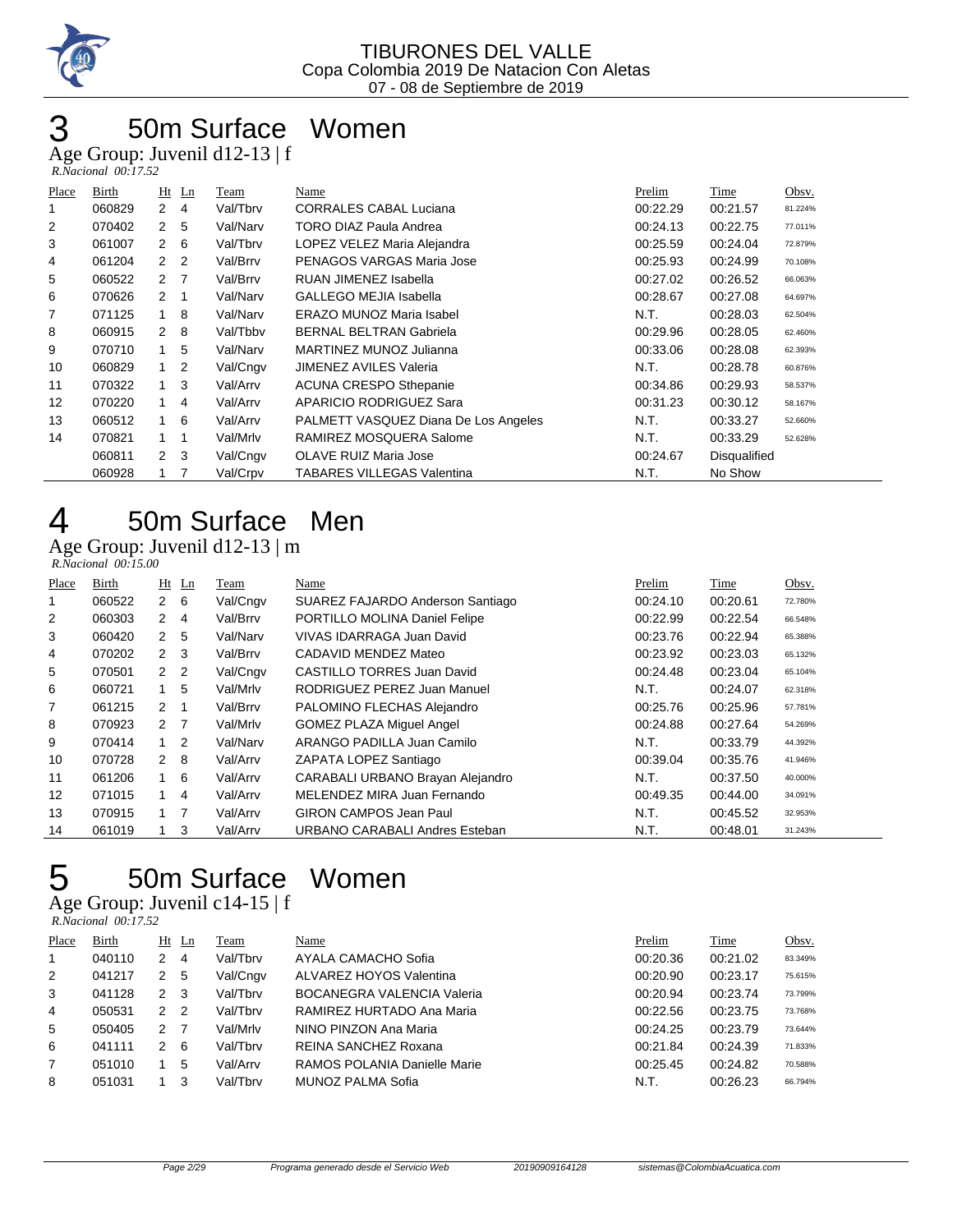# 3 50m Surface Women

Age Group: Juvenil d12-13 | f

*R.Nacional 00:17.52*

| Place | Birth | Ht | Ln | Team | Name | Prelim | Time | Obsv. |
|---|---|---|---|---|---|---|---|---|
| 1 | 060829 | 2 | 4 | Val/Tbrv | CORRALES CABAL Luciana | 00:22.29 | 00:21.57 | 81.224% |
| 2 | 070402 | 2 | 5 | Val/Narv | TORO DIAZ Paula Andrea | 00:24.13 | 00:22.75 | 77.011% |
| 3 | 061007 | 2 | 6 | Val/Tbrv | LOPEZ VELEZ Maria Alejandra | 00:25.59 | 00:24.04 | 72.879% |
| 4 | 061204 | 2 | 2 | Val/Brrv | PENAGOS VARGAS Maria Jose | 00:25.93 | 00:24.99 | 70.108% |
| 5 | 060522 | 2 | 7 | Val/Brrv | RUAN JIMENEZ Isabella | 00:27.02 | 00:26.52 | 66.063% |
| 6 | 070626 | 2 | 1 | Val/Narv | GALLEGO MEJIA Isabella | 00:28.67 | 00:27.08 | 64.697% |
| 7 | 071125 | 1 | 8 | Val/Narv | ERAZO MUNOZ Maria Isabel | N.T. | 00:28.03 | 62.504% |
| 8 | 060915 | 2 | 8 | Val/Tbbv | BERNAL BELTRAN Gabriela | 00:29.96 | 00:28.05 | 62.460% |
| 9 | 070710 | 1 | 5 | Val/Narv | MARTINEZ MUNOZ Julianna | 00:33.06 | 00:28.08 | 62.393% |
| 10 | 060829 | 1 | 2 | Val/Cngv | JIMENEZ AVILES Valeria | N.T. | 00:28.78 | 60.876% |
| 11 | 070322 | 1 | 3 | Val/Arrv | ACUNA CRESPO Sthepanie | 00:34.86 | 00:29.93 | 58.537% |
| 12 | 070220 | 1 | 4 | Val/Arrv | APARICIO RODRIGUEZ Sara | 00:31.23 | 00:30.12 | 58.167% |
| 13 | 060512 | 1 | 6 | Val/Arrv | PALMETT VASQUEZ Diana De Los Angeles | N.T. | 00:33.27 | 52.660% |
| 14 | 070821 | 1 | 1 | Val/Mrlv | RAMIREZ MOSQUERA Salome | N.T. | 00:33.29 | 52.628% |
| | 060811 | 2 | 3 | Val/Cngv | OLAVE RUIZ Maria Jose | 00:24.67 | Disqualified | |
| | 060928 | 1 | 7 | Val/Crpv | TABARES VILLEGAS Valentina | N.T. | No Show | |

# 4 50m Surface Men

Age Group: Juvenil d12-13 | m

*R.Nacional 00:15.00*

| Place | Birth | Ht | Ln | Team | Name | Prelim | Time | Obsv. |
|---|---|---|---|---|---|---|---|---|
| 1 | 060522 | 2 | 6 | Val/Cngv | SUAREZ FAJARDO Anderson Santiago | 00:24.10 | 00:20.61 | 72.780% |
| 2 | 060303 | 2 | 4 | Val/Brrv | PORTILLO MOLINA Daniel Felipe | 00:22.99 | 00:22.54 | 66.548% |
| 3 | 060420 | 2 | 5 | Val/Narv | VIVAS IDARRAGA Juan David | 00:23.76 | 00:22.94 | 65.388% |
| 4 | 070202 | 2 | 3 | Val/Brrv | CADAVID MENDEZ Mateo | 00:23.92 | 00:23.03 | 65.132% |
| 5 | 070501 | 2 | 2 | Val/Cngv | CASTILLO TORRES Juan David | 00:24.48 | 00:23.04 | 65.104% |
| 6 | 060721 | 1 | 5 | Val/Mrlv | RODRIGUEZ PEREZ Juan Manuel | N.T. | 00:24.07 | 62.318% |
| 7 | 061215 | 2 | 1 | Val/Brrv | PALOMINO FLECHAS Alejandro | 00:25.76 | 00:25.96 | 57.781% |
| 8 | 070923 | 2 | 7 | Val/Mrlv | GOMEZ PLAZA Miguel Angel | 00:24.88 | 00:27.64 | 54.269% |
| 9 | 070414 | 1 | 2 | Val/Narv | ARANGO PADILLA Juan Camilo | N.T. | 00:33.79 | 44.392% |
| 10 | 070728 | 2 | 8 | Val/Arrv | ZAPATA LOPEZ Santiago | 00:39.04 | 00:35.76 | 41.946% |
| 11 | 061206 | 1 | 6 | Val/Arrv | CARABALI URBANO Brayan Alejandro | N.T. | 00:37.50 | 40.000% |
| 12 | 071015 | 1 | 4 | Val/Arrv | MELENDEZ MIRA Juan Fernando | 00:49.35 | 00:44.00 | 34.091% |
| 13 | 070915 | 1 | 7 | Val/Arrv | GIRON CAMPOS Jean Paul | N.T. | 00:45.52 | 32.953% |
| 14 | 061019 | 1 | 3 | Val/Arrv | URBANO CARABALI Andres Esteban | N.T. | 00:48.01 | 31.243% |

# 5 50m Surface Women

Age Group: Juvenil c14-15 | f

*R.Nacional 00:17.52*

| Place | Birth | Ht | Ln | Team | Name | Prelim | Time | Obsv. |
|---|---|---|---|---|---|---|---|---|
| 1 | 040110 | 2 | 4 | Val/Tbrv | AYALA CAMACHO Sofia | 00:20.36 | 00:21.02 | 83.349% |
| 2 | 041217 | 2 | 5 | Val/Cngv | ALVAREZ HOYOS Valentina | 00:20.90 | 00:23.17 | 75.615% |
| 3 | 041128 | 2 | 3 | Val/Tbrv | BOCANEGRA VALENCIA Valeria | 00:20.94 | 00:23.74 | 73.799% |
| 4 | 050531 | 2 | 2 | Val/Tbrv | RAMIREZ HURTADO Ana Maria | 00:22.56 | 00:23.75 | 73.768% |
| 5 | 050405 | 2 | 7 | Val/Mrlv | NINO PINZON Ana Maria | 00:24.25 | 00:23.79 | 73.644% |
| 6 | 041111 | 2 | 6 | Val/Tbrv | REINA SANCHEZ Roxana | 00:21.84 | 00:24.39 | 71.833% |
| 7 | 051010 | 1 | 5 | Val/Arrv | RAMOS POLANIA Danielle Marie | 00:25.45 | 00:24.82 | 70.588% |
| 8 | 051031 | 1 | 3 | Val/Tbrv | MUNOZ PALMA Sofia | N.T. | 00:26.23 | 66.794% |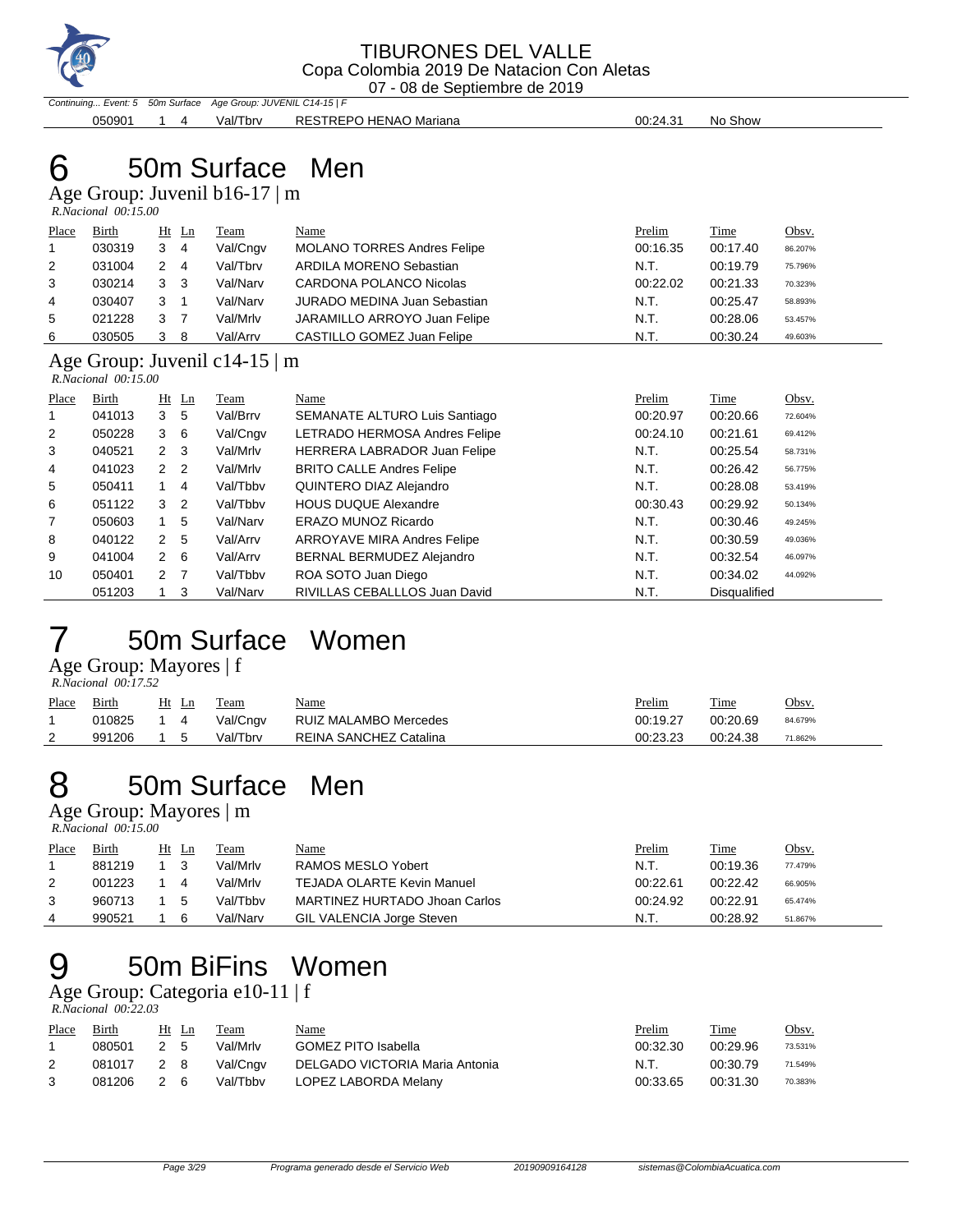TIBURONES DEL VALLE
Copa Colombia 2019 De Natacion Con Aletas
07 - 08 de Septiembre de 2019

*Continuing... Event: 5 50m Surface Age Group: JUVENIL C14-15 | F*

| | Birth | Ht | Ln | Team | Name | Time | |
|---|---|---|---|---|---|---|---|
| | 050901 | 1 | 4 | Val/Tbrv | RESTREPO HENAO Mariana | 00:24.31 | No Show |

# 6 50m Surface Men

## Age Group: Juvenil b16-17 | m

*R.Nacional 00:15.00*

| Place | Birth | Ht | Ln | Team | Name | Prelim | Time | Obsv. |
|---|---|---|---|---|---|---|---|---|
| 1 | 030319 | 3 | 4 | Val/Cngv | MOLANO TORRES Andres Felipe | 00:16.35 | 00:17.40 | 86.207% |
| 2 | 031004 | 2 | 4 | Val/Tbrv | ARDILA MORENO Sebastian | N.T. | 00:19.79 | 75.796% |
| 3 | 030214 | 3 | 3 | Val/Narv | CARDONA POLANCO Nicolas | 00:22.02 | 00:21.33 | 70.323% |
| 4 | 030407 | 3 | 1 | Val/Narv | JURADO MEDINA Juan Sebastian | N.T. | 00:25.47 | 58.893% |
| 5 | 021228 | 3 | 7 | Val/Mrlv | JARAMILLO ARROYO Juan Felipe | N.T. | 00:28.06 | 53.457% |
| 6 | 030505 | 3 | 8 | Val/Arrv | CASTILLO GOMEZ Juan Felipe | N.T. | 00:30.24 | 49.603% |

## Age Group: Juvenil c14-15 | m

*R.Nacional 00:15.00*

| Place | Birth | Ht | Ln | Team | Name | Prelim | Time | Obsv. |
|---|---|---|---|---|---|---|---|---|
| 1 | 041013 | 3 | 5 | Val/Brrv | SEMANATE ALTURO Luis Santiago | 00:20.97 | 00:20.66 | 72.604% |
| 2 | 050228 | 3 | 6 | Val/Cngv | LETRADO HERMOSA Andres Felipe | 00:24.10 | 00:21.61 | 69.412% |
| 3 | 040521 | 2 | 3 | Val/Mrlv | HERRERA LABRADOR Juan Felipe | N.T. | 00:25.54 | 58.731% |
| 4 | 041023 | 2 | 2 | Val/Mrlv | BRITO CALLE Andres Felipe | N.T. | 00:26.42 | 56.775% |
| 5 | 050411 | 1 | 4 | Val/Tbbv | QUINTERO DIAZ Alejandro | N.T. | 00:28.08 | 53.419% |
| 6 | 051122 | 3 | 2 | Val/Tbbv | HOUS DUQUE Alexandre | 00:30.43 | 00:29.92 | 50.134% |
| 7 | 050603 | 1 | 5 | Val/Narv | ERAZO MUNOZ Ricardo | N.T. | 00:30.46 | 49.245% |
| 8 | 040122 | 2 | 5 | Val/Arrv | ARROYAVE MIRA Andres Felipe | N.T. | 00:30.59 | 49.036% |
| 9 | 041004 | 2 | 6 | Val/Arrv | BERNAL BERMUDEZ Alejandro | N.T. | 00:32.54 | 46.097% |
| 10 | 050401 | 2 | 7 | Val/Tbbv | ROA SOTO Juan Diego | N.T. | 00:34.02 | 44.092% |
| | 051203 | 1 | 3 | Val/Narv | RIVILLAS CEBALLLOS Juan David | N.T. | Disqualified | |

# 7 50m Surface Women

## Age Group: Mayores | f

*R.Nacional 00:17.52*

| Place | Birth | Ht | Ln | Team | Name | Prelim | Time | Obsv. |
|---|---|---|---|---|---|---|---|---|
| 1 | 010825 | 1 | 4 | Val/Cngv | RUIZ MALAMBO Mercedes | 00:19.27 | 00:20.69 | 84.679% |
| 2 | 991206 | 1 | 5 | Val/Tbrv | REINA SANCHEZ Catalina | 00:23.23 | 00:24.38 | 71.862% |

# 8 50m Surface Men

## Age Group: Mayores | m

*R.Nacional 00:15.00*

| Place | Birth | Ht | Ln | Team | Name | Prelim | Time | Obsv. |
|---|---|---|---|---|---|---|---|---|
| 1 | 881219 | 1 | 3 | Val/Mrlv | RAMOS MESLO Yobert | N.T. | 00:19.36 | 77.479% |
| 2 | 001223 | 1 | 4 | Val/Mrlv | TEJADA OLARTE Kevin Manuel | 00:22.61 | 00:22.42 | 66.905% |
| 3 | 960713 | 1 | 5 | Val/Tbbv | MARTINEZ HURTADO Jhoan Carlos | 00:24.92 | 00:22.91 | 65.474% |
| 4 | 990521 | 1 | 6 | Val/Narv | GIL VALENCIA Jorge Steven | N.T. | 00:28.92 | 51.867% |

# 9 50m BiFins Women

## Age Group: Categoria e10-11 | f

*R.Nacional 00:22.03*

| Place | Birth | Ht | Ln | Team | Name | Prelim | Time | Obsv. |
|---|---|---|---|---|---|---|---|---|
| 1 | 080501 | 2 | 5 | Val/Mrlv | GOMEZ PITO Isabella | 00:32.30 | 00:29.96 | 73.531% |
| 2 | 081017 | 2 | 8 | Val/Cngv | DELGADO VICTORIA Maria Antonia | N.T. | 00:30.79 | 71.549% |
| 3 | 081206 | 2 | 6 | Val/Tbbv | LOPEZ LABORDA Melany | 00:33.65 | 00:31.30 | 70.383% |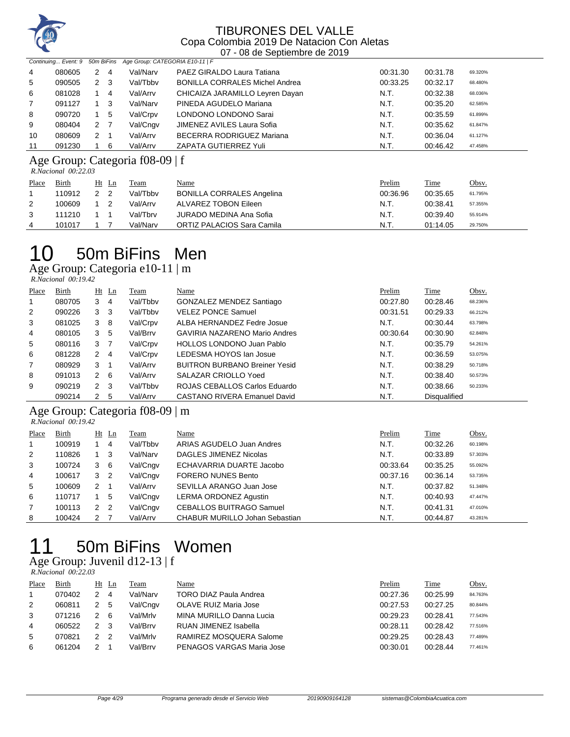# TIBURONES DEL VALLE
## Copa Colombia 2019 De Natacion Con Aletas
07 - 08 de Septiembre de 2019

Continuing... Event: 9 50m BiFins Age Group: CATEGORIA E10-11 | F

| Place | Birth | Ht | Ln | Team | Name | Prelim | Time | Obsv. |
|---|---|---|---|---|---|---|---|---|
| 4 | 080605 | 2 | 4 | Val/Narv | PAEZ GIRALDO Laura Tatiana | 00:31.30 | 00:31.78 | 69.320% |
| 5 | 090505 | 2 | 3 | Val/Tbbv | BONILLA CORRALES Michel Andrea | 00:33.25 | 00:32.17 | 68.480% |
| 6 | 081028 | 1 | 4 | Val/Arrv | CHICAIZA JARAMILLO Leyren Dayan | N.T. | 00:32.38 | 68.036% |
| 7 | 091127 | 1 | 3 | Val/Narv | PINEDA AGUDELO Mariana | N.T. | 00:35.20 | 62.585% |
| 8 | 090720 | 1 | 5 | Val/Crpv | LONDONO LONDONO Sarai | N.T. | 00:35.59 | 61.899% |
| 9 | 080404 | 2 | 7 | Val/Cngv | JIMENEZ AVILES Laura Sofia | N.T. | 00:35.62 | 61.847% |
| 10 | 080609 | 2 | 1 | Val/Arrv | BECERRA RODRIGUEZ Mariana | N.T. | 00:36.04 | 61.127% |
| 11 | 091230 | 1 | 6 | Val/Arrv | ZAPATA GUTIERREZ Yuli | N.T. | 00:46.42 | 47.458% |

### Age Group: Categoria f08-09 | f
*R.Nacional 00:22.03*

| Place | Birth | Ht | Ln | Team | Name | Prelim | Time | Obsv. |
|---|---|---|---|---|---|---|---|---|
| 1 | 110912 | 2 | 2 | Val/Tbbv | BONILLA CORRALES Angelina | 00:36.96 | 00:35.65 | 61.795% |
| 2 | 100609 | 1 | 2 | Val/Arrv | ALVAREZ TOBON Eileen | N.T. | 00:38.41 | 57.355% |
| 3 | 111210 | 1 | 1 | Val/Tbrv | JURADO MEDINA Ana Sofia | N.T. | 00:39.40 | 55.914% |
| 4 | 101017 | 1 | 7 | Val/Narv | ORTIZ PALACIOS Sara Camila | N.T. | 01:14.05 | 29.750% |

# 10 50m BiFins Men

### Age Group: Categoria e10-11 | m
*R.Nacional 00:19.42*

| Place | Birth | Ht | Ln | Team | Name | Prelim | Time | Obsv. |
|---|---|---|---|---|---|---|---|---|
| 1 | 080705 | 3 | 4 | Val/Tbbv | GONZALEZ MENDEZ Santiago | 00:27.80 | 00:28.46 | 68.236% |
| 2 | 090226 | 3 | 3 | Val/Tbbv | VELEZ PONCE Samuel | 00:31.51 | 00:29.33 | 66.212% |
| 3 | 081025 | 3 | 8 | Val/Crpv | ALBA HERNANDEZ Fedre Josue | N.T. | 00:30.44 | 63.798% |
| 4 | 080105 | 3 | 5 | Val/Brrv | GAVIRIA NAZARENO Mario Andres | 00:30.64 | 00:30.90 | 62.848% |
| 5 | 080116 | 3 | 7 | Val/Crpv | HOLLOS LONDONO Juan Pablo | N.T. | 00:35.79 | 54.261% |
| 6 | 081228 | 2 | 4 | Val/Crpv | LEDESMA HOYOS Ian Josue | N.T. | 00:36.59 | 53.075% |
| 7 | 080929 | 3 | 1 | Val/Arrv | BUITRON BURBANO Breiner Yesid | N.T. | 00:38.29 | 50.718% |
| 8 | 091013 | 2 | 6 | Val/Arrv | SALAZAR CRIOLLO Yoed | N.T. | 00:38.40 | 50.573% |
| 9 | 090219 | 2 | 3 | Val/Tbbv | ROJAS CEBALLOS Carlos Eduardo | N.T. | 00:38.66 | 50.233% |
| | 090214 | 2 | 5 | Val/Arrv | CASTANO RIVERA Emanuel David | N.T. | Disqualified | |

### Age Group: Categoria f08-09 | m
*R.Nacional 00:19.42*

| Place | Birth | Ht | Ln | Team | Name | Prelim | Time | Obsv. |
|---|---|---|---|---|---|---|---|---|
| 1 | 100919 | 1 | 4 | Val/Tbbv | ARIAS AGUDELO Juan Andres | N.T. | 00:32.26 | 60.198% |
| 2 | 110826 | 1 | 3 | Val/Narv | DAGLES JIMENEZ Nicolas | N.T. | 00:33.89 | 57.303% |
| 3 | 100724 | 3 | 6 | Val/Cngv | ECHAVARRIA DUARTE Jacobo | 00:33.64 | 00:35.25 | 55.092% |
| 4 | 100617 | 3 | 2 | Val/Cngv | FORERO NUNES Bento | 00:37.16 | 00:36.14 | 53.735% |
| 5 | 100609 | 2 | 1 | Val/Arrv | SEVILLA ARANGO Juan Jose | N.T. | 00:37.82 | 51.348% |
| 6 | 110717 | 1 | 5 | Val/Cngv | LERMA ORDONEZ Agustin | N.T. | 00:40.93 | 47.447% |
| 7 | 100113 | 2 | 2 | Val/Cngv | CEBALLOS BUITRAGO Samuel | N.T. | 00:41.31 | 47.010% |
| 8 | 100424 | 2 | 7 | Val/Arrv | CHABUR MURILLO Johan Sebastian | N.T. | 00:44.87 | 43.281% |

# 11 50m BiFins Women

### Age Group: Juvenil d12-13 | f
*R.Nacional 00:22.03*

| Place | Birth | Ht | Ln | Team | Name | Prelim | Time | Obsv. |
|---|---|---|---|---|---|---|---|---|
| 1 | 070402 | 2 | 4 | Val/Narv | TORO DIAZ Paula Andrea | 00:27.36 | 00:25.99 | 84.763% |
| 2 | 060811 | 2 | 5 | Val/Cngv | OLAVE RUIZ Maria Jose | 00:27.53 | 00:27.25 | 80.844% |
| 3 | 071216 | 2 | 6 | Val/Mrlv | MINA MURILLO Danna Lucia | 00:29.23 | 00:28.41 | 77.543% |
| 4 | 060522 | 2 | 3 | Val/Brrv | RUAN JIMENEZ Isabella | 00:28.11 | 00:28.42 | 77.516% |
| 5 | 070821 | 2 | 2 | Val/Mrlv | RAMIREZ MOSQUERA Salome | 00:29.25 | 00:28.43 | 77.489% |
| 6 | 061204 | 2 | 1 | Val/Brrv | PENAGOS VARGAS Maria Jose | 00:30.01 | 00:28.44 | 77.461% |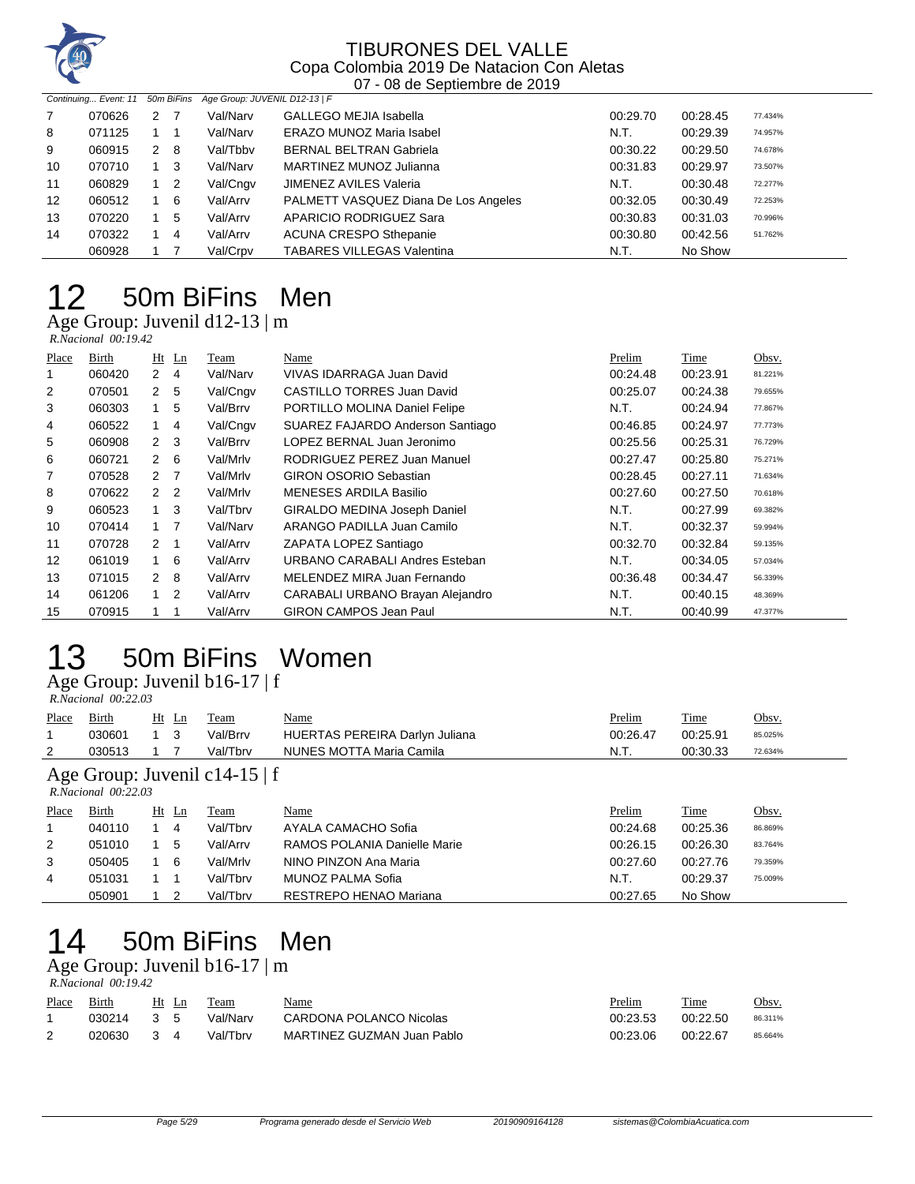Continuing... Event: 11 50m BiFins Age Group: JUVENIL D12-13 | F

| Place | Birth | Ht | Ln | Team | Name | Prelim | Time | Obsv. |
|---|---|---|---|---|---|---|---|---|
| 7 | 070626 | 2 | 7 | Val/Narv | GALLEGO MEJIA Isabella | 00:29.70 | 00:28.45 | 77.434% |
| 8 | 071125 | 1 | 1 | Val/Narv | ERAZO MUNOZ Maria Isabel | N.T. | 00:29.39 | 74.957% |
| 9 | 060915 | 2 | 8 | Val/Tbbv | BERNAL BELTRAN Gabriela | 00:30.22 | 00:29.50 | 74.678% |
| 10 | 070710 | 1 | 3 | Val/Narv | MARTINEZ MUNOZ Julianna | 00:31.83 | 00:29.97 | 73.507% |
| 11 | 060829 | 1 | 2 | Val/Cngv | JIMENEZ AVILES Valeria | N.T. | 00:30.48 | 72.277% |
| 12 | 060512 | 1 | 6 | Val/Arrv | PALMETT VASQUEZ Diana De Los Angeles | 00:32.05 | 00:30.49 | 72.253% |
| 13 | 070220 | 1 | 5 | Val/Arrv | APARICIO RODRIGUEZ Sara | 00:30.83 | 00:31.03 | 70.996% |
| 14 | 070322 | 1 | 4 | Val/Arrv | ACUNA CRESPO Sthepanie | 00:30.80 | 00:42.56 | 51.762% |
| | 060928 | 1 | 7 | Val/Crpv | TABARES VILLEGAS Valentina | N.T. | No Show | |

# 12 50m BiFins Men

## Age Group: Juvenil d12-13 | m

*R.Nacional 00:19.42*

| Place | Birth | Ht | Ln | Team | Name | Prelim | Time | Obsv. |
|---|---|---|---|---|---|---|---|---|
| 1 | 060420 | 2 | 4 | Val/Narv | VIVAS IDARRAGA Juan David | 00:24.48 | 00:23.91 | 81.221% |
| 2 | 070501 | 2 | 5 | Val/Cngv | CASTILLO TORRES Juan David | 00:25.07 | 00:24.38 | 79.655% |
| 3 | 060303 | 1 | 5 | Val/Brrv | PORTILLO MOLINA Daniel Felipe | N.T. | 00:24.94 | 77.867% |
| 4 | 060522 | 1 | 4 | Val/Cngv | SUAREZ FAJARDO Anderson Santiago | 00:46.85 | 00:24.97 | 77.773% |
| 5 | 060908 | 2 | 3 | Val/Brrv | LOPEZ BERNAL Juan Jeronimo | 00:25.56 | 00:25.31 | 76.729% |
| 6 | 060721 | 2 | 6 | Val/Mrlv | RODRIGUEZ PEREZ Juan Manuel | 00:27.47 | 00:25.80 | 75.271% |
| 7 | 070528 | 2 | 7 | Val/Mrlv | GIRON OSORIO Sebastian | 00:28.45 | 00:27.11 | 71.634% |
| 8 | 070622 | 2 | 2 | Val/Mrlv | MENESES ARDILA Basilio | 00:27.60 | 00:27.50 | 70.618% |
| 9 | 060523 | 1 | 3 | Val/Tbrv | GIRALDO MEDINA Joseph Daniel | N.T. | 00:27.99 | 69.382% |
| 10 | 070414 | 1 | 7 | Val/Narv | ARANGO PADILLA Juan Camilo | N.T. | 00:32.37 | 59.994% |
| 11 | 070728 | 2 | 1 | Val/Arrv | ZAPATA LOPEZ Santiago | 00:32.70 | 00:32.84 | 59.135% |
| 12 | 061019 | 1 | 6 | Val/Arrv | URBANO CARABALI Andres Esteban | N.T. | 00:34.05 | 57.034% |
| 13 | 071015 | 2 | 8 | Val/Arrv | MELENDEZ MIRA Juan Fernando | 00:36.48 | 00:34.47 | 56.339% |
| 14 | 061206 | 1 | 2 | Val/Arrv | CARABALI URBANO Brayan Alejandro | N.T. | 00:40.15 | 48.369% |
| 15 | 070915 | 1 | 1 | Val/Arrv | GIRON CAMPOS Jean Paul | N.T. | 00:40.99 | 47.377% |

# 13 50m BiFins Women

## Age Group: Juvenil b16-17 | f

*R.Nacional 00:22.03*

| Place | Birth | Ht | Ln | Team | Name | Prelim | Time | Obsv. |
|---|---|---|---|---|---|---|---|---|
| 1 | 030601 | 1 | 3 | Val/Brrv | HUERTAS PEREIRA Darlyn Juliana | 00:26.47 | 00:25.91 | 85.025% |
| 2 | 030513 | 1 | 7 | Val/Tbrv | NUNES MOTTA Maria Camila | N.T. | 00:30.33 | 72.634% |

## Age Group: Juvenil c14-15 | f

*R.Nacional 00:22.03*

| Place | Birth | Ht | Ln | Team | Name | Prelim | Time | Obsv. |
|---|---|---|---|---|---|---|---|---|
| 1 | 040110 | 1 | 4 | Val/Tbrv | AYALA CAMACHO Sofia | 00:24.68 | 00:25.36 | 86.869% |
| 2 | 051010 | 1 | 5 | Val/Arrv | RAMOS POLANIA Danielle Marie | 00:26.15 | 00:26.30 | 83.764% |
| 3 | 050405 | 1 | 6 | Val/Mrlv | NINO PINZON Ana Maria | 00:27.60 | 00:27.76 | 79.359% |
| 4 | 051031 | 1 | 1 | Val/Tbrv | MUNOZ PALMA Sofia | N.T. | 00:29.37 | 75.009% |
| | 050901 | 1 | 2 | Val/Tbrv | RESTREPO HENAO Mariana | 00:27.65 | No Show | |

# 14 50m BiFins Men

## Age Group: Juvenil b16-17 | m

*R.Nacional 00:19.42*

| Place | Birth | Ht | Ln | Team | Name | Prelim | Time | Obsv. |
|---|---|---|---|---|---|---|---|---|
| 1 | 030214 | 3 | 5 | Val/Narv | CARDONA POLANCO Nicolas | 00:23.53 | 00:22.50 | 86.311% |
| 2 | 020630 | 3 | 4 | Val/Tbrv | MARTINEZ GUZMAN Juan Pablo | 00:23.06 | 00:22.67 | 85.664% |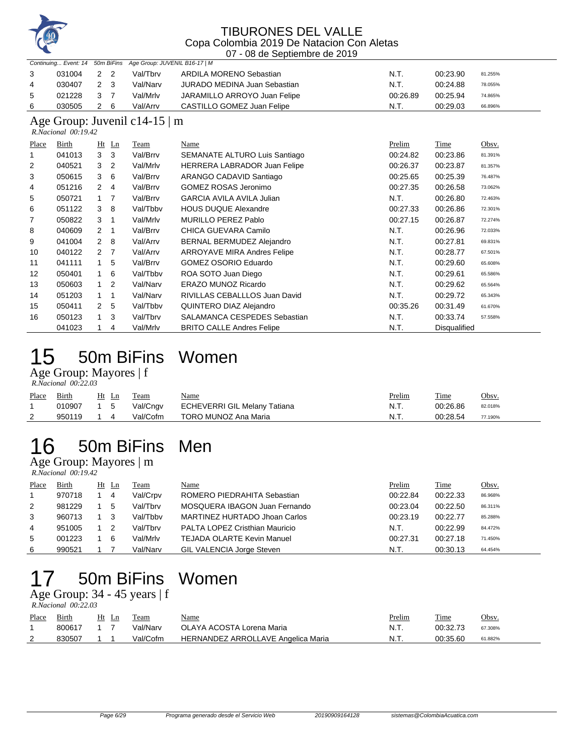TIBURONES DEL VALLE
Copa Colombia 2019 De Natacion Con Aletas
07 - 08 de Septiembre de 2019

*Continuing... Event: 14 50m BiFins Age Group: JUVENIL B16-17 | M*

| Place | Birth | Ht | Ln | Team | Name | Prelim | Time | Obsv. |
|---|---|---|---|---|---|---|---|---|
| 3 | 031004 | 2 | 2 | Val/Tbrv | ARDILA MORENO Sebastian | N.T. | 00:23.90 | 81.255% |
| 4 | 030407 | 2 | 3 | Val/Narv | JURADO MEDINA Juan Sebastian | N.T. | 00:24.88 | 78.055% |
| 5 | 021228 | 3 | 7 | Val/Mrlv | JARAMILLO ARROYO Juan Felipe | 00:26.89 | 00:25.94 | 74.865% |
| 6 | 030505 | 2 | 6 | Val/Arrv | CASTILLO GOMEZ Juan Felipe | N.T. | 00:29.03 | 66.896% |

### Age Group: Juvenil c14-15 | m

*R.Nacional 00:19.42*

| Place | Birth | Ht | Ln | Team | Name | Prelim | Time | Obsv. |
|---|---|---|---|---|---|---|---|---|
| 1 | 041013 | 3 | 3 | Val/Brrv | SEMANATE ALTURO Luis Santiago | 00:24.82 | 00:23.86 | 81.391% |
| 2 | 040521 | 3 | 2 | Val/Mrlv | HERRERA LABRADOR Juan Felipe | 00:26.37 | 00:23.87 | 81.357% |
| 3 | 050615 | 3 | 6 | Val/Brrv | ARANGO CADAVID Santiago | 00:25.65 | 00:25.39 | 76.487% |
| 4 | 051216 | 2 | 4 | Val/Brrv | GOMEZ ROSAS Jeronimo | 00:27.35 | 00:26.58 | 73.062% |
| 5 | 050721 | 1 | 7 | Val/Brrv | GARCIA AVILA AVILA Julian | N.T. | 00:26.80 | 72.463% |
| 6 | 051122 | 3 | 8 | Val/Tbbv | HOUS DUQUE Alexandre | 00:27.33 | 00:26.86 | 72.301% |
| 7 | 050822 | 3 | 1 | Val/Mrlv | MURILLO PEREZ Pablo | 00:27.15 | 00:26.87 | 72.274% |
| 8 | 040609 | 2 | 1 | Val/Brrv | CHICA GUEVARA Camilo | N.T. | 00:26.96 | 72.033% |
| 9 | 041004 | 2 | 8 | Val/Arrv | BERNAL BERMUDEZ Alejandro | N.T. | 00:27.81 | 69.831% |
| 10 | 040122 | 2 | 7 | Val/Arrv | ARROYAVE MIRA Andres Felipe | N.T. | 00:28.77 | 67.501% |
| 11 | 041111 | 1 | 5 | Val/Brrv | GOMEZ OSORIO Eduardo | N.T. | 00:29.60 | 65.608% |
| 12 | 050401 | 1 | 6 | Val/Tbbv | ROA SOTO Juan Diego | N.T. | 00:29.61 | 65.586% |
| 13 | 050603 | 1 | 2 | Val/Narv | ERAZO MUNOZ Ricardo | N.T. | 00:29.62 | 65.564% |
| 14 | 051203 | 1 | 1 | Val/Narv | RIVILLAS CEBALLLOS Juan David | N.T. | 00:29.72 | 65.343% |
| 15 | 050411 | 2 | 5 | Val/Tbbv | QUINTERO DIAZ Alejandro | 00:35.26 | 00:31.49 | 61.670% |
| 16 | 050123 | 1 | 3 | Val/Tbrv | SALAMANCA CESPEDES Sebastian | N.T. | 00:33.74 | 57.558% |
| | 041023 | 1 | 4 | Val/Mrlv | BRITO CALLE Andres Felipe | N.T. | Disqualified | |

# 15 50m BiFins Women

### Age Group: Mayores | f

*R.Nacional 00:22.03*

| Place | Birth | Ht | Ln | Team | Name | Prelim | Time | Obsv. |
|---|---|---|---|---|---|---|---|---|
| 1 | 010907 | 1 | 5 | Val/Cngv | ECHEVERRI GIL Melany Tatiana | N.T. | 00:26.86 | 82.018% |
| 2 | 950119 | 1 | 4 | Val/Cofm | TORO MUNOZ Ana Maria | N.T. | 00:28.54 | 77.190% |

# 16 50m BiFins Men

### Age Group: Mayores | m

*R.Nacional 00:19.42*

| Place | Birth | Ht | Ln | Team | Name | Prelim | Time | Obsv. |
|---|---|---|---|---|---|---|---|---|
| 1 | 970718 | 1 | 4 | Val/Crpv | ROMERO PIEDRAHITA Sebastian | 00:22.84 | 00:22.33 | 86.968% |
| 2 | 981229 | 1 | 5 | Val/Tbrv | MOSQUERA IBAGON Juan Fernando | 00:23.04 | 00:22.50 | 86.311% |
| 3 | 960713 | 1 | 3 | Val/Tbbv | MARTINEZ HURTADO Jhoan Carlos | 00:23.19 | 00:22.77 | 85.288% |
| 4 | 951005 | 1 | 2 | Val/Tbrv | PALTA LOPEZ Cristhian Mauricio | N.T. | 00:22.99 | 84.472% |
| 5 | 001223 | 1 | 6 | Val/Mrlv | TEJADA OLARTE Kevin Manuel | 00:27.31 | 00:27.18 | 71.450% |
| 6 | 990521 | 1 | 7 | Val/Narv | GIL VALENCIA Jorge Steven | N.T. | 00:30.13 | 64.454% |

# 17 50m BiFins Women

### Age Group: 34 - 45 years | f

*R.Nacional 00:22.03*

| Place | Birth | Ht | Ln | Team | Name | Prelim | Time | Obsv. |
|---|---|---|---|---|---|---|---|---|
| 1 | 800617 | 1 | 7 | Val/Narv | OLAYA ACOSTA Lorena Maria | N.T. | 00:32.73 | 67.308% |
| 2 | 830507 | 1 | 1 | Val/Cofm | HERNANDEZ ARROLLAVE Angelica Maria | N.T. | 00:35.60 | 61.882% |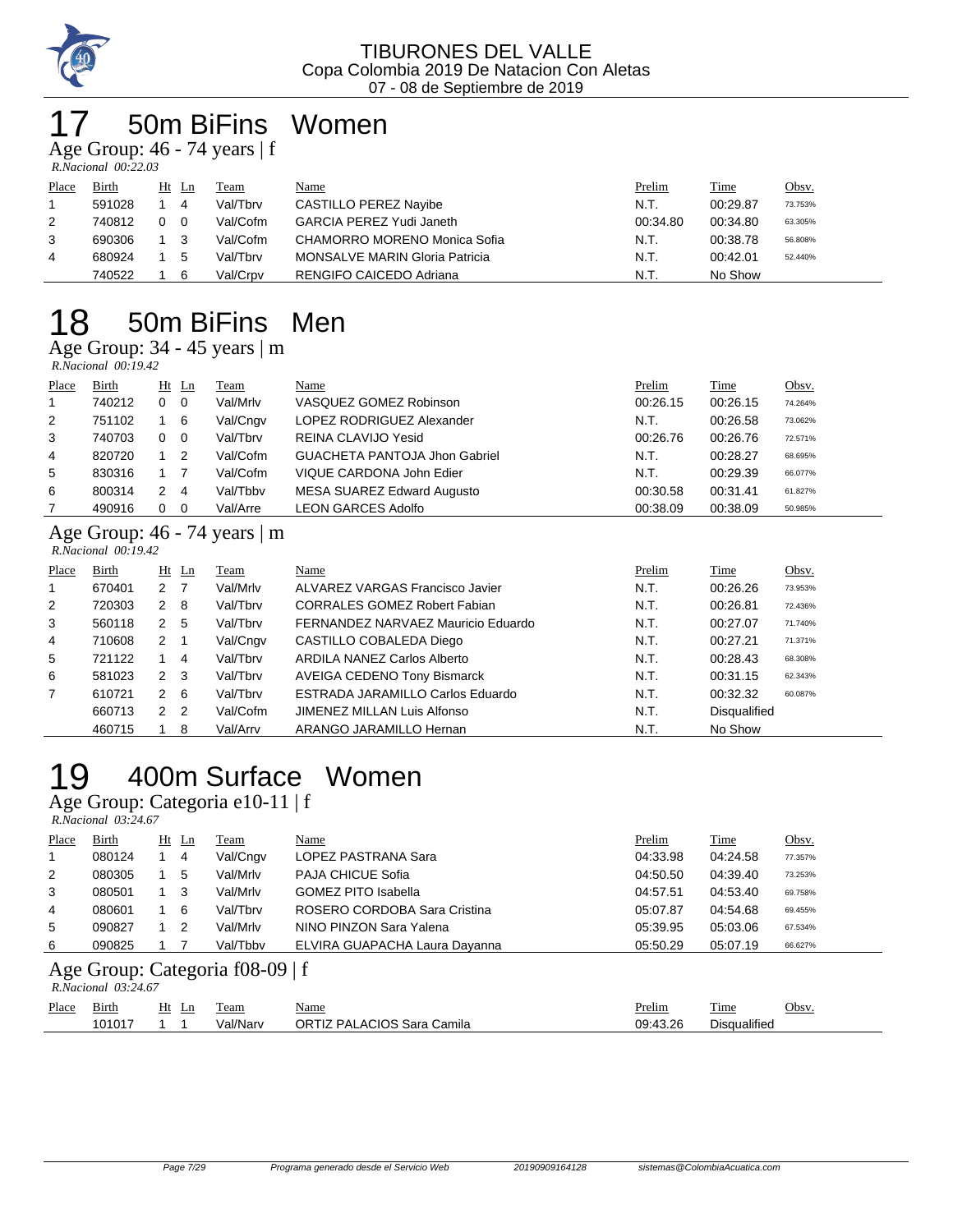TIBURONES DEL VALLE
Copa Colombia 2019 De Natacion Con Aletas
07 - 08 de Septiembre de 2019

# 17 50m BiFins Women

## Age Group: 46 - 74 years | f

*R.Nacional 00:22.03*

| Place | Birth | Ht | Ln | Team | Name | Prelim | Time | Obsv. |
|---|---|---|---|---|---|---|---|---|
| 1 | 591028 | 1 | 4 | Val/Tbrv | CASTILLO PEREZ Nayibe | N.T. | 00:29.87 | 73.753% |
| 2 | 740812 | 0 | 0 | Val/Cofm | GARCIA PEREZ Yudi Janeth | 00:34.80 | 00:34.80 | 63.305% |
| 3 | 690306 | 1 | 3 | Val/Cofm | CHAMORRO MORENO Monica Sofia | N.T. | 00:38.78 | 56.808% |
| 4 | 680924 | 1 | 5 | Val/Tbrv | MONSALVE MARIN Gloria Patricia | N.T. | 00:42.01 | 52.440% |
| | 740522 | 1 | 6 | Val/Crpv | RENGIFO CAICEDO Adriana | N.T. | No Show | |

# 18 50m BiFins Men

## Age Group: 34 - 45 years | m

*R.Nacional 00:19.42*

| Place | Birth | Ht | Ln | Team | Name | Prelim | Time | Obsv. |
|---|---|---|---|---|---|---|---|---|
| 1 | 740212 | 0 | 0 | Val/Mrlv | VASQUEZ GOMEZ Robinson | 00:26.15 | 00:26.15 | 74.264% |
| 2 | 751102 | 1 | 6 | Val/Cngv | LOPEZ RODRIGUEZ Alexander | N.T. | 00:26.58 | 73.062% |
| 3 | 740703 | 0 | 0 | Val/Tbrv | REINA CLAVIJO Yesid | 00:26.76 | 00:26.76 | 72.571% |
| 4 | 820720 | 1 | 2 | Val/Cofm | GUACHETA PANTOJA Jhon Gabriel | N.T. | 00:28.27 | 68.695% |
| 5 | 830316 | 1 | 7 | Val/Cofm | VIQUE CARDONA John Edier | N.T. | 00:29.39 | 66.077% |
| 6 | 800314 | 2 | 4 | Val/Tbbv | MESA SUAREZ Edward Augusto | 00:30.58 | 00:31.41 | 61.827% |
| 7 | 490916 | 0 | 0 | Val/Arre | LEON GARCES Adolfo | 00:38.09 | 00:38.09 | 50.985% |

## Age Group: 46 - 74 years | m

*R.Nacional 00:19.42*

| Place | Birth | Ht | Ln | Team | Name | Prelim | Time | Obsv. |
|---|---|---|---|---|---|---|---|---|
| 1 | 670401 | 2 | 7 | Val/Mrlv | ALVAREZ VARGAS Francisco Javier | N.T. | 00:26.26 | 73.953% |
| 2 | 720303 | 2 | 8 | Val/Tbrv | CORRALES GOMEZ Robert Fabian | N.T. | 00:26.81 | 72.436% |
| 3 | 560118 | 2 | 5 | Val/Tbrv | FERNANDEZ NARVAEZ Mauricio Eduardo | N.T. | 00:27.07 | 71.740% |
| 4 | 710608 | 2 | 1 | Val/Cngv | CASTILLO COBALEDA Diego | N.T. | 00:27.21 | 71.371% |
| 5 | 721122 | 1 | 4 | Val/Tbrv | ARDILA NANEZ Carlos Alberto | N.T. | 00:28.43 | 68.308% |
| 6 | 581023 | 2 | 3 | Val/Tbrv | AVEIGA CEDENO Tony Bismarck | N.T. | 00:31.15 | 62.343% |
| 7 | 610721 | 2 | 6 | Val/Tbrv | ESTRADA JARAMILLO Carlos Eduardo | N.T. | 00:32.32 | 60.087% |
| | 660713 | 2 | 2 | Val/Cofm | JIMENEZ MILLAN Luis Alfonso | N.T. | Disqualified | |
| | 460715 | 1 | 8 | Val/Arrv | ARANGO JARAMILLO Hernan | N.T. | No Show | |

# 19 400m Surface Women

## Age Group: Categoria e10-11 | f

*R.Nacional 03:24.67*

| Place | Birth | Ht | Ln | Team | Name | Prelim | Time | Obsv. |
|---|---|---|---|---|---|---|---|---|
| 1 | 080124 | 1 | 4 | Val/Cngv | LOPEZ PASTRANA Sara | 04:33.98 | 04:24.58 | 77.357% |
| 2 | 080305 | 1 | 5 | Val/Mrlv | PAJA CHICUE Sofia | 04:50.50 | 04:39.40 | 73.253% |
| 3 | 080501 | 1 | 3 | Val/Mrlv | GOMEZ PITO Isabella | 04:57.51 | 04:53.40 | 69.758% |
| 4 | 080601 | 1 | 6 | Val/Tbrv | ROSERO CORDOBA Sara Cristina | 05:07.87 | 04:54.68 | 69.455% |
| 5 | 090827 | 1 | 2 | Val/Mrlv | NINO PINZON Sara Yalena | 05:39.95 | 05:03.06 | 67.534% |
| 6 | 090825 | 1 | 7 | Val/Tbbv | ELVIRA GUAPACHA Laura Dayanna | 05:50.29 | 05:07.19 | 66.627% |

## Age Group: Categoria f08-09 | f

*R.Nacional 03:24.67*

| Place | Birth | Ht | Ln | Team | Name | Prelim | Time | Obsv. |
|---|---|---|---|---|---|---|---|---|
| | 101017 | 1 | 1 | Val/Narv | ORTIZ PALACIOS Sara Camila | 09:43.26 | Disqualified | |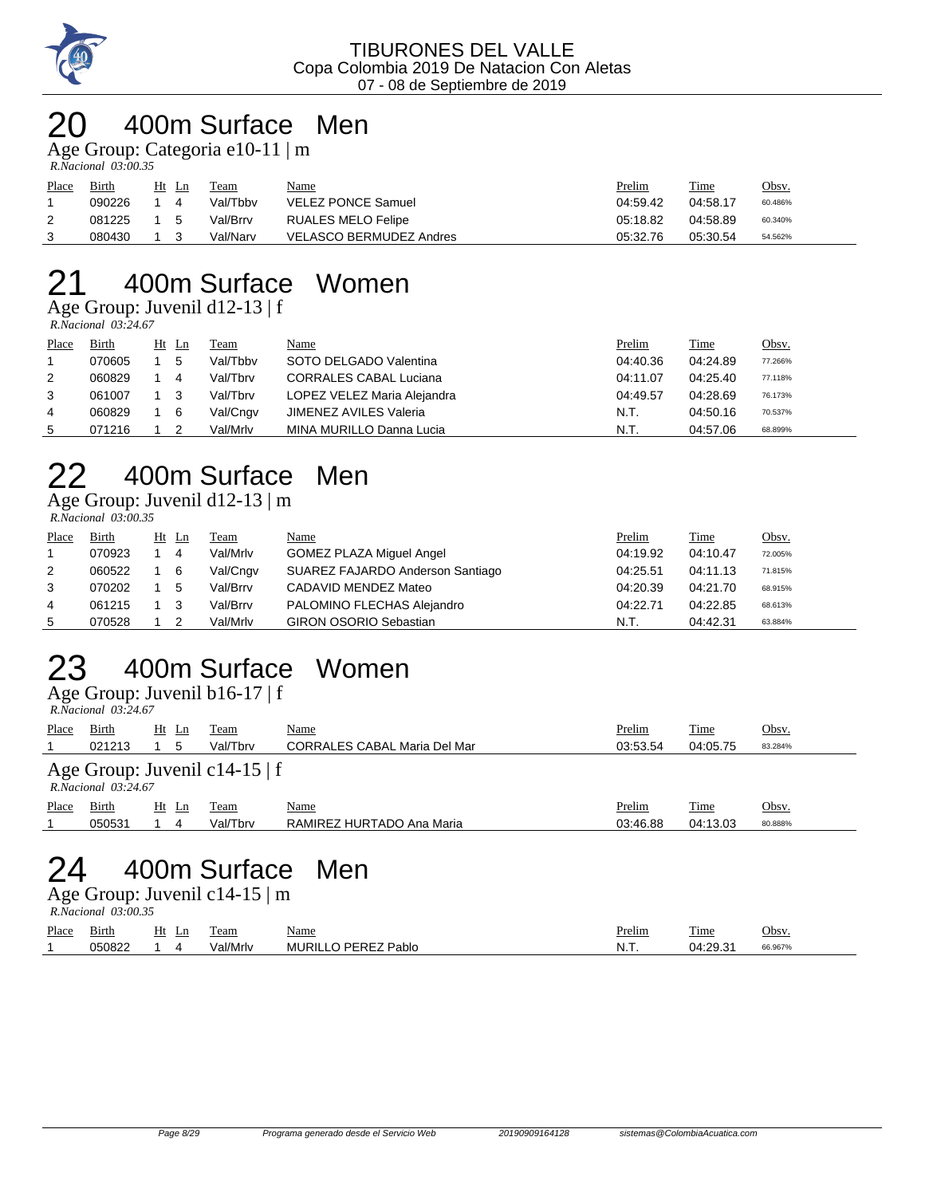TIBURONES DEL VALLE
Copa Colombia 2019 De Natacion Con Aletas
07 - 08 de Septiembre de 2019

# 20 400m Surface Men

Age Group: Categoria e10-11 | m

*R.Nacional 03:00.35*

| Place | Birth | Ht | Ln | Team | Name | Prelim | Time | Obsv. |
|---|---|---|---|---|---|---|---|---|
| 1 | 090226 | 1 | 4 | Val/Tbbv | VELEZ PONCE Samuel | 04:59.42 | 04:58.17 | 60.486% |
| 2 | 081225 | 1 | 5 | Val/Brrv | RUALES MELO Felipe | 05:18.82 | 04:58.89 | 60.340% |
| 3 | 080430 | 1 | 3 | Val/Narv | VELASCO BERMUDEZ Andres | 05:32.76 | 05:30.54 | 54.562% |

# 21 400m Surface Women

Age Group: Juvenil d12-13 | f

*R.Nacional 03:24.67*

| Place | Birth | Ht | Ln | Team | Name | Prelim | Time | Obsv. |
|---|---|---|---|---|---|---|---|---|
| 1 | 070605 | 1 | 5 | Val/Tbbv | SOTO DELGADO Valentina | 04:40.36 | 04:24.89 | 77.266% |
| 2 | 060829 | 1 | 4 | Val/Tbrv | CORRALES CABAL Luciana | 04:11.07 | 04:25.40 | 77.118% |
| 3 | 061007 | 1 | 3 | Val/Tbrv | LOPEZ VELEZ Maria Alejandra | 04:49.57 | 04:28.69 | 76.173% |
| 4 | 060829 | 1 | 6 | Val/Cngv | JIMENEZ AVILES Valeria | N.T. | 04:50.16 | 70.537% |
| 5 | 071216 | 1 | 2 | Val/Mrlv | MINA MURILLO Danna Lucia | N.T. | 04:57.06 | 68.899% |

# 22 400m Surface Men

Age Group: Juvenil d12-13 | m

*R.Nacional 03:00.35*

| Place | Birth | Ht | Ln | Team | Name | Prelim | Time | Obsv. |
|---|---|---|---|---|---|---|---|---|
| 1 | 070923 | 1 | 4 | Val/Mrlv | GOMEZ PLAZA Miguel Angel | 04:19.92 | 04:10.47 | 72.005% |
| 2 | 060522 | 1 | 6 | Val/Cngv | SUAREZ FAJARDO Anderson Santiago | 04:25.51 | 04:11.13 | 71.815% |
| 3 | 070202 | 1 | 5 | Val/Brrv | CADAVID MENDEZ Mateo | 04:20.39 | 04:21.70 | 68.915% |
| 4 | 061215 | 1 | 3 | Val/Brrv | PALOMINO FLECHAS Alejandro | 04:22.71 | 04:22.85 | 68.613% |
| 5 | 070528 | 1 | 2 | Val/Mrlv | GIRON OSORIO Sebastian | N.T. | 04:42.31 | 63.884% |

# 23 400m Surface Women

Age Group: Juvenil b16-17 | f

*R.Nacional 03:24.67*

| Place | Birth | Ht | Ln | Team | Name | Prelim | Time | Obsv. |
|---|---|---|---|---|---|---|---|---|
| 1 | 021213 | 1 | 5 | Val/Tbrv | CORRALES CABAL Maria Del Mar | 03:53.54 | 04:05.75 | 83.284% |

Age Group: Juvenil c14-15 | f

*R.Nacional 03:24.67*

| Place | Birth | Ht | Ln | Team | Name | Prelim | Time | Obsv. |
|---|---|---|---|---|---|---|---|---|
| 1 | 050531 | 1 | 4 | Val/Tbrv | RAMIREZ HURTADO Ana Maria | 03:46.88 | 04:13.03 | 80.888% |

# 24 400m Surface Men

Age Group: Juvenil c14-15 | m

*R.Nacional 03:00.35*

| Place | Birth | Ht | Ln | Team | Name | Prelim | Time | Obsv. |
|---|---|---|---|---|---|---|---|---|
| 1 | 050822 | 1 | 4 | Val/Mrlv | MURILLO PEREZ Pablo | N.T. | 04:29.31 | 66.967% |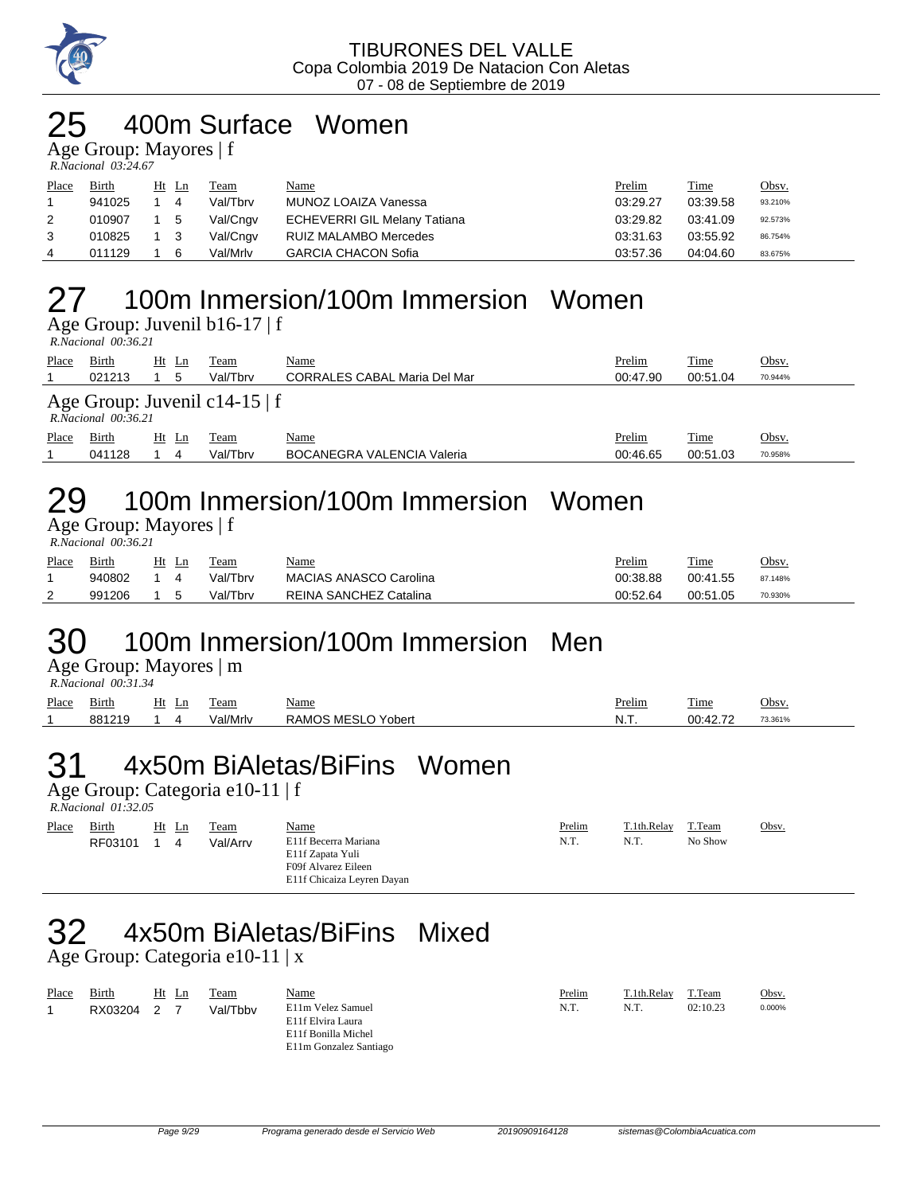TIBURONES DEL VALLE
Copa Colombia 2019 De Natacion Con Aletas
07 - 08 de Septiembre de 2019

# 25 400m Surface Women

Age Group: Mayores | f
*R.Nacional 03:24.67*

| Place | Birth | Ht | Ln | Team | Name | Prelim | Time | Obsv. |
|---|---|---|---|---|---|---|---|---|
| 1 | 941025 | 1 | 4 | Val/Tbrv | MUNOZ LOAIZA Vanessa | 03:29.27 | 03:39.58 | 93.210% |
| 2 | 010907 | 1 | 5 | Val/Cngv | ECHEVERRI GIL Melany Tatiana | 03:29.82 | 03:41.09 | 92.573% |
| 3 | 010825 | 1 | 3 | Val/Cngv | RUIZ MALAMBO Mercedes | 03:31.63 | 03:55.92 | 86.754% |
| 4 | 011129 | 1 | 6 | Val/Mrlv | GARCIA CHACON Sofia | 03:57.36 | 04:04.60 | 83.675% |

# 27 100m Inmersion/100m Immersion Women

Age Group: Juvenil b16-17 | f
*R.Nacional 00:36.21*

| Place | Birth | Ht | Ln | Team | Name | Prelim | Time | Obsv. |
|---|---|---|---|---|---|---|---|---|
| 1 | 021213 | 1 | 5 | Val/Tbrv | CORRALES CABAL Maria Del Mar | 00:47.90 | 00:51.04 | 70.944% |

Age Group: Juvenil c14-15 | f
*R.Nacional 00:36.21*

| Place | Birth | Ht | Ln | Team | Name | Prelim | Time | Obsv. |
|---|---|---|---|---|---|---|---|---|
| 1 | 041128 | 1 | 4 | Val/Tbrv | BOCANEGRA VALENCIA Valeria | 00:46.65 | 00:51.03 | 70.958% |

# 29 100m Inmersion/100m Immersion Women

Age Group: Mayores | f
*R.Nacional 00:36.21*

| Place | Birth | Ht | Ln | Team | Name | Prelim | Time | Obsv. |
|---|---|---|---|---|---|---|---|---|
| 1 | 940802 | 1 | 4 | Val/Tbrv | MACIAS ANASCO Carolina | 00:38.88 | 00:41.55 | 87.148% |
| 2 | 991206 | 1 | 5 | Val/Tbrv | REINA SANCHEZ Catalina | 00:52.64 | 00:51.05 | 70.930% |

# 30 100m Inmersion/100m Immersion Men

Age Group: Mayores | m
*R.Nacional 00:31.34*

| Place | Birth | Ht | Ln | Team | Name | Prelim | Time | Obsv. |
|---|---|---|---|---|---|---|---|---|
| 1 | 881219 | 1 | 4 | Val/Mrlv | RAMOS MESLO Yobert | N.T. | 00:42.72 | 73.361% |

# 31 4x50m BiAletas/BiFins Women

Age Group: Categoria e10-11 | f
*R.Nacional 01:32.05*

| Place | Birth | Ht | Ln | Team | Name | Prelim | T.1th.Relay | T.Team | Obsv. |
|---|---|---|---|---|---|---|---|---|---|
| | RF03101 | 1 | 4 | Val/Arrv | E11f Becerra Mariana<br>E11f Zapata Yuli<br>F09f Alvarez Eileen<br>E11f Chicaiza Leyren Dayan | N.T. | N.T. | No Show | |

# 32 4x50m BiAletas/BiFins Mixed

Age Group: Categoria e10-11 | x

| Place | Birth | Ht | Ln | Team | Name | Prelim | T.1th.Relay | T.Team | Obsv. |
|---|---|---|---|---|---|---|---|---|---|
| 1 | RX03204 | 2 | 7 | Val/Tbbv | E11m Velez Samuel<br>E11f Elvira Laura<br>E11f Bonilla Michel<br>E11m Gonzalez Santiago | N.T. | N.T. | 02:10.23 | 0.000% |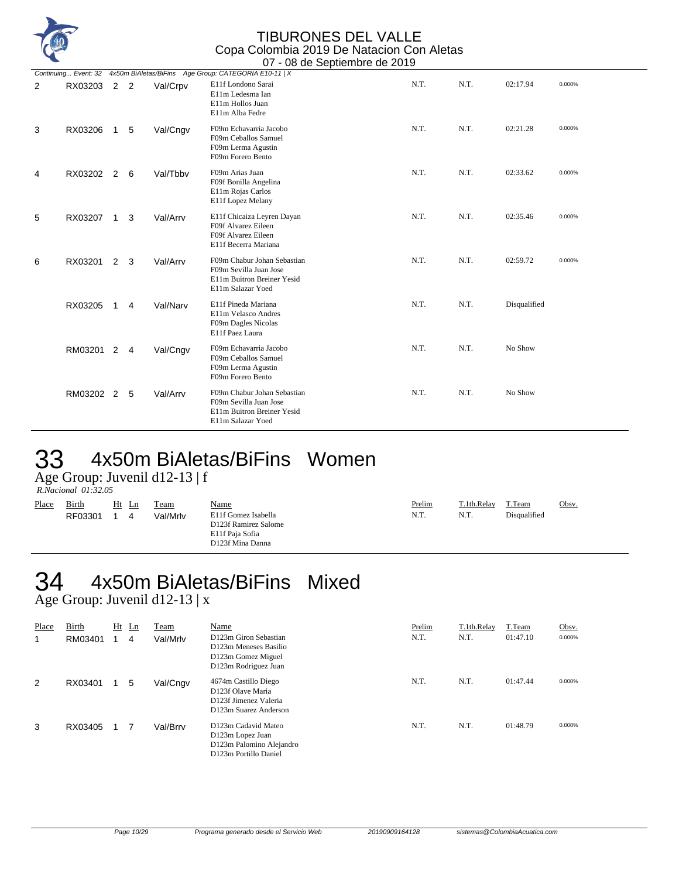Continuing... Event: 32 4x50m BiAletas/BiFins Age Group: CATEGORIA E10-11 | X

| Place | Birth | Ht | Ln | Team | Name | Prelim | T.1th.Relay | T.Team | Obsv. |
|---|---|---|---|---|---|---|---|---|---|
| 2 | RX03203 | 2 | 2 | Val/Crpv | E11f Londono Sarai<br>E11m Ledesma Ian<br>E11m Hollos Juan<br>E11m Alba Fedre | N.T. | N.T. | 02:17.94 | 0.000% |
| 3 | RX03206 | 1 | 5 | Val/Cngv | F09m Echavarria Jacobo<br>F09m Ceballos Samuel<br>F09m Lerma Agustin<br>F09m Forero Bento | N.T. | N.T. | 02:21.28 | 0.000% |
| 4 | RX03202 | 2 | 6 | Val/Tbbv | F09m Arias Juan<br>F09f Bonilla Angelina<br>E11m Rojas Carlos<br>E11f Lopez Melany | N.T. | N.T. | 02:33.62 | 0.000% |
| 5 | RX03207 | 1 | 3 | Val/Arrv | E11f Chicaiza Leyren Dayan<br>F09f Alvarez Eileen<br>F09f Alvarez Eileen<br>E11f Becerra Mariana | N.T. | N.T. | 02:35.46 | 0.000% |
| 6 | RX03201 | 2 | 3 | Val/Arrv | F09m Chabur Johan Sebastian<br>F09m Sevilla Juan Jose<br>E11m Buitron Breiner Yesid<br>E11m Salazar Yoed | N.T. | N.T. | 02:59.72 | 0.000% |
| | RX03205 | 1 | 4 | Val/Narv | E11f Pineda Mariana<br>E11m Velasco Andres<br>F09m Dagles Nicolas<br>E11f Paez Laura | N.T. | N.T. | Disqualified | |
| | RM03201 | 2 | 4 | Val/Cngv | F09m Echavarria Jacobo<br>F09m Ceballos Samuel<br>F09m Lerma Agustin<br>F09m Forero Bento | N.T. | N.T. | No Show | |
| | RM03202 | 2 | 5 | Val/Arrv | F09m Chabur Johan Sebastian<br>F09m Sevilla Juan Jose<br>E11m Buitron Breiner Yesid<br>E11m Salazar Yoed | N.T. | N.T. | No Show | |

# 33 4x50m BiAletas/BiFins Women

Age Group: Juvenil d12-13 | f

*R.Nacional 01:32.05*

| Place | Birth | Ht | Ln | Team | Name | Prelim | T.1th.Relay | T.Team | Obsv. |
|---|---|---|---|---|---|---|---|---|---|
| | RF03301 | 1 | 4 | Val/Mrlv | E11f Gomez Isabella<br>D123f Ramirez Salome<br>E11f Paja Sofia<br>D123f Mina Danna | N.T. | N.T. | Disqualified | |

# 34 4x50m BiAletas/BiFins Mixed

Age Group: Juvenil d12-13 | x

| Place | Birth | Ht | Ln | Team | Name | Prelim | T.1th.Relay | T.Team | Obsv. |
|---|---|---|---|---|---|---|---|---|---|
| 1 | RM03401 | 1 | 4 | Val/Mrlv | D123m Giron Sebastian<br>D123m Meneses Basilio<br>D123m Gomez Miguel<br>D123m Rodriguez Juan | N.T. | N.T. | 01:47.10 | 0.000% |
| 2 | RX03401 | 1 | 5 | Val/Cngv | 4674m Castillo Diego<br>D123f Olave Maria<br>D123f Jimenez Valeria<br>D123m Suarez Anderson | N.T. | N.T. | 01:47.44 | 0.000% |
| 3 | RX03405 | 1 | 7 | Val/Brrv | D123m Cadavid Mateo<br>D123m Lopez Juan<br>D123m Palomino Alejandro<br>D123m Portillo Daniel | N.T. | N.T. | 01:48.79 | 0.000% |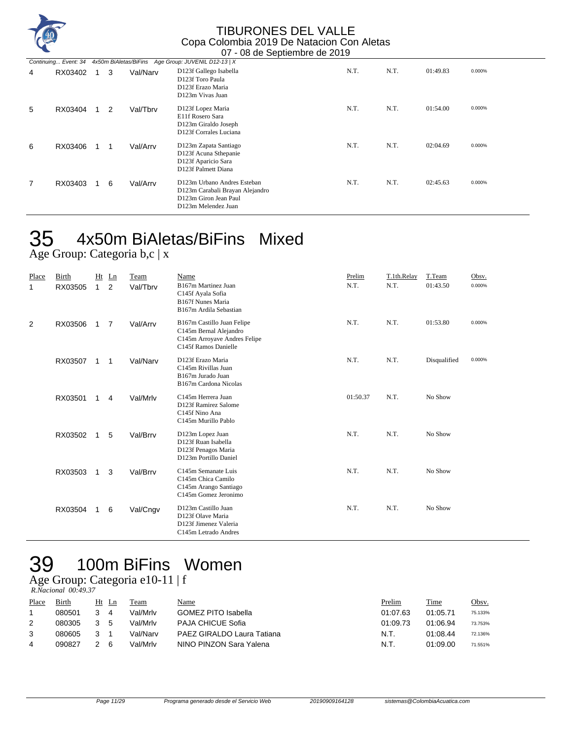Continuing... Event: 34 4x50m BiAletas/BiFins Age Group: JUVENIL D12-13 | X

| Place | Birth | Ht | Ln | Team | Name | Prelim | T.1th.Relay | T.Team | Obsv. |
|---|---|---|---|---|---|---|---|---|---|
| 4 | RX03402 | 1 | 3 | Val/Narv | D123f Gallego Isabella<br>D123f Toro Paula<br>D123f Erazo Maria<br>D123m Vivas Juan | N.T. | N.T. | 01:49.83 | 0.000% |
| 5 | RX03404 | 1 | 2 | Val/Tbrv | D123f Lopez Maria<br>E11f Rosero Sara<br>D123m Giraldo Joseph<br>D123f Corrales Luciana | N.T. | N.T. | 01:54.00 | 0.000% |
| 6 | RX03406 | 1 | 1 | Val/Arrv | D123m Zapata Santiago<br>D123f Acuna Sthepanie<br>D123f Aparicio Sara<br>D123f Palmett Diana | N.T. | N.T. | 02:04.69 | 0.000% |
| 7 | RX03403 | 1 | 6 | Val/Arrv | D123m Urbano Andres Esteban<br>D123m Carabali Brayan Alejandro<br>D123m Giron Jean Paul<br>D123m Melendez Juan | N.T. | N.T. | 02:45.63 | 0.000% |

# 35 4x50m BiAletas/BiFins Mixed

Age Group: Categoria b,c | x

| Place | Birth | Ht | Ln | Team | Name | Prelim | T.1th.Relay | T.Team | Obsv. |
|---|---|---|---|---|---|---|---|---|---|
| 1 | RX03505 | 1 | 2 | Val/Tbrv | B167m Martinez Juan<br>C145f Ayala Sofia<br>B167f Nunes Maria<br>B167m Ardila Sebastian | N.T. | N.T. | 01:43.50 | 0.000% |
| 2 | RX03506 | 1 | 7 | Val/Arrv | B167m Castillo Juan Felipe<br>C145m Bernal Alejandro<br>C145m Arroyave Andres Felipe<br>C145f Ramos Danielle | N.T. | N.T. | 01:53.80 | 0.000% |
| | RX03507 | 1 | 1 | Val/Narv | D123f Erazo Maria<br>C145m Rivillas Juan<br>B167m Jurado Juan<br>B167m Cardona Nicolas | N.T. | N.T. | Disqualified | 0.000% |
| | RX03501 | 1 | 4 | Val/Mrlv | C145m Herrera Juan<br>D123f Ramirez Salome<br>C145f Nino Ana<br>C145m Murillo Pablo | 01:50.37 | N.T. | No Show | |
| | RX03502 | 1 | 5 | Val/Brrv | D123m Lopez Juan<br>D123f Ruan Isabella<br>D123f Penagos Maria<br>D123m Portillo Daniel | N.T. | N.T. | No Show | |
| | RX03503 | 1 | 3 | Val/Brrv | C145m Semanate Luis<br>C145m Chica Camilo<br>C145m Arango Santiago<br>C145m Gomez Jeronimo | N.T. | N.T. | No Show | |
| | RX03504 | 1 | 6 | Val/Cngv | D123m Castillo Juan<br>D123f Olave Maria<br>D123f Jimenez Valeria<br>C145m Letrado Andres | N.T. | N.T. | No Show | |

# 39 100m BiFins Women

Age Group: Categoria e10-11 | f

*R.Nacional 00:49.37*

| Place | Birth | Ht | Ln | Team | Name | Prelim | Time | Obsv. |
|---|---|---|---|---|---|---|---|---|
| 1 | 080501 | 3 | 4 | Val/Mrlv | GOMEZ PITO Isabella | 01:07.63 | 01:05.71 | 75.133% |
| 2 | 080305 | 3 | 5 | Val/Mrlv | PAJA CHICUE Sofia | 01:09.73 | 01:06.94 | 73.753% |
| 3 | 080605 | 3 | 1 | Val/Narv | PAEZ GIRALDO Laura Tatiana | N.T. | 01:08.44 | 72.136% |
| 4 | 090827 | 2 | 6 | Val/Mrlv | NINO PINZON Sara Yalena | N.T. | 01:09.00 | 71.551% |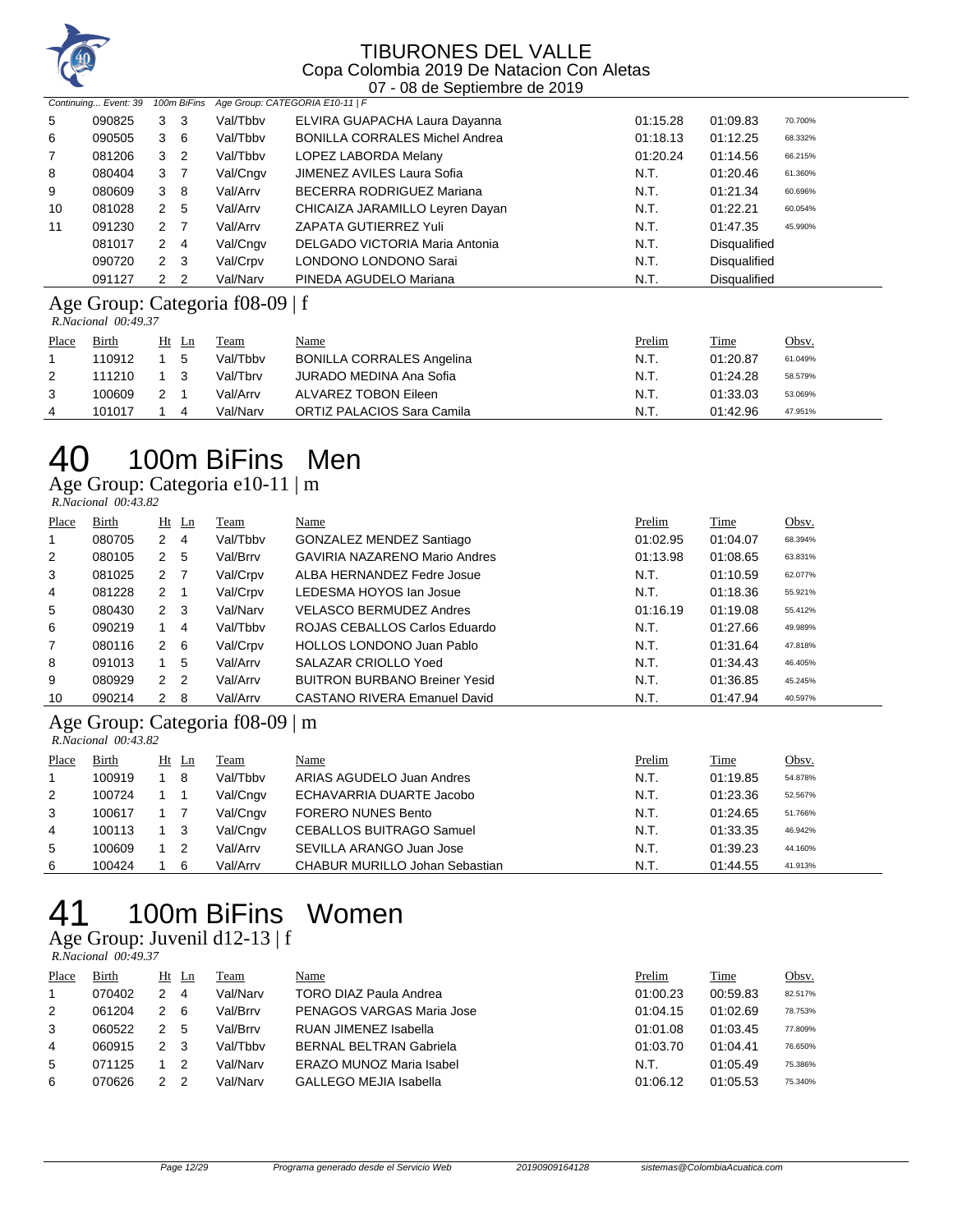Continuing... Event: 39 100m BiFins Age Group: CATEGORIA E10-11 | F

| Place | Birth | Ht | Ln | Team | Name | Prelim | Time | Obsv. |
|---|---|---|---|---|---|---|---|---|
| 5 | 090825 | 3 | 3 | Val/Tbbv | ELVIRA GUAPACHA Laura Dayanna | 01:15.28 | 01:09.83 | 70.700% |
| 6 | 090505 | 3 | 6 | Val/Tbbv | BONILLA CORRALES Michel Andrea | 01:18.13 | 01:12.25 | 68.332% |
| 7 | 081206 | 3 | 2 | Val/Tbbv | LOPEZ LABORDA Melany | 01:20.24 | 01:14.56 | 66.215% |
| 8 | 080404 | 3 | 7 | Val/Cngv | JIMENEZ AVILES Laura Sofia | N.T. | 01:20.46 | 61.360% |
| 9 | 080609 | 3 | 8 | Val/Arrv | BECERRA RODRIGUEZ Mariana | N.T. | 01:21.34 | 60.696% |
| 10 | 081028 | 2 | 5 | Val/Arrv | CHICAIZA JARAMILLO Leyren Dayan | N.T. | 01:22.21 | 60.054% |
| 11 | 091230 | 2 | 7 | Val/Arrv | ZAPATA GUTIERREZ Yuli | N.T. | 01:47.35 | 45.990% |
| | 081017 | 2 | 4 | Val/Cngv | DELGADO VICTORIA Maria Antonia | N.T. | Disqualified | |
| | 090720 | 2 | 3 | Val/Crpv | LONDONO LONDONO Sarai | N.T. | Disqualified | |
| | 091127 | 2 | 2 | Val/Narv | PINEDA AGUDELO Mariana | N.T. | Disqualified | |

### Age Group: Categoria f08-09 | f

*R.Nacional 00:49.37*

| Place | Birth | Ht | Ln | Team | Name | Prelim | Time | Obsv. |
|---|---|---|---|---|---|---|---|---|
| 1 | 110912 | 1 | 5 | Val/Tbbv | BONILLA CORRALES Angelina | N.T. | 01:20.87 | 61.049% |
| 2 | 111210 | 1 | 3 | Val/Tbrv | JURADO MEDINA Ana Sofia | N.T. | 01:24.28 | 58.579% |
| 3 | 100609 | 2 | 1 | Val/Arrv | ALVAREZ TOBON Eileen | N.T. | 01:33.03 | 53.069% |
| 4 | 101017 | 1 | 4 | Val/Narv | ORTIZ PALACIOS Sara Camila | N.T. | 01:42.96 | 47.951% |

# 40 100m BiFins Men

### Age Group: Categoria e10-11 | m

*R.Nacional 00:43.82*

| Place | Birth | Ht | Ln | Team | Name | Prelim | Time | Obsv. |
|---|---|---|---|---|---|---|---|---|
| 1 | 080705 | 2 | 4 | Val/Tbbv | GONZALEZ MENDEZ Santiago | 01:02.95 | 01:04.07 | 68.394% |
| 2 | 080105 | 2 | 5 | Val/Brrv | GAVIRIA NAZARENO Mario Andres | 01:13.98 | 01:08.65 | 63.831% |
| 3 | 081025 | 2 | 7 | Val/Crpv | ALBA HERNANDEZ Fedre Josue | N.T. | 01:10.59 | 62.077% |
| 4 | 081228 | 2 | 1 | Val/Crpv | LEDESMA HOYOS Ian Josue | N.T. | 01:18.36 | 55.921% |
| 5 | 080430 | 2 | 3 | Val/Narv | VELASCO BERMUDEZ Andres | 01:16.19 | 01:19.08 | 55.412% |
| 6 | 090219 | 1 | 4 | Val/Tbbv | ROJAS CEBALLOS Carlos Eduardo | N.T. | 01:27.66 | 49.989% |
| 7 | 080116 | 2 | 6 | Val/Crpv | HOLLOS LONDONO Juan Pablo | N.T. | 01:31.64 | 47.818% |
| 8 | 091013 | 1 | 5 | Val/Arrv | SALAZAR CRIOLLO Yoed | N.T. | 01:34.43 | 46.405% |
| 9 | 080929 | 2 | 2 | Val/Arrv | BUITRON BURBANO Breiner Yesid | N.T. | 01:36.85 | 45.245% |
| 10 | 090214 | 2 | 8 | Val/Arrv | CASTANO RIVERA Emanuel David | N.T. | 01:47.94 | 40.597% |

### Age Group: Categoria f08-09 | m

*R.Nacional 00:43.82*

| Place | Birth | Ht | Ln | Team | Name | Prelim | Time | Obsv. |
|---|---|---|---|---|---|---|---|---|
| 1 | 100919 | 1 | 8 | Val/Tbbv | ARIAS AGUDELO Juan Andres | N.T. | 01:19.85 | 54.878% |
| 2 | 100724 | 1 | 1 | Val/Cngv | ECHAVARRIA DUARTE Jacobo | N.T. | 01:23.36 | 52.567% |
| 3 | 100617 | 1 | 7 | Val/Cngv | FORERO NUNES Bento | N.T. | 01:24.65 | 51.766% |
| 4 | 100113 | 1 | 3 | Val/Cngv | CEBALLOS BUITRAGO Samuel | N.T. | 01:33.35 | 46.942% |
| 5 | 100609 | 1 | 2 | Val/Arrv | SEVILLA ARANGO Juan Jose | N.T. | 01:39.23 | 44.160% |
| 6 | 100424 | 1 | 6 | Val/Arrv | CHABUR MURILLO Johan Sebastian | N.T. | 01:44.55 | 41.913% |

# 41 100m BiFins Women

### Age Group: Juvenil d12-13 | f

*R.Nacional 00:49.37*

| Place | Birth | Ht | Ln | Team | Name | Prelim | Time | Obsv. |
|---|---|---|---|---|---|---|---|---|
| 1 | 070402 | 2 | 4 | Val/Narv | TORO DIAZ Paula Andrea | 01:00.23 | 00:59.83 | 82.517% |
| 2 | 061204 | 2 | 6 | Val/Brrv | PENAGOS VARGAS Maria Jose | 01:04.15 | 01:02.69 | 78.753% |
| 3 | 060522 | 2 | 5 | Val/Brrv | RUAN JIMENEZ Isabella | 01:01.08 | 01:03.45 | 77.809% |
| 4 | 060915 | 2 | 3 | Val/Tbbv | BERNAL BELTRAN Gabriela | 01:03.70 | 01:04.41 | 76.650% |
| 5 | 071125 | 1 | 2 | Val/Narv | ERAZO MUNOZ Maria Isabel | N.T. | 01:05.49 | 75.386% |
| 6 | 070626 | 2 | 2 | Val/Narv | GALLEGO MEJIA Isabella | 01:06.12 | 01:05.53 | 75.340% |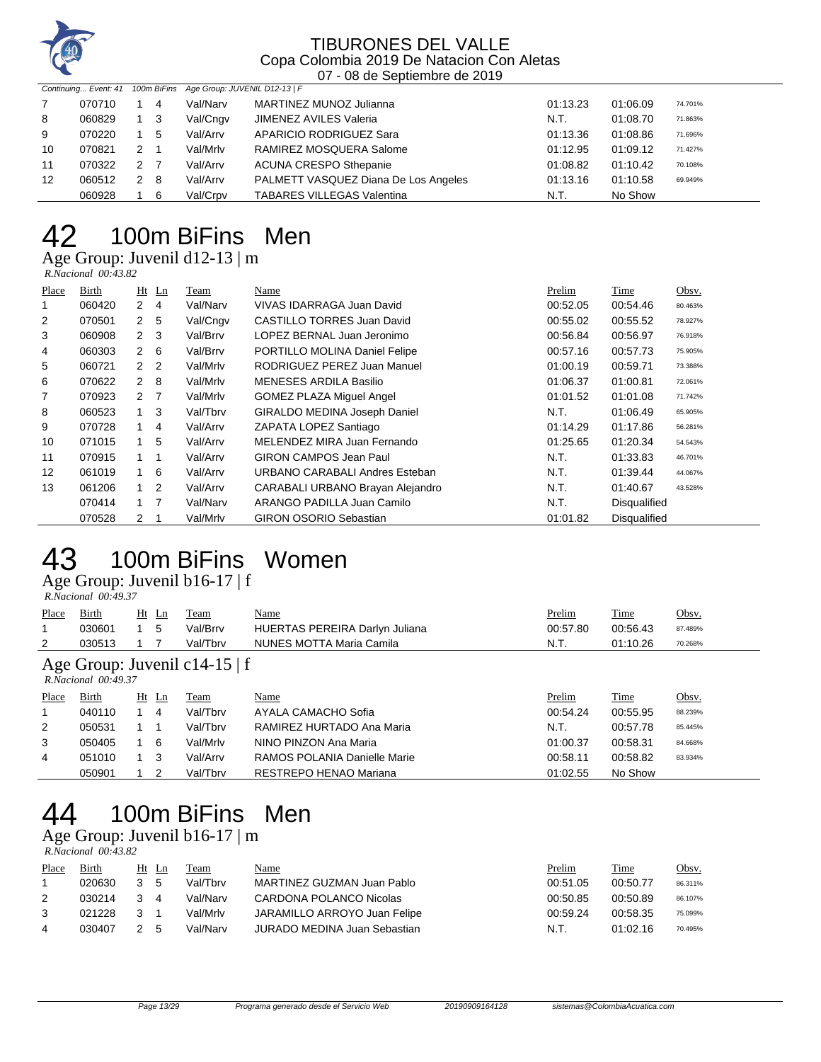Continuing... Event: 41 100m BiFins Age Group: JUVENIL D12-13 | F

| Place | Birth | Ht | Ln | Team | Name | Prelim | Time | Obsv. |
|---|---|---|---|---|---|---|---|---|
| 7 | 070710 | 1 | 4 | Val/Narv | MARTINEZ MUNOZ Julianna | 01:13.23 | 01:06.09 | 74.701% |
| 8 | 060829 | 1 | 3 | Val/Cngv | JIMENEZ AVILES Valeria | N.T. | 01:08.70 | 71.863% |
| 9 | 070220 | 1 | 5 | Val/Arrv | APARICIO RODRIGUEZ Sara | 01:13.36 | 01:08.86 | 71.696% |
| 10 | 070821 | 2 | 1 | Val/Mrlv | RAMIREZ MOSQUERA Salome | 01:12.95 | 01:09.12 | 71.427% |
| 11 | 070322 | 2 | 7 | Val/Arrv | ACUNA CRESPO Sthepanie | 01:08.82 | 01:10.42 | 70.108% |
| 12 | 060512 | 2 | 8 | Val/Arrv | PALMETT VASQUEZ Diana De Los Angeles | 01:13.16 | 01:10.58 | 69.949% |
| | 060928 | 1 | 6 | Val/Crpv | TABARES VILLEGAS Valentina | N.T. | No Show | |

# 42 100m BiFins Men

## Age Group: Juvenil d12-13 | m

*R.Nacional 00:43.82*

| Place | Birth | Ht | Ln | Team | Name | Prelim | Time | Obsv. |
|---|---|---|---|---|---|---|---|---|
| 1 | 060420 | 2 | 4 | Val/Narv | VIVAS IDARRAGA Juan David | 00:52.05 | 00:54.46 | 80.463% |
| 2 | 070501 | 2 | 5 | Val/Cngv | CASTILLO TORRES Juan David | 00:55.02 | 00:55.52 | 78.927% |
| 3 | 060908 | 2 | 3 | Val/Brrv | LOPEZ BERNAL Juan Jeronimo | 00:56.84 | 00:56.97 | 76.918% |
| 4 | 060303 | 2 | 6 | Val/Brrv | PORTILLO MOLINA Daniel Felipe | 00:57.16 | 00:57.73 | 75.905% |
| 5 | 060721 | 2 | 2 | Val/Mrlv | RODRIGUEZ PEREZ Juan Manuel | 01:00.19 | 00:59.71 | 73.388% |
| 6 | 070622 | 2 | 8 | Val/Mrlv | MENESES ARDILA Basilio | 01:06.37 | 01:00.81 | 72.061% |
| 7 | 070923 | 2 | 7 | Val/Mrlv | GOMEZ PLAZA Miguel Angel | 01:01.52 | 01:01.08 | 71.742% |
| 8 | 060523 | 1 | 3 | Val/Tbrv | GIRALDO MEDINA Joseph Daniel | N.T. | 01:06.49 | 65.905% |
| 9 | 070728 | 1 | 4 | Val/Arrv | ZAPATA LOPEZ Santiago | 01:14.29 | 01:17.86 | 56.281% |
| 10 | 071015 | 1 | 5 | Val/Arrv | MELENDEZ MIRA Juan Fernando | 01:25.65 | 01:20.34 | 54.543% |
| 11 | 070915 | 1 | 1 | Val/Arrv | GIRON CAMPOS Jean Paul | N.T. | 01:33.83 | 46.701% |
| 12 | 061019 | 1 | 6 | Val/Arrv | URBANO CARABALI Andres Esteban | N.T. | 01:39.44 | 44.067% |
| 13 | 061206 | 1 | 2 | Val/Arrv | CARABALI URBANO Brayan Alejandro | N.T. | 01:40.67 | 43.528% |
| | 070414 | 1 | 7 | Val/Narv | ARANGO PADILLA Juan Camilo | N.T. | Disqualified | |
| | 070528 | 2 | 1 | Val/Mrlv | GIRON OSORIO Sebastian | 01:01.82 | Disqualified | |

# 43 100m BiFins Women

## Age Group: Juvenil b16-17 | f

*R.Nacional 00:49.37*

| Place | Birth | Ht | Ln | Team | Name | Prelim | Time | Obsv. |
|---|---|---|---|---|---|---|---|---|
| 1 | 030601 | 1 | 5 | Val/Brrv | HUERTAS PEREIRA Darlyn Juliana | 00:57.80 | 00:56.43 | 87.489% |
| 2 | 030513 | 1 | 7 | Val/Tbrv | NUNES MOTTA Maria Camila | N.T. | 01:10.26 | 70.268% |

## Age Group: Juvenil c14-15 | f

*R.Nacional 00:49.37*

| Place | Birth | Ht | Ln | Team | Name | Prelim | Time | Obsv. |
|---|---|---|---|---|---|---|---|---|
| 1 | 040110 | 1 | 4 | Val/Tbrv | AYALA CAMACHO Sofia | 00:54.24 | 00:55.95 | 88.239% |
| 2 | 050531 | 1 | 1 | Val/Tbrv | RAMIREZ HURTADO Ana Maria | N.T. | 00:57.78 | 85.445% |
| 3 | 050405 | 1 | 6 | Val/Mrlv | NINO PINZON Ana Maria | 01:00.37 | 00:58.31 | 84.668% |
| 4 | 051010 | 1 | 3 | Val/Arrv | RAMOS POLANIA Danielle Marie | 00:58.11 | 00:58.82 | 83.934% |
| | 050901 | 1 | 2 | Val/Tbrv | RESTREPO HENAO Mariana | 01:02.55 | No Show | |

# 44 100m BiFins Men

## Age Group: Juvenil b16-17 | m

*R.Nacional 00:43.82*

| Place | Birth | Ht | Ln | Team | Name | Prelim | Time | Obsv. |
|---|---|---|---|---|---|---|---|---|
| 1 | 020630 | 3 | 5 | Val/Tbrv | MARTINEZ GUZMAN Juan Pablo | 00:51.05 | 00:50.77 | 86.311% |
| 2 | 030214 | 3 | 4 | Val/Narv | CARDONA POLANCO Nicolas | 00:50.85 | 00:50.89 | 86.107% |
| 3 | 021228 | 3 | 1 | Val/Mrlv | JARAMILLO ARROYO Juan Felipe | 00:59.24 | 00:58.35 | 75.099% |
| 4 | 030407 | 2 | 5 | Val/Narv | JURADO MEDINA Juan Sebastian | N.T. | 01:02.16 | 70.495% |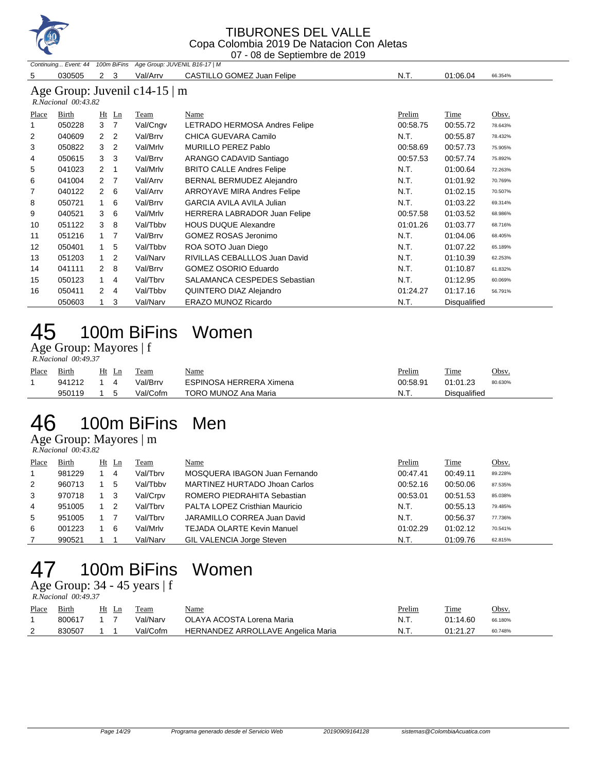Continuing... Event: 44 100m BiFins Age Group: JUVENIL B16-17 | M

| Place | Birth | Ht | Ln | Team | Name | Prelim | Time | Obsv. |
|---|---|---|---|---|---|---|---|---|
| 5 | 030505 | 2 | 3 | Val/Arrv | CASTILLO GOMEZ Juan Felipe | N.T. | 01:06.04 | 66.354% |

## Age Group: Juvenil c14-15 | m

*R.Nacional 00:43.82*

| Place | Birth | Ht | Ln | Team | Name | Prelim | Time | Obsv. |
|---|---|---|---|---|---|---|---|---|
| 1 | 050228 | 3 | 7 | Val/Cngv | LETRADO HERMOSA Andres Felipe | 00:58.75 | 00:55.72 | 78.643% |
| 2 | 040609 | 2 | 2 | Val/Brrv | CHICA GUEVARA Camilo | N.T. | 00:55.87 | 78.432% |
| 3 | 050822 | 3 | 2 | Val/Mrlv | MURILLO PEREZ Pablo | 00:58.69 | 00:57.73 | 75.905% |
| 4 | 050615 | 3 | 3 | Val/Brrv | ARANGO CADAVID Santiago | 00:57.53 | 00:57.74 | 75.892% |
| 5 | 041023 | 2 | 1 | Val/Mrlv | BRITO CALLE Andres Felipe | N.T. | 01:00.64 | 72.263% |
| 6 | 041004 | 2 | 7 | Val/Arrv | BERNAL BERMUDEZ Alejandro | N.T. | 01:01.92 | 70.769% |
| 7 | 040122 | 2 | 6 | Val/Arrv | ARROYAVE MIRA Andres Felipe | N.T. | 01:02.15 | 70.507% |
| 8 | 050721 | 1 | 6 | Val/Brrv | GARCIA AVILA AVILA Julian | N.T. | 01:03.22 | 69.314% |
| 9 | 040521 | 3 | 6 | Val/Mrlv | HERRERA LABRADOR Juan Felipe | 00:57.58 | 01:03.52 | 68.986% |
| 10 | 051122 | 3 | 8 | Val/Tbbv | HOUS DUQUE Alexandre | 01:01.26 | 01:03.77 | 68.716% |
| 11 | 051216 | 1 | 7 | Val/Brrv | GOMEZ ROSAS Jeronimo | N.T. | 01:04.06 | 68.405% |
| 12 | 050401 | 1 | 5 | Val/Tbbv | ROA SOTO Juan Diego | N.T. | 01:07.22 | 65.189% |
| 13 | 051203 | 1 | 2 | Val/Narv | RIVILLAS CEBALLLOS Juan David | N.T. | 01:10.39 | 62.253% |
| 14 | 041111 | 2 | 8 | Val/Brrv | GOMEZ OSORIO Eduardo | N.T. | 01:10.87 | 61.832% |
| 15 | 050123 | 1 | 4 | Val/Tbrv | SALAMANCA CESPEDES Sebastian | N.T. | 01:12.95 | 60.069% |
| 16 | 050411 | 2 | 4 | Val/Tbbv | QUINTERO DIAZ Alejandro | 01:24.27 | 01:17.16 | 56.791% |
|  | 050603 | 1 | 3 | Val/Narv | ERAZO MUNOZ Ricardo | N.T. | Disqualified |  |

# 45 100m BiFins Women

## Age Group: Mayores | f

*R.Nacional 00:49.37*

| Place | Birth | Ht | Ln | Team | Name | Prelim | Time | Obsv. |
|---|---|---|---|---|---|---|---|---|
| 1 | 941212 | 1 | 4 | Val/Brrv | ESPINOSA HERRERA Ximena | 00:58.91 | 01:01.23 | 80.630% |
|  | 950119 | 1 | 5 | Val/Cofm | TORO MUNOZ Ana Maria | N.T. | Disqualified |  |

# 46 100m BiFins Men

## Age Group: Mayores | m

*R.Nacional 00:43.82*

| Place | Birth | Ht | Ln | Team | Name | Prelim | Time | Obsv. |
|---|---|---|---|---|---|---|---|---|
| 1 | 981229 | 1 | 4 | Val/Tbrv | MOSQUERA IBAGON Juan Fernando | 00:47.41 | 00:49.11 | 89.228% |
| 2 | 960713 | 1 | 5 | Val/Tbbv | MARTINEZ HURTADO Jhoan Carlos | 00:52.16 | 00:50.06 | 87.535% |
| 3 | 970718 | 1 | 3 | Val/Crpv | ROMERO PIEDRAHITA Sebastian | 00:53.01 | 00:51.53 | 85.038% |
| 4 | 951005 | 1 | 2 | Val/Tbrv | PALTA LOPEZ Cristhian Mauricio | N.T. | 00:55.13 | 79.485% |
| 5 | 951005 | 1 | 7 | Val/Tbrv | JARAMILLO CORREA Juan David | N.T. | 00:56.37 | 77.736% |
| 6 | 001223 | 1 | 6 | Val/Mrlv | TEJADA OLARTE Kevin Manuel | 01:02.29 | 01:02.12 | 70.541% |
| 7 | 990521 | 1 | 1 | Val/Narv | GIL VALENCIA Jorge Steven | N.T. | 01:09.76 | 62.815% |

# 47 100m BiFins Women

## Age Group: 34 - 45 years | f

*R.Nacional 00:49.37*

| Place | Birth | Ht | Ln | Team | Name | Prelim | Time | Obsv. |
|---|---|---|---|---|---|---|---|---|
| 1 | 800617 | 1 | 7 | Val/Narv | OLAYA ACOSTA Lorena Maria | N.T. | 01:14.60 | 66.180% |
| 2 | 830507 | 1 | 1 | Val/Cofm | HERNANDEZ ARROLLAVE Angelica Maria | N.T. | 01:21.27 | 60.748% |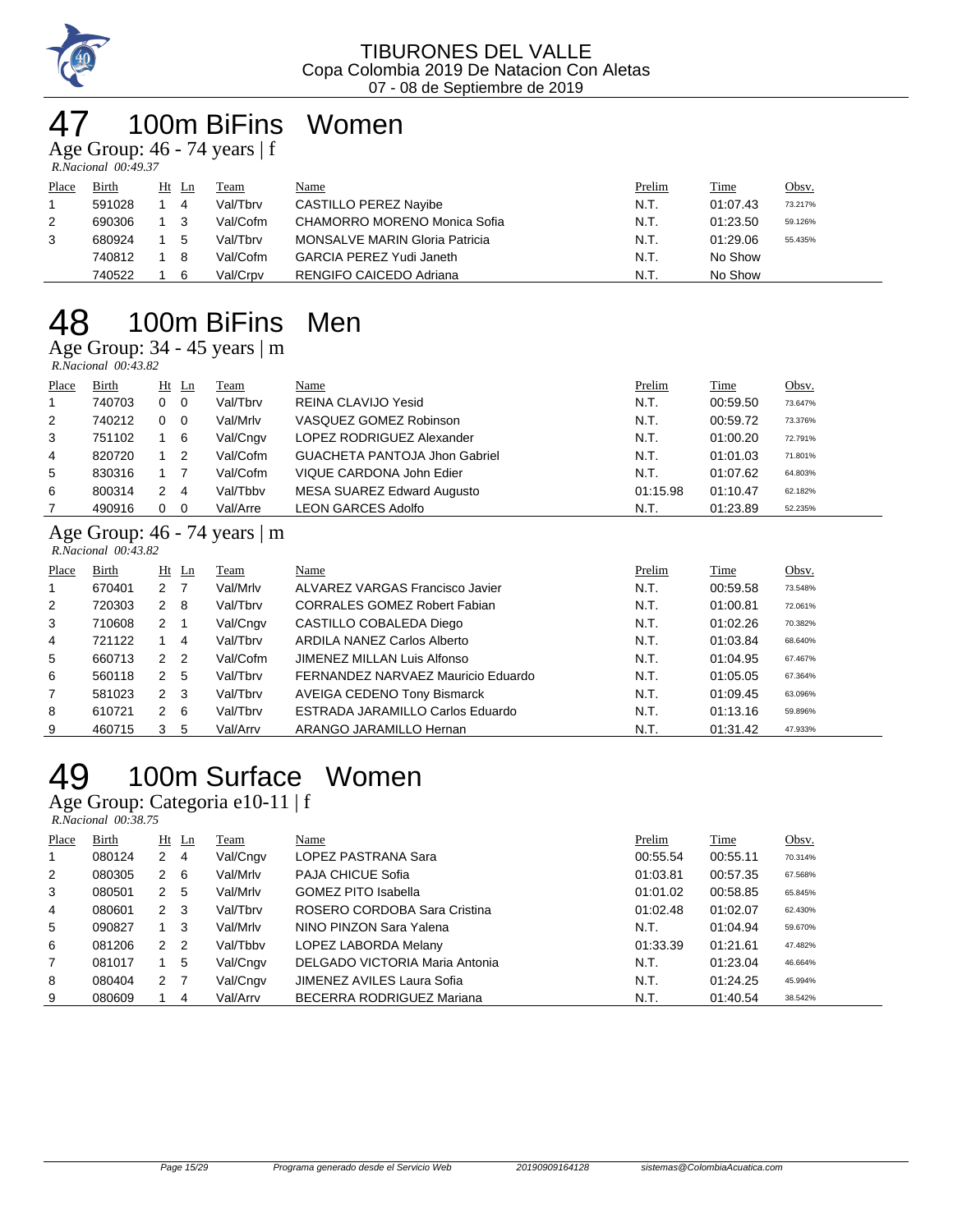TIBURONES DEL VALLE
Copa Colombia 2019 De Natacion Con Aletas
07 - 08 de Septiembre de 2019

# 47 100m BiFins Women

Age Group: 46 - 74 years | f

*R.Nacional 00:49.37*

| Place | Birth | Ht | Ln | Team | Name | Prelim | Time | Obsv. |
|---|---|---|---|---|---|---|---|---|
| 1 | 591028 | 1 | 4 | Val/Tbrv | CASTILLO PEREZ Nayibe | N.T. | 01:07.43 | 73.217% |
| 2 | 690306 | 1 | 3 | Val/Cofm | CHAMORRO MORENO Monica Sofia | N.T. | 01:23.50 | 59.126% |
| 3 | 680924 | 1 | 5 | Val/Tbrv | MONSALVE MARIN Gloria Patricia | N.T. | 01:29.06 | 55.435% |
| | 740812 | 1 | 8 | Val/Cofm | GARCIA PEREZ Yudi Janeth | N.T. | No Show | |
| | 740522 | 1 | 6 | Val/Crpv | RENGIFO CAICEDO Adriana | N.T. | No Show | |

# 48 100m BiFins Men

Age Group: 34 - 45 years | m

*R.Nacional 00:43.82*

| Place | Birth | Ht | Ln | Team | Name | Prelim | Time | Obsv. |
|---|---|---|---|---|---|---|---|---|
| 1 | 740703 | 0 | 0 | Val/Tbrv | REINA CLAVIJO Yesid | N.T. | 00:59.50 | 73.647% |
| 2 | 740212 | 0 | 0 | Val/Mrlv | VASQUEZ GOMEZ Robinson | N.T. | 00:59.72 | 73.376% |
| 3 | 751102 | 1 | 6 | Val/Cngv | LOPEZ RODRIGUEZ Alexander | N.T. | 01:00.20 | 72.791% |
| 4 | 820720 | 1 | 2 | Val/Cofm | GUACHETA PANTOJA Jhon Gabriel | N.T. | 01:01.03 | 71.801% |
| 5 | 830316 | 1 | 7 | Val/Cofm | VIQUE CARDONA John Edier | N.T. | 01:07.62 | 64.803% |
| 6 | 800314 | 2 | 4 | Val/Tbbv | MESA SUAREZ Edward Augusto | 01:15.98 | 01:10.47 | 62.182% |
| 7 | 490916 | 0 | 0 | Val/Arre | LEON GARCES Adolfo | N.T. | 01:23.89 | 52.235% |

Age Group: 46 - 74 years | m

*R.Nacional 00:43.82*

| Place | Birth | Ht | Ln | Team | Name | Prelim | Time | Obsv. |
|---|---|---|---|---|---|---|---|---|
| 1 | 670401 | 2 | 7 | Val/Mrlv | ALVAREZ VARGAS Francisco Javier | N.T. | 00:59.58 | 73.548% |
| 2 | 720303 | 2 | 8 | Val/Tbrv | CORRALES GOMEZ Robert Fabian | N.T. | 01:00.81 | 72.061% |
| 3 | 710608 | 2 | 1 | Val/Cngv | CASTILLO COBALEDA Diego | N.T. | 01:02.26 | 70.382% |
| 4 | 721122 | 1 | 4 | Val/Tbrv | ARDILA NANEZ Carlos Alberto | N.T. | 01:03.84 | 68.640% |
| 5 | 660713 | 2 | 2 | Val/Cofm | JIMENEZ MILLAN Luis Alfonso | N.T. | 01:04.95 | 67.467% |
| 6 | 560118 | 2 | 5 | Val/Tbrv | FERNANDEZ NARVAEZ Mauricio Eduardo | N.T. | 01:05.05 | 67.364% |
| 7 | 581023 | 2 | 3 | Val/Tbrv | AVEIGA CEDENO Tony Bismarck | N.T. | 01:09.45 | 63.096% |
| 8 | 610721 | 2 | 6 | Val/Tbrv | ESTRADA JARAMILLO Carlos Eduardo | N.T. | 01:13.16 | 59.896% |
| 9 | 460715 | 3 | 5 | Val/Arrv | ARANGO JARAMILLO Hernan | N.T. | 01:31.42 | 47.933% |

# 49 100m Surface Women

Age Group: Categoria e10-11 | f

*R.Nacional 00:38.75*

| Place | Birth | Ht | Ln | Team | Name | Prelim | Time | Obsv. |
|---|---|---|---|---|---|---|---|---|
| 1 | 080124 | 2 | 4 | Val/Cngv | LOPEZ PASTRANA Sara | 00:55.54 | 00:55.11 | 70.314% |
| 2 | 080305 | 2 | 6 | Val/Mrlv | PAJA CHICUE Sofia | 01:03.81 | 00:57.35 | 67.568% |
| 3 | 080501 | 2 | 5 | Val/Mrlv | GOMEZ PITO Isabella | 01:01.02 | 00:58.85 | 65.845% |
| 4 | 080601 | 2 | 3 | Val/Tbrv | ROSERO CORDOBA Sara Cristina | 01:02.48 | 01:02.07 | 62.430% |
| 5 | 090827 | 1 | 3 | Val/Mrlv | NINO PINZON Sara Yalena | N.T. | 01:04.94 | 59.670% |
| 6 | 081206 | 2 | 2 | Val/Tbbv | LOPEZ LABORDA Melany | 01:33.39 | 01:21.61 | 47.482% |
| 7 | 081017 | 1 | 5 | Val/Cngv | DELGADO VICTORIA Maria Antonia | N.T. | 01:23.04 | 46.664% |
| 8 | 080404 | 2 | 7 | Val/Cngv | JIMENEZ AVILES Laura Sofia | N.T. | 01:24.25 | 45.994% |
| 9 | 080609 | 1 | 4 | Val/Arrv | BECERRA RODRIGUEZ Mariana | N.T. | 01:40.54 | 38.542% |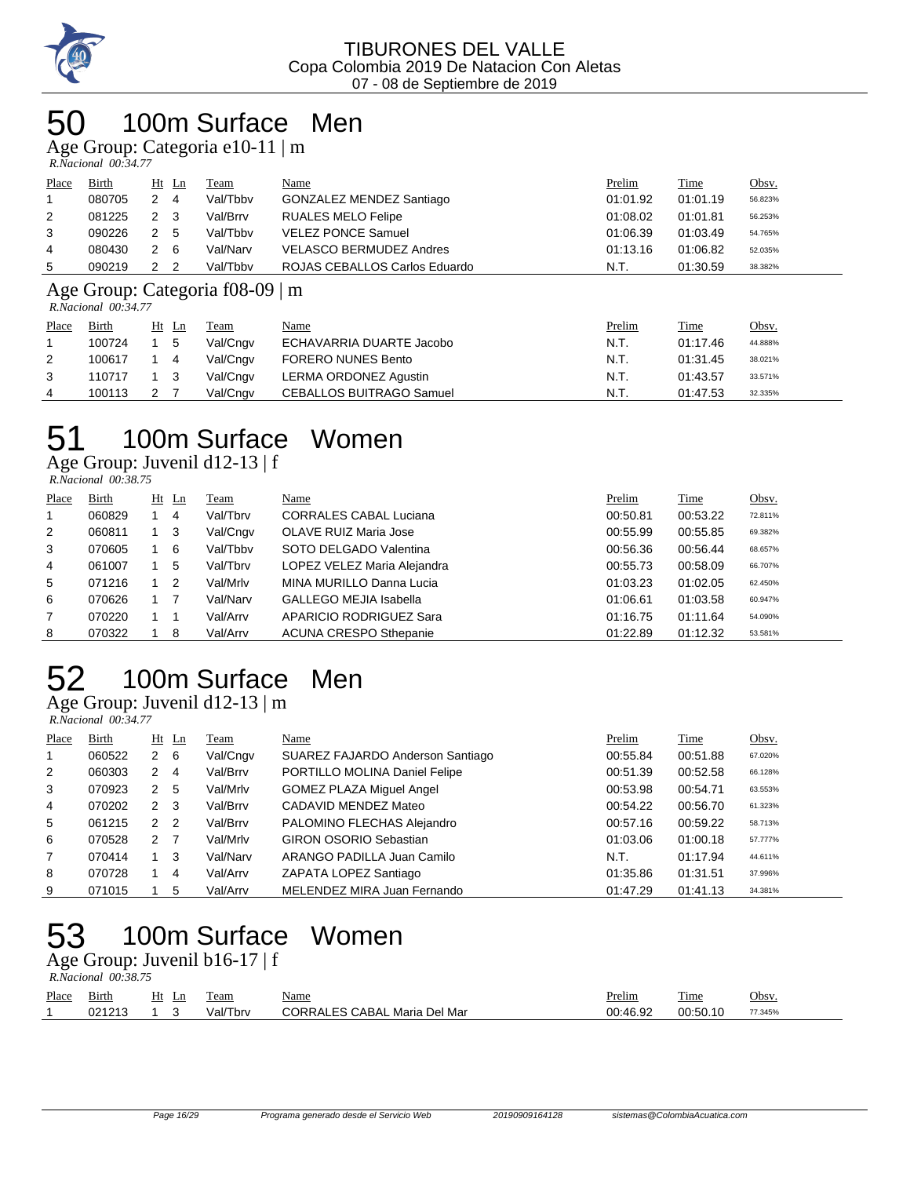TIBURONES DEL VALLE
Copa Colombia 2019 De Natacion Con Aletas
07 - 08 de Septiembre de 2019

# 50 100m Surface Men

## Age Group: Categoria e10-11 | m

*R.Nacional 00:34.77*

| Place | Birth | Ht | Ln | Team | Name | Prelim | Time | Obsv. |
|---|---|---|---|---|---|---|---|---|
| 1 | 080705 | 2 | 4 | Val/Tbbv | GONZALEZ MENDEZ Santiago | 01:01.92 | 01:01.19 | 56.823% |
| 2 | 081225 | 2 | 3 | Val/Brrv | RUALES MELO Felipe | 01:08.02 | 01:01.81 | 56.253% |
| 3 | 090226 | 2 | 5 | Val/Tbbv | VELEZ PONCE Samuel | 01:06.39 | 01:03.49 | 54.765% |
| 4 | 080430 | 2 | 6 | Val/Narv | VELASCO BERMUDEZ Andres | 01:13.16 | 01:06.82 | 52.035% |
| 5 | 090219 | 2 | 2 | Val/Tbbv | ROJAS CEBALLOS Carlos Eduardo | N.T. | 01:30.59 | 38.382% |

## Age Group: Categoria f08-09 | m

*R.Nacional 00:34.77*

| Place | Birth | Ht | Ln | Team | Name | Prelim | Time | Obsv. |
|---|---|---|---|---|---|---|---|---|
| 1 | 100724 | 1 | 5 | Val/Cngv | ECHAVARRIA DUARTE Jacobo | N.T. | 01:17.46 | 44.888% |
| 2 | 100617 | 1 | 4 | Val/Cngv | FORERO NUNES Bento | N.T. | 01:31.45 | 38.021% |
| 3 | 110717 | 1 | 3 | Val/Cngv | LERMA ORDONEZ Agustin | N.T. | 01:43.57 | 33.571% |
| 4 | 100113 | 2 | 7 | Val/Cngv | CEBALLOS BUITRAGO Samuel | N.T. | 01:47.53 | 32.335% |

# 51 100m Surface Women

## Age Group: Juvenil d12-13 | f

*R.Nacional 00:38.75*

| Place | Birth | Ht | Ln | Team | Name | Prelim | Time | Obsv. |
|---|---|---|---|---|---|---|---|---|
| 1 | 060829 | 1 | 4 | Val/Tbrv | CORRALES CABAL Luciana | 00:50.81 | 00:53.22 | 72.811% |
| 2 | 060811 | 1 | 3 | Val/Cngv | OLAVE RUIZ Maria Jose | 00:55.99 | 00:55.85 | 69.382% |
| 3 | 070605 | 1 | 6 | Val/Tbbv | SOTO DELGADO Valentina | 00:56.36 | 00:56.44 | 68.657% |
| 4 | 061007 | 1 | 5 | Val/Tbrv | LOPEZ VELEZ Maria Alejandra | 00:55.73 | 00:58.09 | 66.707% |
| 5 | 071216 | 1 | 2 | Val/Mrlv | MINA MURILLO Danna Lucia | 01:03.23 | 01:02.05 | 62.450% |
| 6 | 070626 | 1 | 7 | Val/Narv | GALLEGO MEJIA Isabella | 01:06.61 | 01:03.58 | 60.947% |
| 7 | 070220 | 1 | 1 | Val/Arrv | APARICIO RODRIGUEZ Sara | 01:16.75 | 01:11.64 | 54.090% |
| 8 | 070322 | 1 | 8 | Val/Arrv | ACUNA CRESPO Sthepanie | 01:22.89 | 01:12.32 | 53.581% |

# 52 100m Surface Men

## Age Group: Juvenil d12-13 | m

*R.Nacional 00:34.77*

| Place | Birth | Ht | Ln | Team | Name | Prelim | Time | Obsv. |
|---|---|---|---|---|---|---|---|---|
| 1 | 060522 | 2 | 6 | Val/Cngv | SUAREZ FAJARDO Anderson Santiago | 00:55.84 | 00:51.88 | 67.020% |
| 2 | 060303 | 2 | 4 | Val/Brrv | PORTILLO MOLINA Daniel Felipe | 00:51.39 | 00:52.58 | 66.128% |
| 3 | 070923 | 2 | 5 | Val/Mrlv | GOMEZ PLAZA Miguel Angel | 00:53.98 | 00:54.71 | 63.553% |
| 4 | 070202 | 2 | 3 | Val/Brrv | CADAVID MENDEZ Mateo | 00:54.22 | 00:56.70 | 61.323% |
| 5 | 061215 | 2 | 2 | Val/Brrv | PALOMINO FLECHAS Alejandro | 00:57.16 | 00:59.22 | 58.713% |
| 6 | 070528 | 2 | 7 | Val/Mrlv | GIRON OSORIO Sebastian | 01:03.06 | 01:00.18 | 57.777% |
| 7 | 070414 | 1 | 3 | Val/Narv | ARANGO PADILLA Juan Camilo | N.T. | 01:17.94 | 44.611% |
| 8 | 070728 | 1 | 4 | Val/Arrv | ZAPATA LOPEZ Santiago | 01:35.86 | 01:31.51 | 37.996% |
| 9 | 071015 | 1 | 5 | Val/Arrv | MELENDEZ MIRA Juan Fernando | 01:47.29 | 01:41.13 | 34.381% |

# 53 100m Surface Women

## Age Group: Juvenil b16-17 | f

*R.Nacional 00:38.75*

| Place | Birth | Ht | Ln | Team | Name | Prelim | Time | Obsv. |
|---|---|---|---|---|---|---|---|---|
| 1 | 021213 | 1 | 3 | Val/Tbrv | CORRALES CABAL Maria Del Mar | 00:46.92 | 00:50.10 | 77.345% |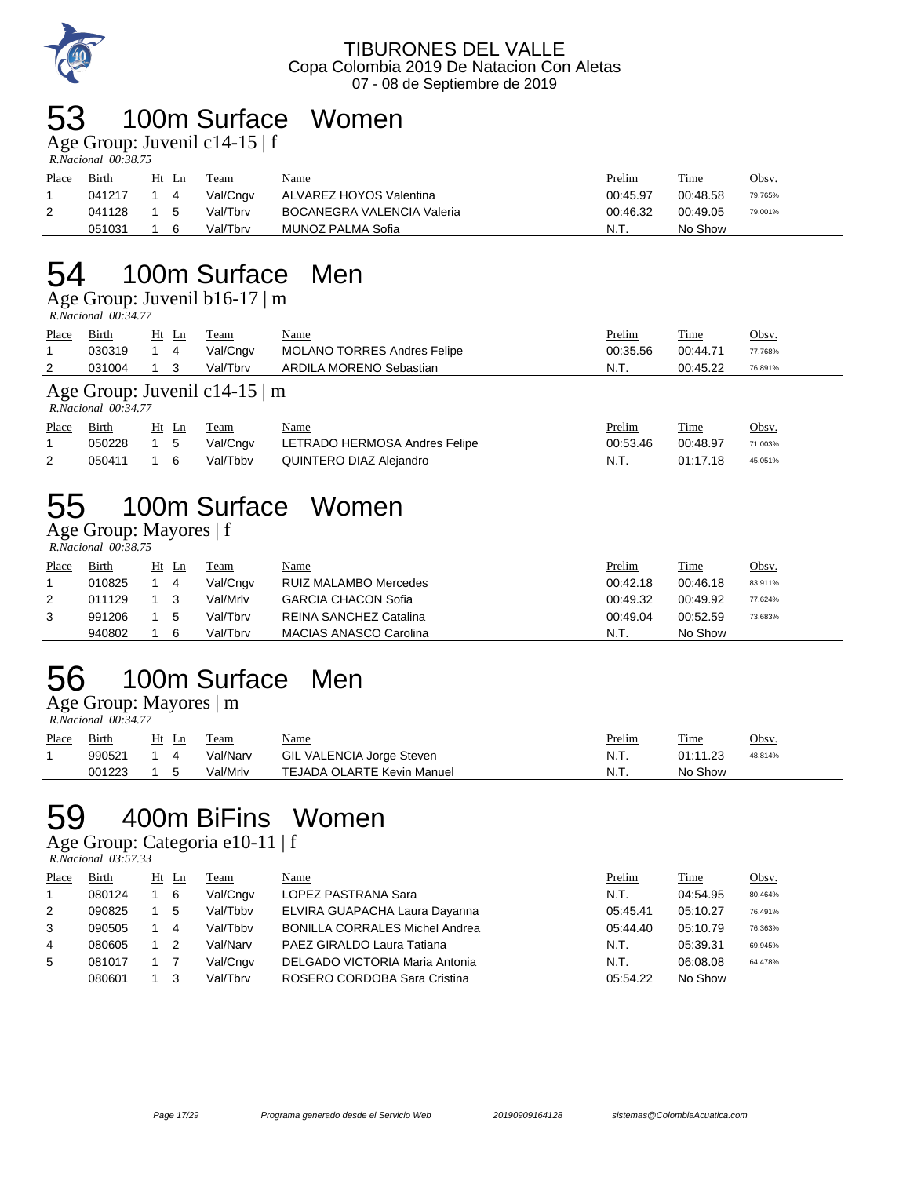# 53 100m Surface Women

## Age Group: Juvenil c14-15 | f

*R.Nacional 00:38.75*

| Place | Birth | Ht | Ln | Team | Name | Prelim | Time | Obsv. |
|---|---|---|---|---|---|---|---|---|
| 1 | 041217 | 1 | 4 | Val/Cngv | ALVAREZ HOYOS Valentina | 00:45.97 | 00:48.58 | 79.765% |
| 2 | 041128 | 1 | 5 | Val/Tbrv | BOCANEGRA VALENCIA Valeria | 00:46.32 | 00:49.05 | 79.001% |
| | 051031 | 1 | 6 | Val/Tbrv | MUNOZ PALMA Sofia | N.T. | No Show | |

# 54 100m Surface Men

## Age Group: Juvenil b16-17 | m

*R.Nacional 00:34.77*

| Place | Birth | Ht | Ln | Team | Name | Prelim | Time | Obsv. |
|---|---|---|---|---|---|---|---|---|
| 1 | 030319 | 1 | 4 | Val/Cngv | MOLANO TORRES Andres Felipe | 00:35.56 | 00:44.71 | 77.768% |
| 2 | 031004 | 1 | 3 | Val/Tbrv | ARDILA MORENO Sebastian | N.T. | 00:45.22 | 76.891% |

## Age Group: Juvenil c14-15 | m

*R.Nacional 00:34.77*

| Place | Birth | Ht | Ln | Team | Name | Prelim | Time | Obsv. |
|---|---|---|---|---|---|---|---|---|
| 1 | 050228 | 1 | 5 | Val/Cngv | LETRADO HERMOSA Andres Felipe | 00:53.46 | 00:48.97 | 71.003% |
| 2 | 050411 | 1 | 6 | Val/Tbbv | QUINTERO DIAZ Alejandro | N.T. | 01:17.18 | 45.051% |

# 55 100m Surface Women

## Age Group: Mayores | f

*R.Nacional 00:38.75*

| Place | Birth | Ht | Ln | Team | Name | Prelim | Time | Obsv. |
|---|---|---|---|---|---|---|---|---|
| 1 | 010825 | 1 | 4 | Val/Cngv | RUIZ MALAMBO Mercedes | 00:42.18 | 00:46.18 | 83.911% |
| 2 | 011129 | 1 | 3 | Val/Mrlv | GARCIA CHACON Sofia | 00:49.32 | 00:49.92 | 77.624% |
| 3 | 991206 | 1 | 5 | Val/Tbrv | REINA SANCHEZ Catalina | 00:49.04 | 00:52.59 | 73.683% |
| | 940802 | 1 | 6 | Val/Tbrv | MACIAS ANASCO Carolina | N.T. | No Show | |

# 56 100m Surface Men

## Age Group: Mayores | m

*R.Nacional 00:34.77*

| Place | Birth | Ht | Ln | Team | Name | Prelim | Time | Obsv. |
|---|---|---|---|---|---|---|---|---|
| 1 | 990521 | 1 | 4 | Val/Narv | GIL VALENCIA Jorge Steven | N.T. | 01:11.23 | 48.814% |
| | 001223 | 1 | 5 | Val/Mrlv | TEJADA OLARTE Kevin Manuel | N.T. | No Show | |

# 59 400m BiFins Women

## Age Group: Categoria e10-11 | f

*R.Nacional 03:57.33*

| Place | Birth | Ht | Ln | Team | Name | Prelim | Time | Obsv. |
|---|---|---|---|---|---|---|---|---|
| 1 | 080124 | 1 | 6 | Val/Cngv | LOPEZ PASTRANA Sara | N.T. | 04:54.95 | 80.464% |
| 2 | 090825 | 1 | 5 | Val/Tbbv | ELVIRA GUAPACHA Laura Dayanna | 05:45.41 | 05:10.27 | 76.491% |
| 3 | 090505 | 1 | 4 | Val/Tbbv | BONILLA CORRALES Michel Andrea | 05:44.40 | 05:10.79 | 76.363% |
| 4 | 080605 | 1 | 2 | Val/Narv | PAEZ GIRALDO Laura Tatiana | N.T. | 05:39.31 | 69.945% |
| 5 | 081017 | 1 | 7 | Val/Cngv | DELGADO VICTORIA Maria Antonia | N.T. | 06:08.08 | 64.478% |
| | 080601 | 1 | 3 | Val/Tbrv | ROSERO CORDOBA Sara Cristina | 05:54.22 | No Show | |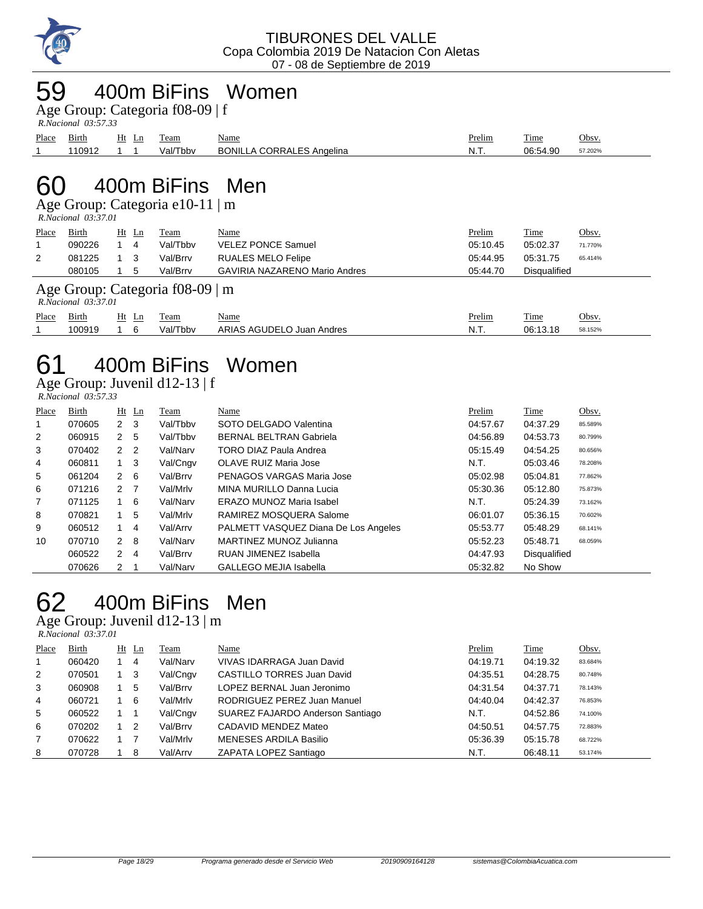# 59 400m BiFins Women

Age Group: Categoria f08-09 | f

*R.Nacional 03:57.33*

| Place | Birth | Ht | Ln | Team | Name | Prelim | Time | Obsv. |
|---|---|---|---|---|---|---|---|---|
| 1 | 110912 | 1 | 1 | Val/Tbbv | BONILLA CORRALES Angelina | N.T. | 06:54.90 | 57.202% |

# 60 400m BiFins Men

Age Group: Categoria e10-11 | m

*R.Nacional 03:37.01*

| Place | Birth | Ht | Ln | Team | Name | Prelim | Time | Obsv. |
|---|---|---|---|---|---|---|---|---|
| 1 | 090226 | 1 | 4 | Val/Tbbv | VELEZ PONCE Samuel | 05:10.45 | 05:02.37 | 71.770% |
| 2 | 081225 | 1 | 3 | Val/Brrv | RUALES MELO Felipe | 05:44.95 | 05:31.75 | 65.414% |
| | 080105 | 1 | 5 | Val/Brrv | GAVIRIA NAZARENO Mario Andres | 05:44.70 | Disqualified | |

Age Group: Categoria f08-09 | m

*R.Nacional 03:37.01*

| Place | Birth | Ht | Ln | Team | Name | Prelim | Time | Obsv. |
|---|---|---|---|---|---|---|---|---|
| 1 | 100919 | 1 | 6 | Val/Tbbv | ARIAS AGUDELO Juan Andres | N.T. | 06:13.18 | 58.152% |

# 61 400m BiFins Women

Age Group: Juvenil d12-13 | f

*R.Nacional 03:57.33*

| Place | Birth | Ht | Ln | Team | Name | Prelim | Time | Obsv. |
|---|---|---|---|---|---|---|---|---|
| 1 | 070605 | 2 | 3 | Val/Tbbv | SOTO DELGADO Valentina | 04:57.67 | 04:37.29 | 85.589% |
| 2 | 060915 | 2 | 5 | Val/Tbbv | BERNAL BELTRAN Gabriela | 04:56.89 | 04:53.73 | 80.799% |
| 3 | 070402 | 2 | 2 | Val/Narv | TORO DIAZ Paula Andrea | 05:15.49 | 04:54.25 | 80.656% |
| 4 | 060811 | 1 | 3 | Val/Cngv | OLAVE RUIZ Maria Jose | N.T. | 05:03.46 | 78.208% |
| 5 | 061204 | 2 | 6 | Val/Brrv | PENAGOS VARGAS Maria Jose | 05:02.98 | 05:04.81 | 77.862% |
| 6 | 071216 | 2 | 7 | Val/Mrlv | MINA MURILLO Danna Lucia | 05:30.36 | 05:12.80 | 75.873% |
| 7 | 071125 | 1 | 6 | Val/Narv | ERAZO MUNOZ Maria Isabel | N.T. | 05:24.39 | 73.162% |
| 8 | 070821 | 1 | 5 | Val/Mrlv | RAMIREZ MOSQUERA Salome | 06:01.07 | 05:36.15 | 70.602% |
| 9 | 060512 | 1 | 4 | Val/Arrv | PALMETT VASQUEZ Diana De Los Angeles | 05:53.77 | 05:48.29 | 68.141% |
| 10 | 070710 | 2 | 8 | Val/Narv | MARTINEZ MUNOZ Julianna | 05:52.23 | 05:48.71 | 68.059% |
| | 060522 | 2 | 4 | Val/Brrv | RUAN JIMENEZ Isabella | 04:47.93 | Disqualified | |
| | 070626 | 2 | 1 | Val/Narv | GALLEGO MEJIA Isabella | 05:32.82 | No Show | |

# 62 400m BiFins Men

Age Group: Juvenil d12-13 | m

*R.Nacional 03:37.01*

| Place | Birth | Ht | Ln | Team | Name | Prelim | Time | Obsv. |
|---|---|---|---|---|---|---|---|---|
| 1 | 060420 | 1 | 4 | Val/Narv | VIVAS IDARRAGA Juan David | 04:19.71 | 04:19.32 | 83.684% |
| 2 | 070501 | 1 | 3 | Val/Cngv | CASTILLO TORRES Juan David | 04:35.51 | 04:28.75 | 80.748% |
| 3 | 060908 | 1 | 5 | Val/Brrv | LOPEZ BERNAL Juan Jeronimo | 04:31.54 | 04:37.71 | 78.143% |
| 4 | 060721 | 1 | 6 | Val/Mrlv | RODRIGUEZ PEREZ Juan Manuel | 04:40.04 | 04:42.37 | 76.853% |
| 5 | 060522 | 1 | 1 | Val/Cngv | SUAREZ FAJARDO Anderson Santiago | N.T. | 04:52.86 | 74.100% |
| 6 | 070202 | 1 | 2 | Val/Brrv | CADAVID MENDEZ Mateo | 04:50.51 | 04:57.75 | 72.883% |
| 7 | 070622 | 1 | 7 | Val/Mrlv | MENESES ARDILA Basilio | 05:36.39 | 05:15.78 | 68.722% |
| 8 | 070728 | 1 | 8 | Val/Arrv | ZAPATA LOPEZ Santiago | N.T. | 06:48.11 | 53.174% |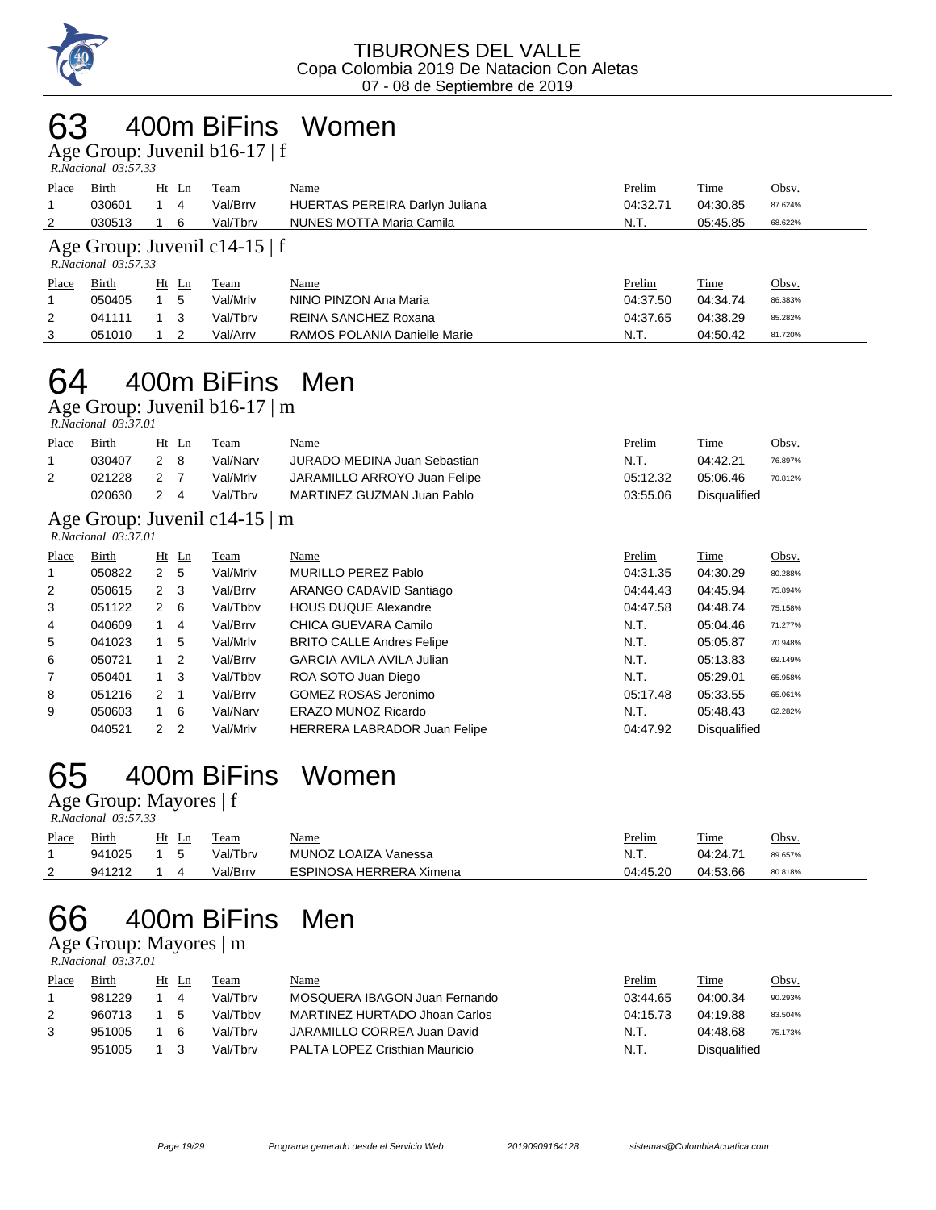# 63 400m BiFins Women

## Age Group: Juvenil b16-17 | f

*R.Nacional 03:57.33*

| Place | Birth | Ht | Ln | Team | Name | Prelim | Time | Obsv. |
|---|---|---|---|---|---|---|---|---|
| 1 | 030601 | 1 | 4 | Val/Brrv | HUERTAS PEREIRA Darlyn Juliana | 04:32.71 | 04:30.85 | 87.624% |
| 2 | 030513 | 1 | 6 | Val/Tbrv | NUNES MOTTA Maria Camila | N.T. | 05:45.85 | 68.622% |

## Age Group: Juvenil c14-15 | f

*R.Nacional 03:57.33*

| Place | Birth | Ht | Ln | Team | Name | Prelim | Time | Obsv. |
|---|---|---|---|---|---|---|---|---|
| 1 | 050405 | 1 | 5 | Val/Mrlv | NINO PINZON Ana Maria | 04:37.50 | 04:34.74 | 86.383% |
| 2 | 041111 | 1 | 3 | Val/Tbrv | REINA SANCHEZ Roxana | 04:37.65 | 04:38.29 | 85.282% |
| 3 | 051010 | 1 | 2 | Val/Arrv | RAMOS POLANIA Danielle Marie | N.T. | 04:50.42 | 81.720% |

# 64 400m BiFins Men

## Age Group: Juvenil b16-17 | m

*R.Nacional 03:37.01*

| Place | Birth | Ht | Ln | Team | Name | Prelim | Time | Obsv. |
|---|---|---|---|---|---|---|---|---|
| 1 | 030407 | 2 | 8 | Val/Narv | JURADO MEDINA Juan Sebastian | N.T. | 04:42.21 | 76.897% |
| 2 | 021228 | 2 | 7 | Val/Mrlv | JARAMILLO ARROYO Juan Felipe | 05:12.32 | 05:06.46 | 70.812% |
| | 020630 | 2 | 4 | Val/Tbrv | MARTINEZ GUZMAN Juan Pablo | 03:55.06 | Disqualified | |

## Age Group: Juvenil c14-15 | m

*R.Nacional 03:37.01*

| Place | Birth | Ht | Ln | Team | Name | Prelim | Time | Obsv. |
|---|---|---|---|---|---|---|---|---|
| 1 | 050822 | 2 | 5 | Val/Mrlv | MURILLO PEREZ Pablo | 04:31.35 | 04:30.29 | 80.288% |
| 2 | 050615 | 2 | 3 | Val/Brrv | ARANGO CADAVID Santiago | 04:44.43 | 04:45.94 | 75.894% |
| 3 | 051122 | 2 | 6 | Val/Tbbv | HOUS DUQUE Alexandre | 04:47.58 | 04:48.74 | 75.158% |
| 4 | 040609 | 1 | 4 | Val/Brrv | CHICA GUEVARA Camilo | N.T. | 05:04.46 | 71.277% |
| 5 | 041023 | 1 | 5 | Val/Mrlv | BRITO CALLE Andres Felipe | N.T. | 05:05.87 | 70.948% |
| 6 | 050721 | 1 | 2 | Val/Brrv | GARCIA AVILA AVILA Julian | N.T. | 05:13.83 | 69.149% |
| 7 | 050401 | 1 | 3 | Val/Tbbv | ROA SOTO Juan Diego | N.T. | 05:29.01 | 65.958% |
| 8 | 051216 | 2 | 1 | Val/Brrv | GOMEZ ROSAS Jeronimo | 05:17.48 | 05:33.55 | 65.061% |
| 9 | 050603 | 1 | 6 | Val/Narv | ERAZO MUNOZ Ricardo | N.T. | 05:48.43 | 62.282% |
| | 040521 | 2 | 2 | Val/Mrlv | HERRERA LABRADOR Juan Felipe | 04:47.92 | Disqualified | |

# 65 400m BiFins Women

## Age Group: Mayores | f

*R.Nacional 03:57.33*

| Place | Birth | Ht | Ln | Team | Name | Prelim | Time | Obsv. |
|---|---|---|---|---|---|---|---|---|
| 1 | 941025 | 1 | 5 | Val/Tbrv | MUNOZ LOAIZA Vanessa | N.T. | 04:24.71 | 89.657% |
| 2 | 941212 | 1 | 4 | Val/Brrv | ESPINOSA HERRERA Ximena | 04:45.20 | 04:53.66 | 80.818% |

# 66 400m BiFins Men

## Age Group: Mayores | m

*R.Nacional 03:37.01*

| Place | Birth | Ht | Ln | Team | Name | Prelim | Time | Obsv. |
|---|---|---|---|---|---|---|---|---|
| 1 | 981229 | 1 | 4 | Val/Tbrv | MOSQUERA IBAGON Juan Fernando | 03:44.65 | 04:00.34 | 90.293% |
| 2 | 960713 | 1 | 5 | Val/Tbbv | MARTINEZ HURTADO Jhoan Carlos | 04:15.73 | 04:19.88 | 83.504% |
| 3 | 951005 | 1 | 6 | Val/Tbrv | JARAMILLO CORREA Juan David | N.T. | 04:48.68 | 75.173% |
| | 951005 | 1 | 3 | Val/Tbrv | PALTA LOPEZ Cristhian Mauricio | N.T. | Disqualified | |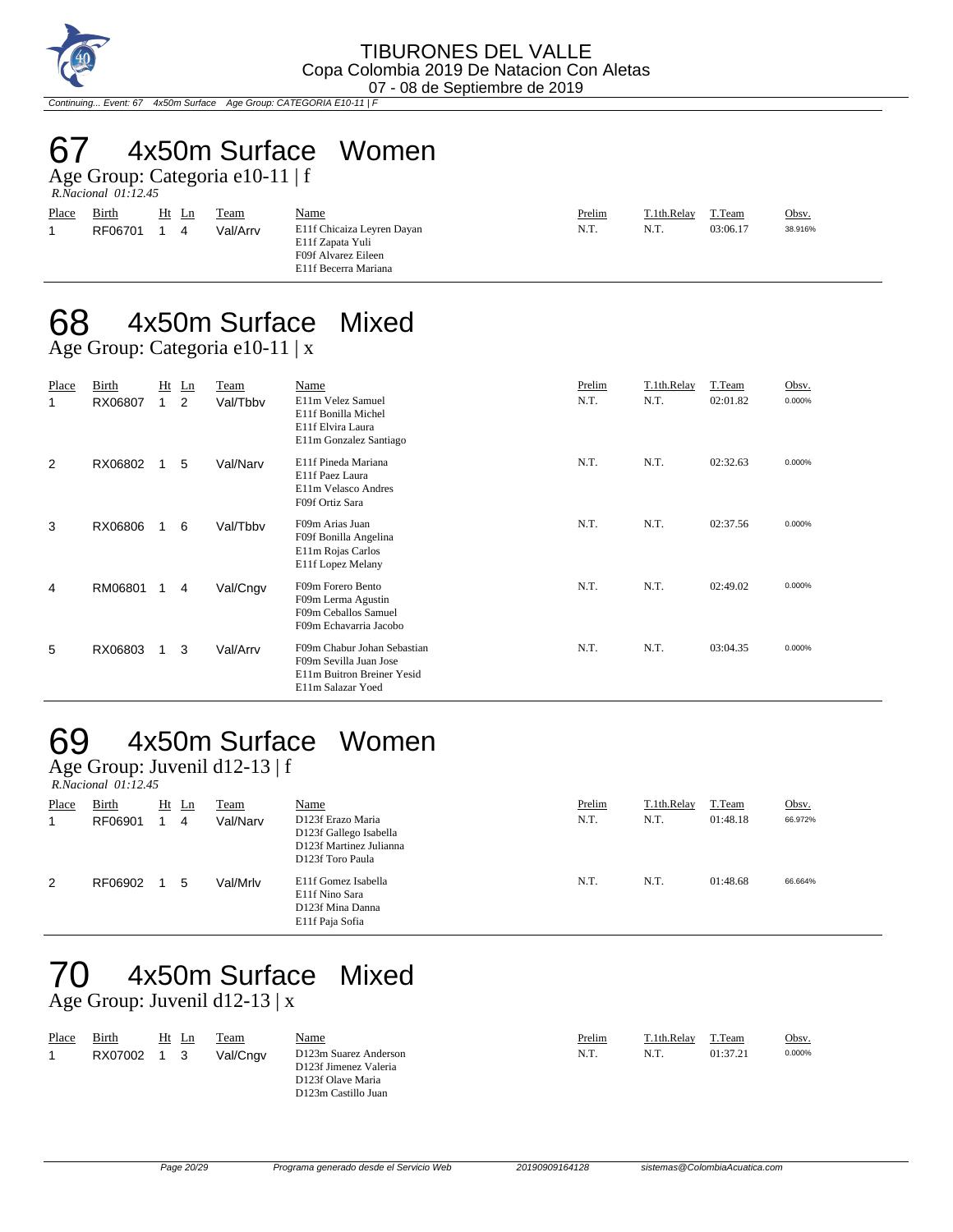# 67 4x50m Surface Women

Age Group: Categoria e10-11 | f

*R.Nacional 01:12.45*

| Place | Birth | Ht | Ln | Team | Name | Prelim | T.1th.Relay | T.Team | Obsv. |
|---|---|---|---|---|---|---|---|---|---|
| 1 | RF06701 | 1 | 4 | Val/Arrv | E11f Chicaiza Leyren Dayan<br>E11f Zapata Yuli<br>F09f Alvarez Eileen<br>E11f Becerra Mariana | N.T. | N.T. | 03:06.17 | 38.916% |

# 68 4x50m Surface Mixed

Age Group: Categoria e10-11 | x

| Place | Birth | Ht | Ln | Team | Name | Prelim | T.1th.Relay | T.Team | Obsv. |
|---|---|---|---|---|---|---|---|---|---|
| 1 | RX06807 | 1 | 2 | Val/Tbbv | E11m Velez Samuel<br>E11f Bonilla Michel<br>E11f Elvira Laura<br>E11m Gonzalez Santiago | N.T. | N.T. | 02:01.82 | 0.000% |
| 2 | RX06802 | 1 | 5 | Val/Narv | E11f Pineda Mariana<br>E11f Paez Laura<br>E11m Velasco Andres<br>F09f Ortiz Sara | N.T. | N.T. | 02:32.63 | 0.000% |
| 3 | RX06806 | 1 | 6 | Val/Tbbv | F09m Arias Juan<br>F09f Bonilla Angelina<br>E11m Rojas Carlos<br>E11f Lopez Melany | N.T. | N.T. | 02:37.56 | 0.000% |
| 4 | RM06801 | 1 | 4 | Val/Cngv | F09m Forero Bento<br>F09m Lerma Agustin<br>F09m Ceballos Samuel<br>F09m Echavarria Jacobo | N.T. | N.T. | 02:49.02 | 0.000% |
| 5 | RX06803 | 1 | 3 | Val/Arrv | F09m Chabur Johan Sebastian<br>F09m Sevilla Juan Jose<br>E11m Buitron Breiner Yesid<br>E11m Salazar Yoed | N.T. | N.T. | 03:04.35 | 0.000% |

# 69 4x50m Surface Women

Age Group: Juvenil d12-13 | f

*R.Nacional 01:12.45*

| Place | Birth | Ht | Ln | Team | Name | Prelim | T.1th.Relay | T.Team | Obsv. |
|---|---|---|---|---|---|---|---|---|---|
| 1 | RF06901 | 1 | 4 | Val/Narv | D123f Erazo Maria<br>D123f Gallego Isabella<br>D123f Martinez Julianna<br>D123f Toro Paula | N.T. | N.T. | 01:48.18 | 66.972% |
| 2 | RF06902 | 1 | 5 | Val/Mrlv | E11f Gomez Isabella<br>E11f Nino Sara<br>D123f Mina Danna<br>E11f Paja Sofia | N.T. | N.T. | 01:48.68 | 66.664% |

# 70 4x50m Surface Mixed

Age Group: Juvenil d12-13 | x

| Place | Birth | Ht | Ln | Team | Name | Prelim | T.1th.Relay | T.Team | Obsv. |
|---|---|---|---|---|---|---|---|---|---|
| 1 | RX07002 | 1 | 3 | Val/Cngv | D123m Suarez Anderson<br>D123f Jimenez Valeria<br>D123f Olave Maria<br>D123m Castillo Juan | N.T. | N.T. | 01:37.21 | 0.000% |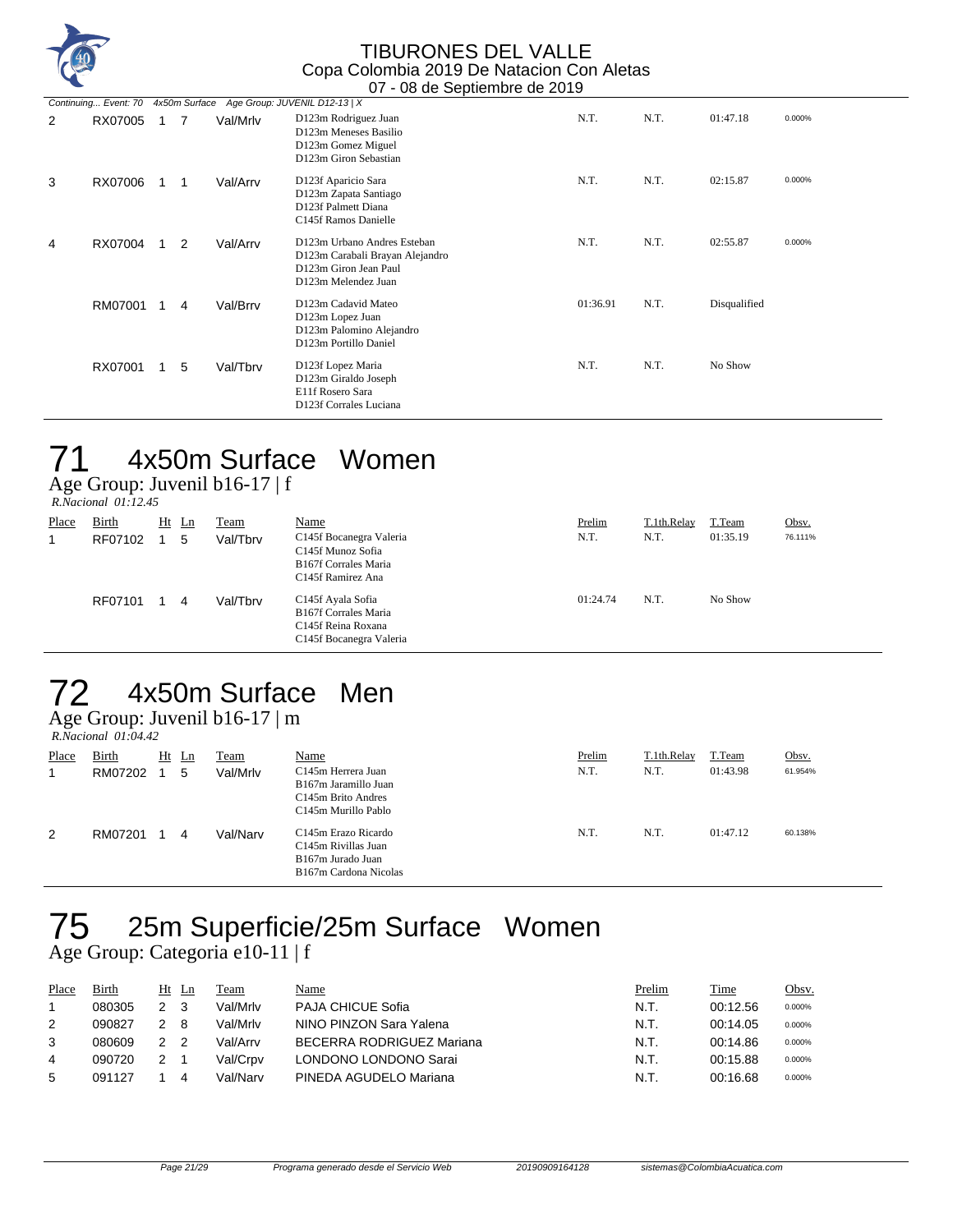Continuing... Event: 70 4x50m Surface Age Group: JUVENIL D12-13 | X

| Place | Birth | Ht | Ln | Team | Name | Prelim | T.1th.Relay | T.Team | Obsv. |
|---|---|---|---|---|---|---|---|---|---|
| 2 | RX07005 | 1 | 7 | Val/Mrlv | D123m Rodriguez Juan<br>D123m Meneses Basilio<br>D123m Gomez Miguel<br>D123m Giron Sebastian | N.T. | N.T. | 01:47.18 | 0.000% |
| 3 | RX07006 | 1 | 1 | Val/Arrv | D123f Aparicio Sara<br>D123m Zapata Santiago<br>D123f Palmett Diana<br>C145f Ramos Danielle | N.T. | N.T. | 02:15.87 | 0.000% |
| 4 | RX07004 | 1 | 2 | Val/Arrv | D123m Urbano Andres Esteban<br>D123m Carabali Brayan Alejandro<br>D123m Giron Jean Paul<br>D123m Melendez Juan | N.T. | N.T. | 02:55.87 | 0.000% |
| | RM07001 | 1 | 4 | Val/Brrv | D123m Cadavid Mateo<br>D123m Lopez Juan<br>D123m Palomino Alejandro<br>D123m Portillo Daniel | 01:36.91 | N.T. | Disqualified | |
| | RX07001 | 1 | 5 | Val/Tbrv | D123f Lopez Maria<br>D123m Giraldo Joseph<br>E11f Rosero Sara<br>D123f Corrales Luciana | N.T. | N.T. | No Show | |

# 71 4x50m Surface Women

Age Group: Juvenil b16-17 | f

*R.Nacional 01:12.45*

| Place | Birth | Ht | Ln | Team | Name | Prelim | T.1th.Relay | T.Team | Obsv. |
|---|---|---|---|---|---|---|---|---|---|
| 1 | RF07102 | 1 | 5 | Val/Tbrv | C145f Bocanegra Valeria<br>C145f Munoz Sofia<br>B167f Corrales Maria<br>C145f Ramirez Ana | N.T. | N.T. | 01:35.19 | 76.111% |
| | RF07101 | 1 | 4 | Val/Tbrv | C145f Ayala Sofia<br>B167f Corrales Maria<br>C145f Reina Roxana<br>C145f Bocanegra Valeria | 01:24.74 | N.T. | No Show | |

# 72 4x50m Surface Men

Age Group: Juvenil b16-17 | m

*R.Nacional 01:04.42*

| Place | Birth | Ht | Ln | Team | Name | Prelim | T.1th.Relay | T.Team | Obsv. |
|---|---|---|---|---|---|---|---|---|---|
| 1 | RM07202 | 1 | 5 | Val/Mrlv | C145m Herrera Juan<br>B167m Jaramillo Juan<br>C145m Brito Andres<br>C145m Murillo Pablo | N.T. | N.T. | 01:43.98 | 61.954% |
| 2 | RM07201 | 1 | 4 | Val/Narv | C145m Erazo Ricardo<br>C145m Rivillas Juan<br>B167m Jurado Juan<br>B167m Cardona Nicolas | N.T. | N.T. | 01:47.12 | 60.138% |

# 75 25m Superficie/25m Surface Women

Age Group: Categoria e10-11 | f

| Place | Birth | Ht | Ln | Team | Name | Prelim | Time | Obsv. |
|---|---|---|---|---|---|---|---|---|
| 1 | 080305 | 2 | 3 | Val/Mrlv | PAJA CHICUE Sofia | N.T. | 00:12.56 | 0.000% |
| 2 | 090827 | 2 | 8 | Val/Mrlv | NINO PINZON Sara Yalena | N.T. | 00:14.05 | 0.000% |
| 3 | 080609 | 2 | 2 | Val/Arrv | BECERRA RODRIGUEZ Mariana | N.T. | 00:14.86 | 0.000% |
| 4 | 090720 | 2 | 1 | Val/Crpv | LONDONO LONDONO Sarai | N.T. | 00:15.88 | 0.000% |
| 5 | 091127 | 1 | 4 | Val/Narv | PINEDA AGUDELO Mariana | N.T. | 00:16.68 | 0.000% |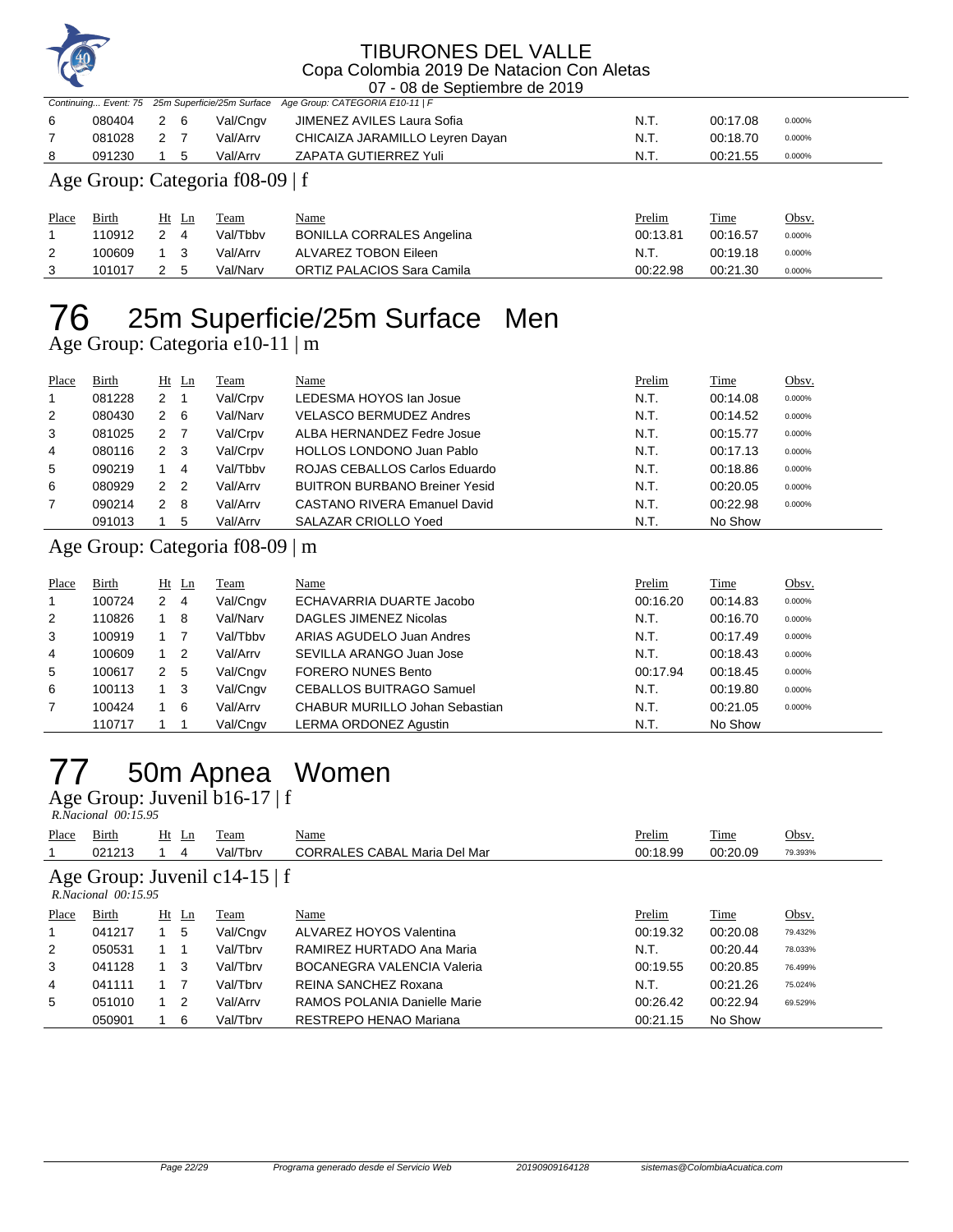TIBURONES DEL VALLE
Copa Colombia 2019 De Natacion Con Aletas
07 - 08 de Septiembre de 2019

Continuing... Event: 75 25m Superficie/25m Surface Age Group: CATEGORIA E10-11 | F

| Place | Birth | Ht | Ln | Team | Name | Prelim | Time | Obsv. |
|---|---|---|---|---|---|---|---|---|
| 6 | 080404 | 2 | 6 | Val/Cngv | JIMENEZ AVILES Laura Sofia | N.T. | 00:17.08 | 0.000% |
| 7 | 081028 | 2 | 7 | Val/Arrv | CHICAIZA JARAMILLO Leyren Dayan | N.T. | 00:18.70 | 0.000% |
| 8 | 091230 | 1 | 5 | Val/Arrv | ZAPATA GUTIERREZ Yuli | N.T. | 00:21.55 | 0.000% |

### Age Group: Categoria f08-09 | f

| Place | Birth | Ht | Ln | Team | Name | Prelim | Time | Obsv. |
|---|---|---|---|---|---|---|---|---|
| 1 | 110912 | 2 | 4 | Val/Tbbv | BONILLA CORRALES Angelina | 00:13.81 | 00:16.57 | 0.000% |
| 2 | 100609 | 1 | 3 | Val/Arrv | ALVAREZ TOBON Eileen | N.T. | 00:19.18 | 0.000% |
| 3 | 101017 | 2 | 5 | Val/Narv | ORTIZ PALACIOS Sara Camila | 00:22.98 | 00:21.30 | 0.000% |

# 76 25m Superficie/25m Surface Men

### Age Group: Categoria e10-11 | m

| Place | Birth | Ht | Ln | Team | Name | Prelim | Time | Obsv. |
|---|---|---|---|---|---|---|---|---|
| 1 | 081228 | 2 | 1 | Val/Crpv | LEDESMA HOYOS Ian Josue | N.T. | 00:14.08 | 0.000% |
| 2 | 080430 | 2 | 6 | Val/Narv | VELASCO BERMUDEZ Andres | N.T. | 00:14.52 | 0.000% |
| 3 | 081025 | 2 | 7 | Val/Crpv | ALBA HERNANDEZ Fedre Josue | N.T. | 00:15.77 | 0.000% |
| 4 | 080116 | 2 | 3 | Val/Crpv | HOLLOS LONDONO Juan Pablo | N.T. | 00:17.13 | 0.000% |
| 5 | 090219 | 1 | 4 | Val/Tbbv | ROJAS CEBALLOS Carlos Eduardo | N.T. | 00:18.86 | 0.000% |
| 6 | 080929 | 2 | 2 | Val/Arrv | BUITRON BURBANO Breiner Yesid | N.T. | 00:20.05 | 0.000% |
| 7 | 090214 | 2 | 8 | Val/Arrv | CASTANO RIVERA Emanuel David | N.T. | 00:22.98 | 0.000% |
| | 091013 | 1 | 5 | Val/Arrv | SALAZAR CRIOLLO Yoed | N.T. | No Show | |

### Age Group: Categoria f08-09 | m

| Place | Birth | Ht | Ln | Team | Name | Prelim | Time | Obsv. |
|---|---|---|---|---|---|---|---|---|
| 1 | 100724 | 2 | 4 | Val/Cngv | ECHAVARRIA DUARTE Jacobo | 00:16.20 | 00:14.83 | 0.000% |
| 2 | 110826 | 1 | 8 | Val/Narv | DAGLES JIMENEZ Nicolas | N.T. | 00:16.70 | 0.000% |
| 3 | 100919 | 1 | 7 | Val/Tbbv | ARIAS AGUDELO Juan Andres | N.T. | 00:17.49 | 0.000% |
| 4 | 100609 | 1 | 2 | Val/Arrv | SEVILLA ARANGO Juan Jose | N.T. | 00:18.43 | 0.000% |
| 5 | 100617 | 2 | 5 | Val/Cngv | FORERO NUNES Bento | 00:17.94 | 00:18.45 | 0.000% |
| 6 | 100113 | 1 | 3 | Val/Cngv | CEBALLOS BUITRAGO Samuel | N.T. | 00:19.80 | 0.000% |
| 7 | 100424 | 1 | 6 | Val/Arrv | CHABUR MURILLO Johan Sebastian | N.T. | 00:21.05 | 0.000% |
| | 110717 | 1 | 1 | Val/Cngv | LERMA ORDONEZ Agustin | N.T. | No Show | |

# 77 50m Apnea Women

### Age Group: Juvenil b16-17 | f

*R.Nacional 00:15.95*

| Place | Birth | Ht | Ln | Team | Name | Prelim | Time | Obsv. |
|---|---|---|---|---|---|---|---|---|
| 1 | 021213 | 1 | 4 | Val/Tbrv | CORRALES CABAL Maria Del Mar | 00:18.99 | 00:20.09 | 79.393% |

### Age Group: Juvenil c14-15 | f

*R.Nacional 00:15.95*

| Place | Birth | Ht | Ln | Team | Name | Prelim | Time | Obsv. |
|---|---|---|---|---|---|---|---|---|
| 1 | 041217 | 1 | 5 | Val/Cngv | ALVAREZ HOYOS Valentina | 00:19.32 | 00:20.08 | 79.432% |
| 2 | 050531 | 1 | 1 | Val/Tbrv | RAMIREZ HURTADO Ana Maria | N.T. | 00:20.44 | 78.033% |
| 3 | 041128 | 1 | 3 | Val/Tbrv | BOCANEGRA VALENCIA Valeria | 00:19.55 | 00:20.85 | 76.499% |
| 4 | 041111 | 1 | 7 | Val/Tbrv | REINA SANCHEZ Roxana | N.T. | 00:21.26 | 75.024% |
| 5 | 051010 | 1 | 2 | Val/Arrv | RAMOS POLANIA Danielle Marie | 00:26.42 | 00:22.94 | 69.529% |
| | 050901 | 1 | 6 | Val/Tbrv | RESTREPO HENAO Mariana | 00:21.15 | No Show | |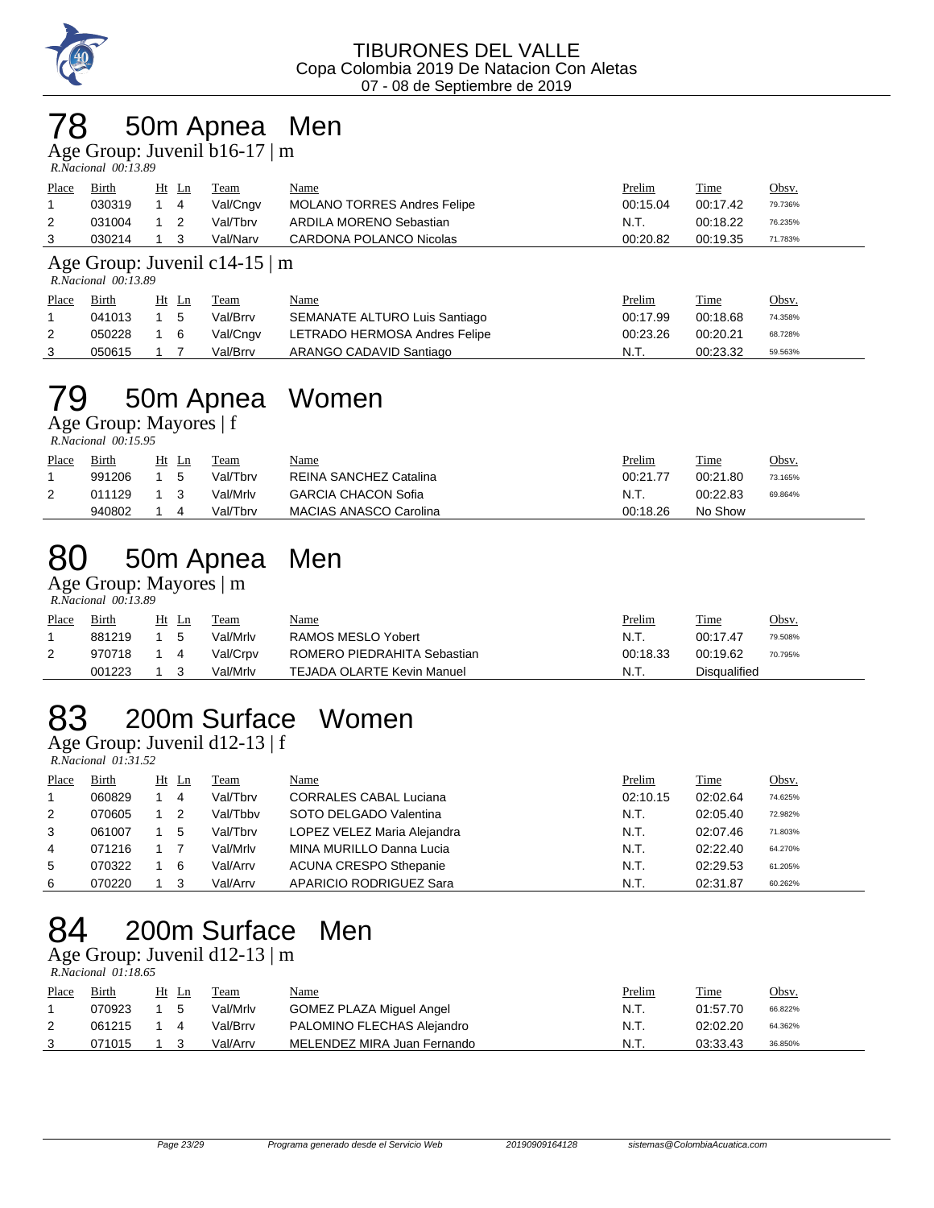# 78 50m Apnea Men

## Age Group: Juvenil b16-17 | m

*R.Nacional 00:13.89*

| Place | Birth | Ht | Ln | Team | Name | Prelim | Time | Obsv. |
|---|---|---|---|---|---|---|---|---|
| 1 | 030319 | 1 | 4 | Val/Cngv | MOLANO TORRES Andres Felipe | 00:15.04 | 00:17.42 | 79.736% |
| 2 | 031004 | 1 | 2 | Val/Tbrv | ARDILA MORENO Sebastian | N.T. | 00:18.22 | 76.235% |
| 3 | 030214 | 1 | 3 | Val/Narv | CARDONA POLANCO Nicolas | 00:20.82 | 00:19.35 | 71.783% |

## Age Group: Juvenil c14-15 | m

*R.Nacional 00:13.89*

| Place | Birth | Ht | Ln | Team | Name | Prelim | Time | Obsv. |
|---|---|---|---|---|---|---|---|---|
| 1 | 041013 | 1 | 5 | Val/Brrv | SEMANATE ALTURO Luis Santiago | 00:17.99 | 00:18.68 | 74.358% |
| 2 | 050228 | 1 | 6 | Val/Cngv | LETRADO HERMOSA Andres Felipe | 00:23.26 | 00:20.21 | 68.728% |
| 3 | 050615 | 1 | 7 | Val/Brrv | ARANGO CADAVID Santiago | N.T. | 00:23.32 | 59.563% |

# 79 50m Apnea Women

## Age Group: Mayores | f

*R.Nacional 00:15.95*

| Place | Birth | Ht | Ln | Team | Name | Prelim | Time | Obsv. |
|---|---|---|---|---|---|---|---|---|
| 1 | 991206 | 1 | 5 | Val/Tbrv | REINA SANCHEZ Catalina | 00:21.77 | 00:21.80 | 73.165% |
| 2 | 011129 | 1 | 3 | Val/Mrlv | GARCIA CHACON Sofia | N.T. | 00:22.83 | 69.864% |
|  | 940802 | 1 | 4 | Val/Tbrv | MACIAS ANASCO Carolina | 00:18.26 | No Show |  |

# 80 50m Apnea Men

## Age Group: Mayores | m

*R.Nacional 00:13.89*

| Place | Birth | Ht | Ln | Team | Name | Prelim | Time | Obsv. |
|---|---|---|---|---|---|---|---|---|
| 1 | 881219 | 1 | 5 | Val/Mrlv | RAMOS MESLO Yobert | N.T. | 00:17.47 | 79.508% |
| 2 | 970718 | 1 | 4 | Val/Crpv | ROMERO PIEDRAHITA Sebastian | 00:18.33 | 00:19.62 | 70.795% |
|  | 001223 | 1 | 3 | Val/Mrlv | TEJADA OLARTE Kevin Manuel | N.T. | Disqualified |  |

# 83 200m Surface Women

## Age Group: Juvenil d12-13 | f

*R.Nacional 01:31.52*

| Place | Birth | Ht | Ln | Team | Name | Prelim | Time | Obsv. |
|---|---|---|---|---|---|---|---|---|
| 1 | 060829 | 1 | 4 | Val/Tbrv | CORRALES CABAL Luciana | 02:10.15 | 02:02.64 | 74.625% |
| 2 | 070605 | 1 | 2 | Val/Tbbv | SOTO DELGADO Valentina | N.T. | 02:05.40 | 72.982% |
| 3 | 061007 | 1 | 5 | Val/Tbrv | LOPEZ VELEZ Maria Alejandra | N.T. | 02:07.46 | 71.803% |
| 4 | 071216 | 1 | 7 | Val/Mrlv | MINA MURILLO Danna Lucia | N.T. | 02:22.40 | 64.270% |
| 5 | 070322 | 1 | 6 | Val/Arrv | ACUNA CRESPO Sthepanie | N.T. | 02:29.53 | 61.205% |
| 6 | 070220 | 1 | 3 | Val/Arrv | APARICIO RODRIGUEZ Sara | N.T. | 02:31.87 | 60.262% |

# 84 200m Surface Men

## Age Group: Juvenil d12-13 | m

*R.Nacional 01:18.65*

| Place | Birth | Ht | Ln | Team | Name | Prelim | Time | Obsv. |
|---|---|---|---|---|---|---|---|---|
| 1 | 070923 | 1 | 5 | Val/Mrlv | GOMEZ PLAZA Miguel Angel | N.T. | 01:57.70 | 66.822% |
| 2 | 061215 | 1 | 4 | Val/Brrv | PALOMINO FLECHAS Alejandro | N.T. | 02:02.20 | 64.362% |
| 3 | 071015 | 1 | 3 | Val/Arrv | MELENDEZ MIRA Juan Fernando | N.T. | 03:33.43 | 36.850% |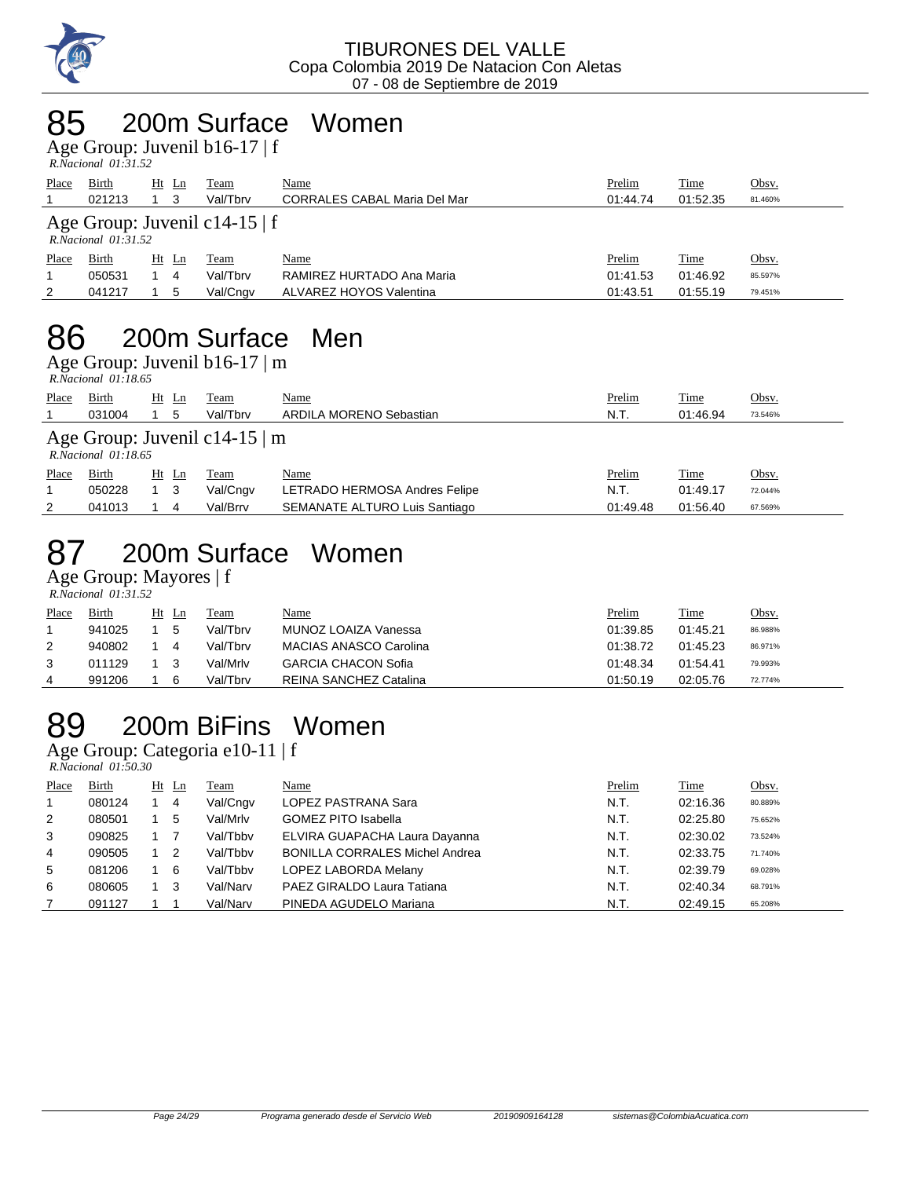TIBURONES DEL VALLE
Copa Colombia 2019 De Natacion Con Aletas
07 - 08 de Septiembre de 2019

# 85 200m Surface Women

### Age Group: Juvenil b16-17 | f

*R.Nacional 01:31.52*

| Place | Birth | Ht | Ln | Team | Name | Prelim | Time | Obsv. |
|---|---|---|---|---|---|---|---|---|
| 1 | 021213 | 1 | 3 | Val/Tbrv | CORRALES CABAL Maria Del Mar | 01:44.74 | 01:52.35 | 81.460% |

### Age Group: Juvenil c14-15 | f

*R.Nacional 01:31.52*

| Place | Birth | Ht | Ln | Team | Name | Prelim | Time | Obsv. |
|---|---|---|---|---|---|---|---|---|
| 1 | 050531 | 1 | 4 | Val/Tbrv | RAMIREZ HURTADO Ana Maria | 01:41.53 | 01:46.92 | 85.597% |
| 2 | 041217 | 1 | 5 | Val/Cngv | ALVAREZ HOYOS Valentina | 01:43.51 | 01:55.19 | 79.451% |

# 86 200m Surface Men

### Age Group: Juvenil b16-17 | m

*R.Nacional 01:18.65*

| Place | Birth | Ht | Ln | Team | Name | Prelim | Time | Obsv. |
|---|---|---|---|---|---|---|---|---|
| 1 | 031004 | 1 | 5 | Val/Tbrv | ARDILA MORENO Sebastian | N.T. | 01:46.94 | 73.546% |

### Age Group: Juvenil c14-15 | m

*R.Nacional 01:18.65*

| Place | Birth | Ht | Ln | Team | Name | Prelim | Time | Obsv. |
|---|---|---|---|---|---|---|---|---|
| 1 | 050228 | 1 | 3 | Val/Cngv | LETRADO HERMOSA Andres Felipe | N.T. | 01:49.17 | 72.044% |
| 2 | 041013 | 1 | 4 | Val/Brrv | SEMANATE ALTURO Luis Santiago | 01:49.48 | 01:56.40 | 67.569% |

# 87 200m Surface Women

### Age Group: Mayores | f

*R.Nacional 01:31.52*

| Place | Birth | Ht | Ln | Team | Name | Prelim | Time | Obsv. |
|---|---|---|---|---|---|---|---|---|
| 1 | 941025 | 1 | 5 | Val/Tbrv | MUNOZ LOAIZA Vanessa | 01:39.85 | 01:45.21 | 86.988% |
| 2 | 940802 | 1 | 4 | Val/Tbrv | MACIAS ANASCO Carolina | 01:38.72 | 01:45.23 | 86.971% |
| 3 | 011129 | 1 | 3 | Val/Mrlv | GARCIA CHACON Sofia | 01:48.34 | 01:54.41 | 79.993% |
| 4 | 991206 | 1 | 6 | Val/Tbrv | REINA SANCHEZ Catalina | 01:50.19 | 02:05.76 | 72.774% |

# 89 200m BiFins Women

### Age Group: Categoria e10-11 | f

*R.Nacional 01:50.30*

| Place | Birth | Ht | Ln | Team | Name | Prelim | Time | Obsv. |
|---|---|---|---|---|---|---|---|---|
| 1 | 080124 | 1 | 4 | Val/Cngv | LOPEZ PASTRANA Sara | N.T. | 02:16.36 | 80.889% |
| 2 | 080501 | 1 | 5 | Val/Mrlv | GOMEZ PITO Isabella | N.T. | 02:25.80 | 75.652% |
| 3 | 090825 | 1 | 7 | Val/Tbbv | ELVIRA GUAPACHA Laura Dayanna | N.T. | 02:30.02 | 73.524% |
| 4 | 090505 | 1 | 2 | Val/Tbbv | BONILLA CORRALES Michel Andrea | N.T. | 02:33.75 | 71.740% |
| 5 | 081206 | 1 | 6 | Val/Tbbv | LOPEZ LABORDA Melany | N.T. | 02:39.79 | 69.028% |
| 6 | 080605 | 1 | 3 | Val/Narv | PAEZ GIRALDO Laura Tatiana | N.T. | 02:40.34 | 68.791% |
| 7 | 091127 | 1 | 1 | Val/Narv | PINEDA AGUDELO Mariana | N.T. | 02:49.15 | 65.208% |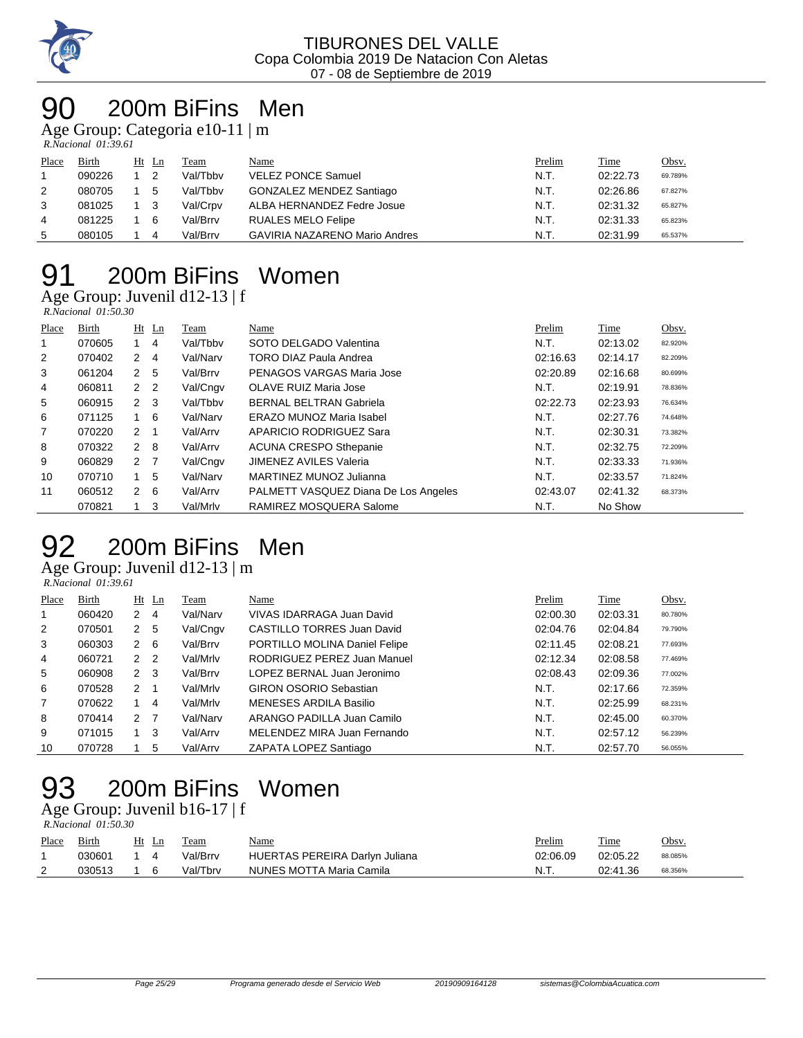TIBURONES DEL VALLE
Copa Colombia 2019 De Natacion Con Aletas
07 - 08 de Septiembre de 2019

# 90 200m BiFins Men

Age Group: Categoria e10-11 | m

*R.Nacional 01:39.61*

| Place | Birth | Ht | Ln | Team | Name | Prelim | Time | Obsv. |
|---|---|---|---|---|---|---|---|---|
| 1 | 090226 | 1 | 2 | Val/Tbbv | VELEZ PONCE Samuel | N.T. | 02:22.73 | 69.789% |
| 2 | 080705 | 1 | 5 | Val/Tbbv | GONZALEZ MENDEZ Santiago | N.T. | 02:26.86 | 67.827% |
| 3 | 081025 | 1 | 3 | Val/Crpv | ALBA HERNANDEZ Fedre Josue | N.T. | 02:31.32 | 65.827% |
| 4 | 081225 | 1 | 6 | Val/Brrv | RUALES MELO Felipe | N.T. | 02:31.33 | 65.823% |
| 5 | 080105 | 1 | 4 | Val/Brrv | GAVIRIA NAZARENO Mario Andres | N.T. | 02:31.99 | 65.537% |

# 91 200m BiFins Women

Age Group: Juvenil d12-13 | f

*R.Nacional 01:50.30*

| Place | Birth | Ht | Ln | Team | Name | Prelim | Time | Obsv. |
|---|---|---|---|---|---|---|---|---|
| 1 | 070605 | 1 | 4 | Val/Tbbv | SOTO DELGADO Valentina | N.T. | 02:13.02 | 82.920% |
| 2 | 070402 | 2 | 4 | Val/Narv | TORO DIAZ Paula Andrea | 02:16.63 | 02:14.17 | 82.209% |
| 3 | 061204 | 2 | 5 | Val/Brrv | PENAGOS VARGAS Maria Jose | 02:20.89 | 02:16.68 | 80.699% |
| 4 | 060811 | 2 | 2 | Val/Cngv | OLAVE RUIZ Maria Jose | N.T. | 02:19.91 | 78.836% |
| 5 | 060915 | 2 | 3 | Val/Tbbv | BERNAL BELTRAN Gabriela | 02:22.73 | 02:23.93 | 76.634% |
| 6 | 071125 | 1 | 6 | Val/Narv | ERAZO MUNOZ Maria Isabel | N.T. | 02:27.76 | 74.648% |
| 7 | 070220 | 2 | 1 | Val/Arrv | APARICIO RODRIGUEZ Sara | N.T. | 02:30.31 | 73.382% |
| 8 | 070322 | 2 | 8 | Val/Arrv | ACUNA CRESPO Sthepanie | N.T. | 02:32.75 | 72.209% |
| 9 | 060829 | 2 | 7 | Val/Cngv | JIMENEZ AVILES Valeria | N.T. | 02:33.33 | 71.936% |
| 10 | 070710 | 1 | 5 | Val/Narv | MARTINEZ MUNOZ Julianna | N.T. | 02:33.57 | 71.824% |
| 11 | 060512 | 2 | 6 | Val/Arrv | PALMETT VASQUEZ Diana De Los Angeles | 02:43.07 | 02:41.32 | 68.373% |
| | 070821 | 1 | 3 | Val/Mrlv | RAMIREZ MOSQUERA Salome | N.T. | No Show | |

# 92 200m BiFins Men

Age Group: Juvenil d12-13 | m

*R.Nacional 01:39.61*

| Place | Birth | Ht | Ln | Team | Name | Prelim | Time | Obsv. |
|---|---|---|---|---|---|---|---|---|
| 1 | 060420 | 2 | 4 | Val/Narv | VIVAS IDARRAGA Juan David | 02:00.30 | 02:03.31 | 80.780% |
| 2 | 070501 | 2 | 5 | Val/Cngv | CASTILLO TORRES Juan David | 02:04.76 | 02:04.84 | 79.790% |
| 3 | 060303 | 2 | 6 | Val/Brrv | PORTILLO MOLINA Daniel Felipe | 02:11.45 | 02:08.21 | 77.693% |
| 4 | 060721 | 2 | 2 | Val/Mrlv | RODRIGUEZ PEREZ Juan Manuel | 02:12.34 | 02:08.58 | 77.469% |
| 5 | 060908 | 2 | 3 | Val/Brrv | LOPEZ BERNAL Juan Jeronimo | 02:08.43 | 02:09.36 | 77.002% |
| 6 | 070528 | 2 | 1 | Val/Mrlv | GIRON OSORIO Sebastian | N.T. | 02:17.66 | 72.359% |
| 7 | 070622 | 1 | 4 | Val/Mrlv | MENESES ARDILA Basilio | N.T. | 02:25.99 | 68.231% |
| 8 | 070414 | 2 | 7 | Val/Narv | ARANGO PADILLA Juan Camilo | N.T. | 02:45.00 | 60.370% |
| 9 | 071015 | 1 | 3 | Val/Arrv | MELENDEZ MIRA Juan Fernando | N.T. | 02:57.12 | 56.239% |
| 10 | 070728 | 1 | 5 | Val/Arrv | ZAPATA LOPEZ Santiago | N.T. | 02:57.70 | 56.055% |

# 93 200m BiFins Women

Age Group: Juvenil b16-17 | f

*R.Nacional 01:50.30*

| Place | Birth | Ht | Ln | Team | Name | Prelim | Time | Obsv. |
|---|---|---|---|---|---|---|---|---|
| 1 | 030601 | 1 | 4 | Val/Brrv | HUERTAS PEREIRA Darlyn Juliana | 02:06.09 | 02:05.22 | 88.085% |
| 2 | 030513 | 1 | 6 | Val/Tbrv | NUNES MOTTA Maria Camila | N.T. | 02:41.36 | 68.356% |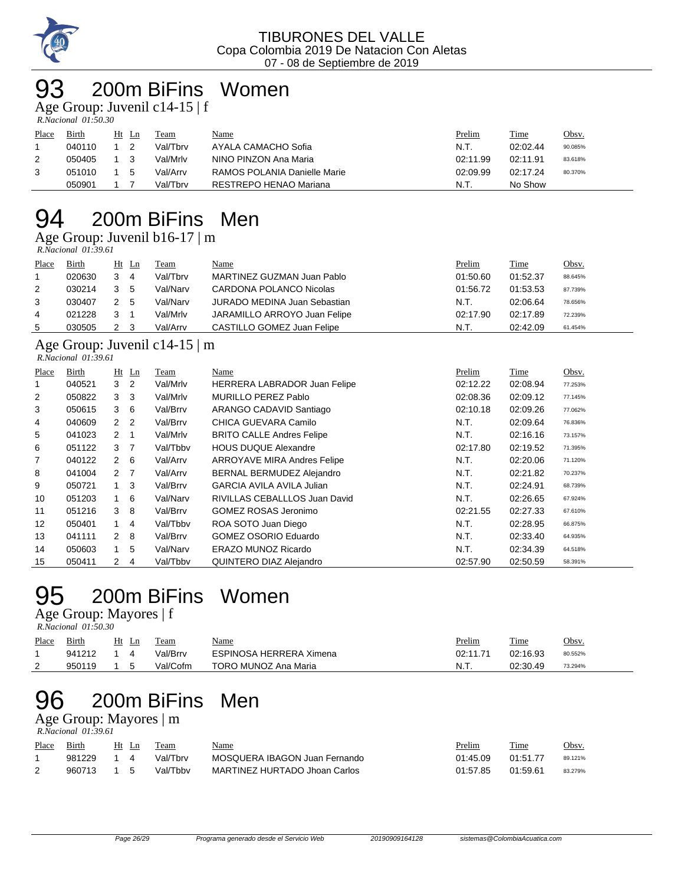TIBURONES DEL VALLE
Copa Colombia 2019 De Natacion Con Aletas
07 - 08 de Septiembre de 2019

# 93 200m BiFins Women

Age Group: Juvenil c14-15 | f

*R.Nacional 01:50.30*

| Place | Birth | Ht | Ln | Team | Name | Prelim | Time | Obsv. |
|---|---|---|---|---|---|---|---|---|
| 1 | 040110 | 1 | 2 | Val/Tbrv | AYALA CAMACHO Sofia | N.T. | 02:02.44 | 90.085% |
| 2 | 050405 | 1 | 3 | Val/Mrlv | NINO PINZON Ana Maria | 02:11.99 | 02:11.91 | 83.618% |
| 3 | 051010 | 1 | 5 | Val/Arrv | RAMOS POLANIA Danielle Marie | 02:09.99 | 02:17.24 | 80.370% |
| | 050901 | 1 | 7 | Val/Tbrv | RESTREPO HENAO Mariana | N.T. | No Show | |

# 94 200m BiFins Men

Age Group: Juvenil b16-17 | m

*R.Nacional 01:39.61*

| Place | Birth | Ht | Ln | Team | Name | Prelim | Time | Obsv. |
|---|---|---|---|---|---|---|---|---|
| 1 | 020630 | 3 | 4 | Val/Tbrv | MARTINEZ GUZMAN Juan Pablo | 01:50.60 | 01:52.37 | 88.645% |
| 2 | 030214 | 3 | 5 | Val/Narv | CARDONA POLANCO Nicolas | 01:56.72 | 01:53.53 | 87.739% |
| 3 | 030407 | 2 | 5 | Val/Narv | JURADO MEDINA Juan Sebastian | N.T. | 02:06.64 | 78.656% |
| 4 | 021228 | 3 | 1 | Val/Mrlv | JARAMILLO ARROYO Juan Felipe | 02:17.90 | 02:17.89 | 72.239% |
| 5 | 030505 | 2 | 3 | Val/Arrv | CASTILLO GOMEZ Juan Felipe | N.T. | 02:42.09 | 61.454% |

Age Group: Juvenil c14-15 | m

*R.Nacional 01:39.61*

| Place | Birth | Ht | Ln | Team | Name | Prelim | Time | Obsv. |
|---|---|---|---|---|---|---|---|---|
| 1 | 040521 | 3 | 2 | Val/Mrlv | HERRERA LABRADOR Juan Felipe | 02:12.22 | 02:08.94 | 77.253% |
| 2 | 050822 | 3 | 3 | Val/Mrlv | MURILLO PEREZ Pablo | 02:08.36 | 02:09.12 | 77.145% |
| 3 | 050615 | 3 | 6 | Val/Brrv | ARANGO CADAVID Santiago | 02:10.18 | 02:09.26 | 77.062% |
| 4 | 040609 | 2 | 2 | Val/Brrv | CHICA GUEVARA Camilo | N.T. | 02:09.64 | 76.836% |
| 5 | 041023 | 2 | 1 | Val/Mrlv | BRITO CALLE Andres Felipe | N.T. | 02:16.16 | 73.157% |
| 6 | 051122 | 3 | 7 | Val/Tbbv | HOUS DUQUE Alexandre | 02:17.80 | 02:19.52 | 71.395% |
| 7 | 040122 | 2 | 6 | Val/Arrv | ARROYAVE MIRA Andres Felipe | N.T. | 02:20.06 | 71.120% |
| 8 | 041004 | 2 | 7 | Val/Arrv | BERNAL BERMUDEZ Alejandro | N.T. | 02:21.82 | 70.237% |
| 9 | 050721 | 1 | 3 | Val/Brrv | GARCIA AVILA AVILA Julian | N.T. | 02:24.91 | 68.739% |
| 10 | 051203 | 1 | 6 | Val/Narv | RIVILLAS CEBALLLOS Juan David | N.T. | 02:26.65 | 67.924% |
| 11 | 051216 | 3 | 8 | Val/Brrv | GOMEZ ROSAS Jeronimo | 02:21.55 | 02:27.33 | 67.610% |
| 12 | 050401 | 1 | 4 | Val/Tbbv | ROA SOTO Juan Diego | N.T. | 02:28.95 | 66.875% |
| 13 | 041111 | 2 | 8 | Val/Brrv | GOMEZ OSORIO Eduardo | N.T. | 02:33.40 | 64.935% |
| 14 | 050603 | 1 | 5 | Val/Narv | ERAZO MUNOZ Ricardo | N.T. | 02:34.39 | 64.518% |
| 15 | 050411 | 2 | 4 | Val/Tbbv | QUINTERO DIAZ Alejandro | 02:57.90 | 02:50.59 | 58.391% |

# 95 200m BiFins Women

Age Group: Mayores | f

*R.Nacional 01:50.30*

| Place | Birth | Ht | Ln | Team | Name | Prelim | Time | Obsv. |
|---|---|---|---|---|---|---|---|---|
| 1 | 941212 | 1 | 4 | Val/Brrv | ESPINOSA HERRERA Ximena | 02:11.71 | 02:16.93 | 80.552% |
| 2 | 950119 | 1 | 5 | Val/Cofm | TORO MUNOZ Ana Maria | N.T. | 02:30.49 | 73.294% |

# 96 200m BiFins Men

Age Group: Mayores | m

*R.Nacional 01:39.61*

| Place | Birth | Ht | Ln | Team | Name | Prelim | Time | Obsv. |
|---|---|---|---|---|---|---|---|---|
| 1 | 981229 | 1 | 4 | Val/Tbrv | MOSQUERA IBAGON Juan Fernando | 01:45.09 | 01:51.77 | 89.121% |
| 2 | 960713 | 1 | 5 | Val/Tbbv | MARTINEZ HURTADO Jhoan Carlos | 01:57.85 | 01:59.61 | 83.279% |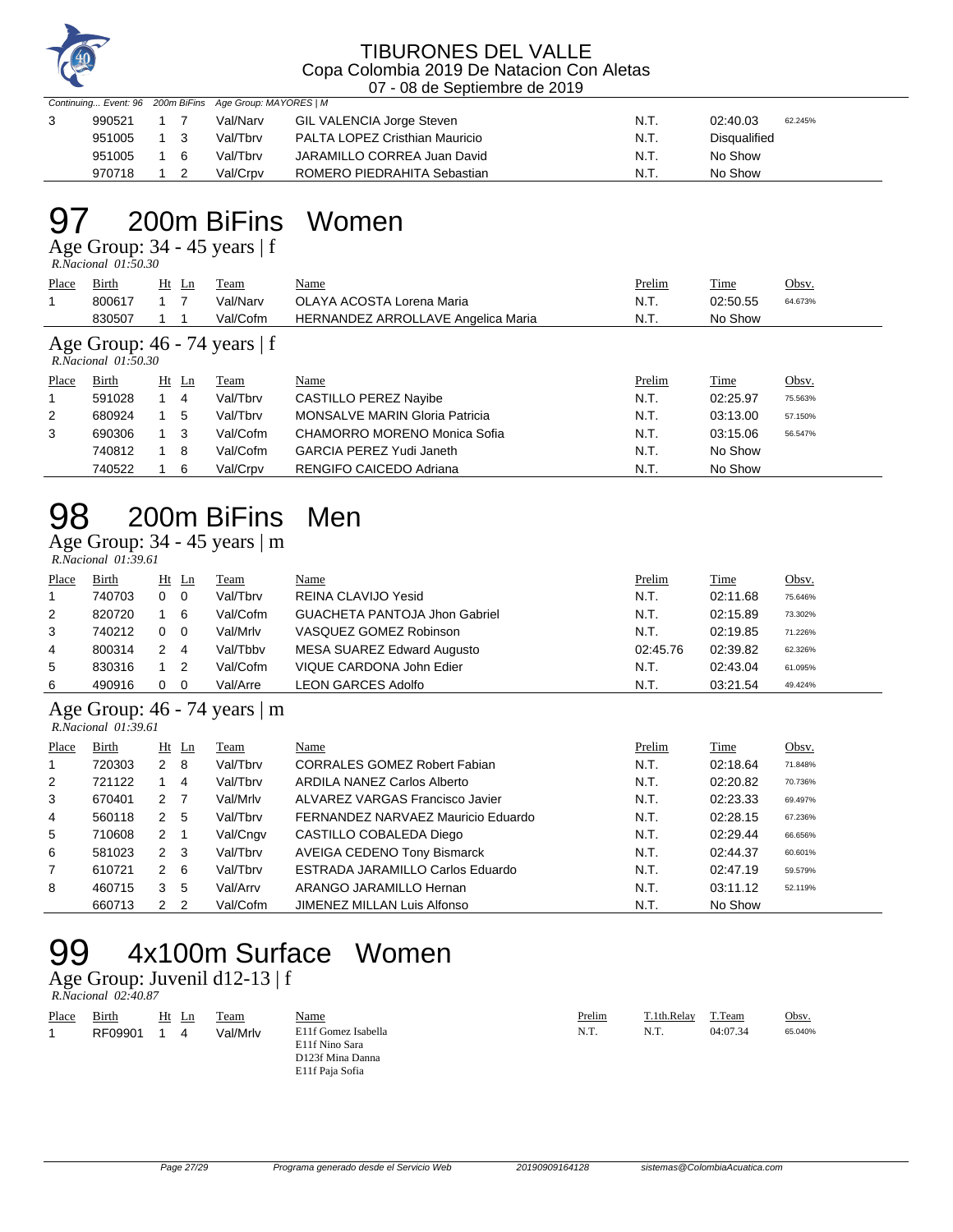TIBURONES DEL VALLE
Copa Colombia 2019 De Natacion Con Aletas
07 - 08 de Septiembre de 2019

Continuing... Event: 96 200m BiFins Age Group: MAYORES | M

| Place | Birth | Ht | Ln | Team | Name | Prelim | Time | Obsv. |
|---|---|---|---|---|---|---|---|---|
| 3 | 990521 | 1 | 7 | Val/Narv | GIL VALENCIA Jorge Steven | N.T. | 02:40.03 | 62.245% |
| | 951005 | 1 | 3 | Val/Tbrv | PALTA LOPEZ Cristhian Mauricio | N.T. | Disqualified | |
| | 951005 | 1 | 6 | Val/Tbrv | JARAMILLO CORREA Juan David | N.T. | No Show | |
| | 970718 | 1 | 2 | Val/Crpv | ROMERO PIEDRAHITA Sebastian | N.T. | No Show | |

# 97 200m BiFins Women

## Age Group: 34 - 45 years | f

*R.Nacional 01:50.30*

| Place | Birth | Ht | Ln | Team | Name | Prelim | Time | Obsv. |
|---|---|---|---|---|---|---|---|---|
| 1 | 800617 | 1 | 7 | Val/Narv | OLAYA ACOSTA Lorena Maria | N.T. | 02:50.55 | 64.673% |
| | 830507 | 1 | 1 | Val/Cofm | HERNANDEZ ARROLLAVE Angelica Maria | N.T. | No Show | |

## Age Group: 46 - 74 years | f

*R.Nacional 01:50.30*

| Place | Birth | Ht | Ln | Team | Name | Prelim | Time | Obsv. |
|---|---|---|---|---|---|---|---|---|
| 1 | 591028 | 1 | 4 | Val/Tbrv | CASTILLO PEREZ Nayibe | N.T. | 02:25.97 | 75.563% |
| 2 | 680924 | 1 | 5 | Val/Tbrv | MONSALVE MARIN Gloria Patricia | N.T. | 03:13.00 | 57.150% |
| 3 | 690306 | 1 | 3 | Val/Cofm | CHAMORRO MORENO Monica Sofia | N.T. | 03:15.06 | 56.547% |
| | 740812 | 1 | 8 | Val/Cofm | GARCIA PEREZ Yudi Janeth | N.T. | No Show | |
| | 740522 | 1 | 6 | Val/Crpv | RENGIFO CAICEDO Adriana | N.T. | No Show | |

# 98 200m BiFins Men

## Age Group: 34 - 45 years | m

*R.Nacional 01:39.61*

| Place | Birth | Ht | Ln | Team | Name | Prelim | Time | Obsv. |
|---|---|---|---|---|---|---|---|---|
| 1 | 740703 | 0 | 0 | Val/Tbrv | REINA CLAVIJO Yesid | N.T. | 02:11.68 | 75.646% |
| 2 | 820720 | 1 | 6 | Val/Cofm | GUACHETA PANTOJA Jhon Gabriel | N.T. | 02:15.89 | 73.302% |
| 3 | 740212 | 0 | 0 | Val/Mrlv | VASQUEZ GOMEZ Robinson | N.T. | 02:19.85 | 71.226% |
| 4 | 800314 | 2 | 4 | Val/Tbbv | MESA SUAREZ Edward Augusto | 02:45.76 | 02:39.82 | 62.326% |
| 5 | 830316 | 1 | 2 | Val/Cofm | VIQUE CARDONA John Edier | N.T. | 02:43.04 | 61.095% |
| 6 | 490916 | 0 | 0 | Val/Arre | LEON GARCES Adolfo | N.T. | 03:21.54 | 49.424% |

## Age Group: 46 - 74 years | m

*R.Nacional 01:39.61*

| Place | Birth | Ht | Ln | Team | Name | Prelim | Time | Obsv. |
|---|---|---|---|---|---|---|---|---|
| 1 | 720303 | 2 | 8 | Val/Tbrv | CORRALES GOMEZ Robert Fabian | N.T. | 02:18.64 | 71.848% |
| 2 | 721122 | 1 | 4 | Val/Tbrv | ARDILA NANEZ Carlos Alberto | N.T. | 02:20.82 | 70.736% |
| 3 | 670401 | 2 | 7 | Val/Mrlv | ALVAREZ VARGAS Francisco Javier | N.T. | 02:23.33 | 69.497% |
| 4 | 560118 | 2 | 5 | Val/Tbrv | FERNANDEZ NARVAEZ Mauricio Eduardo | N.T. | 02:28.15 | 67.236% |
| 5 | 710608 | 2 | 1 | Val/Cngv | CASTILLO COBALEDA Diego | N.T. | 02:29.44 | 66.656% |
| 6 | 581023 | 2 | 3 | Val/Tbrv | AVEIGA CEDENO Tony Bismarck | N.T. | 02:44.37 | 60.601% |
| 7 | 610721 | 2 | 6 | Val/Tbrv | ESTRADA JARAMILLO Carlos Eduardo | N.T. | 02:47.19 | 59.579% |
| 8 | 460715 | 3 | 5 | Val/Arrv | ARANGO JARAMILLO Hernan | N.T. | 03:11.12 | 52.119% |
| | 660713 | 2 | 2 | Val/Cofm | JIMENEZ MILLAN Luis Alfonso | N.T. | No Show | |

# 99 4x100m Surface Women

## Age Group: Juvenil d12-13 | f

*R.Nacional 02:40.87*

| Place | Birth | Ht | Ln | Team | Name | Prelim | T.1th.Relay | T.Team | Obsv. |
|---|---|---|---|---|---|---|---|---|---|
| 1 | RF09901 | 1 | 4 | Val/Mrlv | E11f Gomez Isabella<br>E11f Nino Sara<br>D123f Mina Danna<br>E11f Paja Sofia | N.T. | N.T. | 04:07.34 | 65.040% |

Programa generado desde el Servicio Web — 20190909164128 — sistemas@ColombiaAcuatica.com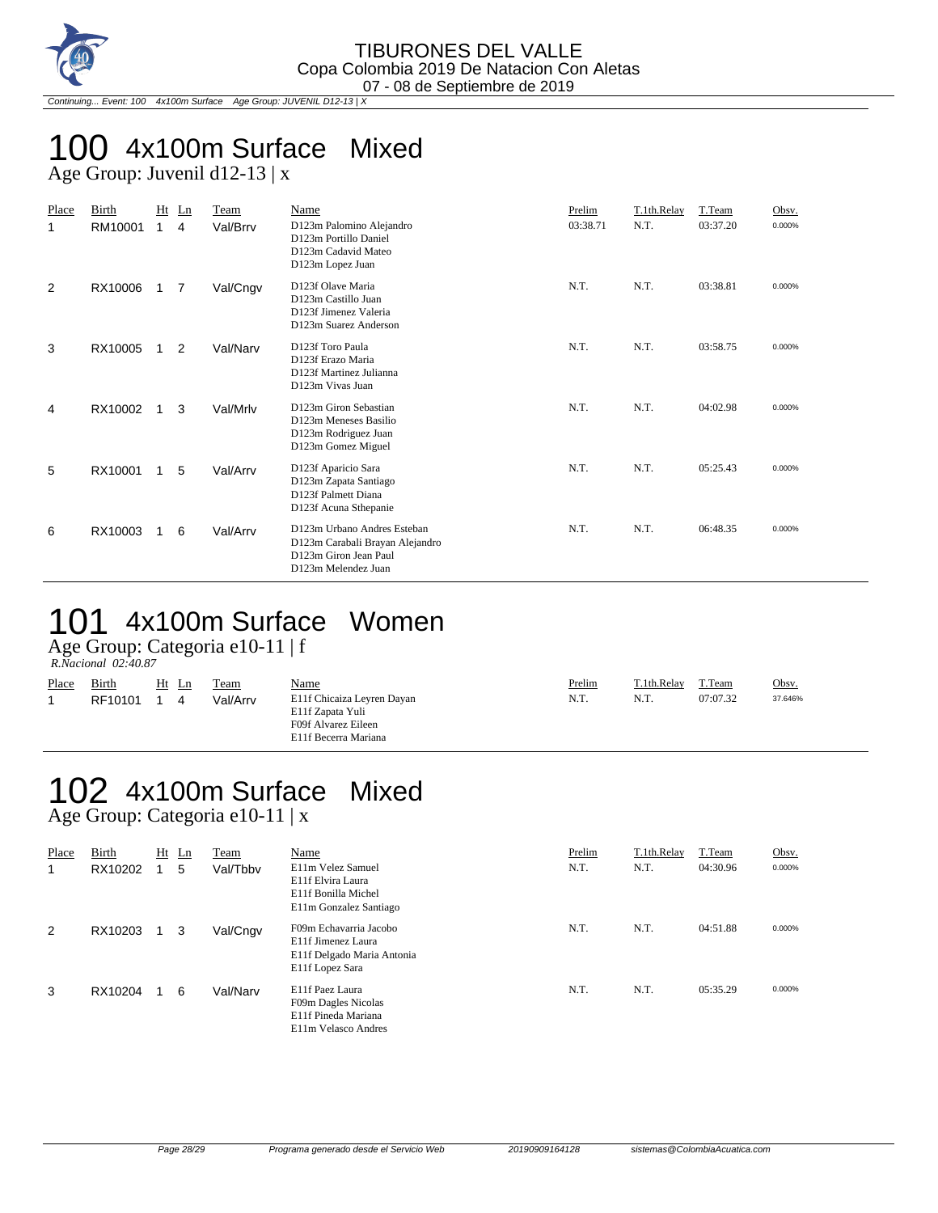# 100 4x100m Surface Mixed

Age Group: Juvenil d12-13 | x

| Place | Birth | Ht | Ln | Team | Name | Prelim | T.1th.Relay | T.Team | Obsv. |
|---|---|---|---|---|---|---|---|---|---|
| 1 | RM10001 | 1 | 4 | Val/Brrv | D123m Palomino Alejandro<br>D123m Portillo Daniel<br>D123m Cadavid Mateo<br>D123m Lopez Juan | 03:38.71 | N.T. | 03:37.20 | 0.000% |
| 2 | RX10006 | 1 | 7 | Val/Cngv | D123f Olave Maria<br>D123m Castillo Juan<br>D123f Jimenez Valeria<br>D123m Suarez Anderson | N.T. | N.T. | 03:38.81 | 0.000% |
| 3 | RX10005 | 1 | 2 | Val/Narv | D123f Toro Paula<br>D123f Erazo Maria<br>D123f Martinez Julianna<br>D123m Vivas Juan | N.T. | N.T. | 03:58.75 | 0.000% |
| 4 | RX10002 | 1 | 3 | Val/Mrlv | D123m Giron Sebastian<br>D123m Meneses Basilio<br>D123m Rodriguez Juan<br>D123m Gomez Miguel | N.T. | N.T. | 04:02.98 | 0.000% |
| 5 | RX10001 | 1 | 5 | Val/Arrv | D123f Aparicio Sara<br>D123m Zapata Santiago<br>D123f Palmett Diana<br>D123f Acuna Sthepanie | N.T. | N.T. | 05:25.43 | 0.000% |
| 6 | RX10003 | 1 | 6 | Val/Arrv | D123m Urbano Andres Esteban<br>D123m Carabali Brayan Alejandro<br>D123m Giron Jean Paul<br>D123m Melendez Juan | N.T. | N.T. | 06:48.35 | 0.000% |

# 101 4x100m Surface Women

Age Group: Categoria e10-11 | f

*R.Nacional 02:40.87*

| Place | Birth | Ht | Ln | Team | Name | Prelim | T.1th.Relay | T.Team | Obsv. |
|---|---|---|---|---|---|---|---|---|---|
| 1 | RF10101 | 1 | 4 | Val/Arrv | E11f Chicaiza Leyren Dayan<br>E11f Zapata Yuli<br>F09f Alvarez Eileen<br>E11f Becerra Mariana | N.T. | N.T. | 07:07.32 | 37.646% |

# 102 4x100m Surface Mixed

Age Group: Categoria e10-11 | x

| Place | Birth | Ht | Ln | Team | Name | Prelim | T.1th.Relay | T.Team | Obsv. |
|---|---|---|---|---|---|---|---|---|---|
| 1 | RX10202 | 1 | 5 | Val/Tbbv | E11m Velez Samuel<br>E11f Elvira Laura<br>E11f Bonilla Michel<br>E11m Gonzalez Santiago | N.T. | N.T. | 04:30.96 | 0.000% |
| 2 | RX10203 | 1 | 3 | Val/Cngv | F09m Echavarria Jacobo<br>E11f Jimenez Laura<br>E11f Delgado Maria Antonia<br>E11f Lopez Sara | N.T. | N.T. | 04:51.88 | 0.000% |
| 3 | RX10204 | 1 | 6 | Val/Narv | E11f Paez Laura<br>F09m Dagles Nicolas<br>E11f Pineda Mariana<br>E11m Velasco Andres | N.T. | N.T. | 05:35.29 | 0.000% |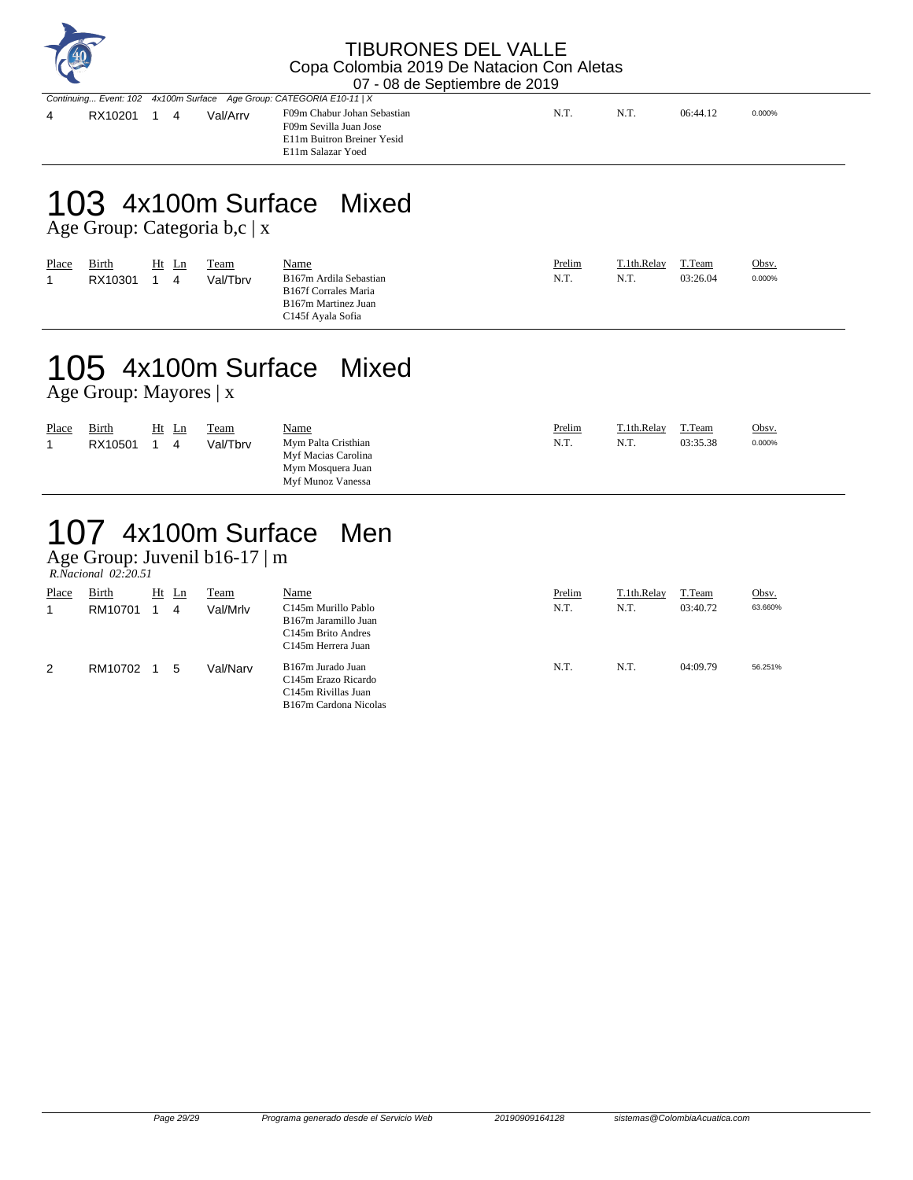Continuing... Event: 102 4x100m Surface Age Group: CATEGORIA E10-11 | X

| | | | | | | | | | |
|---|---|---|---|---|---|---|---|---|---|
| 4 | RX10201 | 1 | 4 | Val/Arrv | F09m Chabur Johan Sebastian<br>F09m Sevilla Juan Jose<br>E11m Buitron Breiner Yesid<br>E11m Salazar Yoed | N.T. | N.T. | 06:44.12 | 0.000% |

# 103 4x100m Surface Mixed

Age Group: Categoria b,c | x

| Place | Birth | Ht | Ln | Team | Name | Prelim | T.1th.Relay | T.Team | Obsv. |
|---|---|---|---|---|---|---|---|---|---|
| 1 | RX10301 | 1 | 4 | Val/Tbrv | B167m Ardila Sebastian<br>B167f Corrales Maria<br>B167m Martinez Juan<br>C145f Ayala Sofia | N.T. | N.T. | 03:26.04 | 0.000% |

# 105 4x100m Surface Mixed

Age Group: Mayores | x

| Place | Birth | Ht | Ln | Team | Name | Prelim | T.1th.Relay | T.Team | Obsv. |
|---|---|---|---|---|---|---|---|---|---|
| 1 | RX10501 | 1 | 4 | Val/Tbrv | Mym Palta Cristhian<br>Myf Macias Carolina<br>Mym Mosquera Juan<br>Myf Munoz Vanessa | N.T. | N.T. | 03:35.38 | 0.000% |

# 107 4x100m Surface Men

Age Group: Juvenil b16-17 | m

*R.Nacional 02:20.51*

| Place | Birth | Ht | Ln | Team | Name | Prelim | T.1th.Relay | T.Team | Obsv. |
|---|---|---|---|---|---|---|---|---|---|
| 1 | RM10701 | 1 | 4 | Val/Mrlv | C145m Murillo Pablo<br>B167m Jaramillo Juan<br>C145m Brito Andres<br>C145m Herrera Juan | N.T. | N.T. | 03:40.72 | 63.660% |
| 2 | RM10702 | 1 | 5 | Val/Narv | B167m Jurado Juan<br>C145m Erazo Ricardo<br>C145m Rivillas Juan<br>B167m Cardona Nicolas | N.T. | N.T. | 04:09.79 | 56.251% |